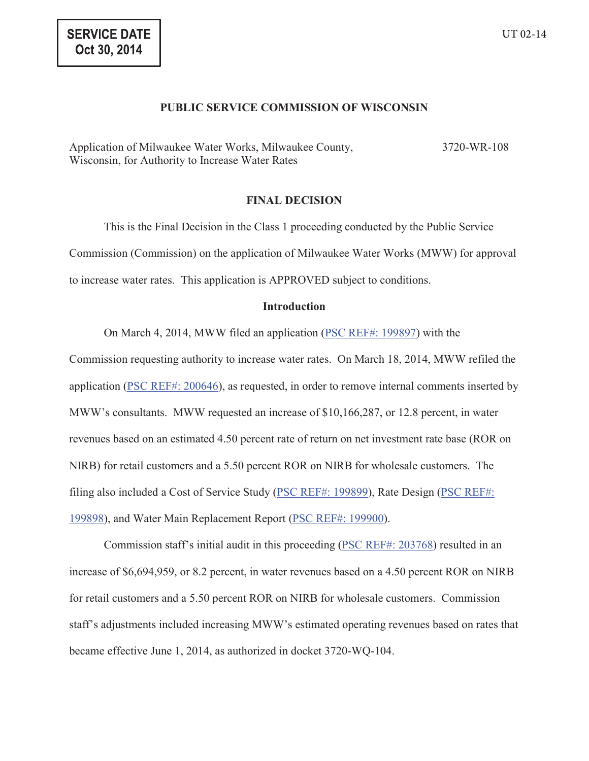**SERVICE DATE**
**Oct 30, 2014**

UT 02-14

## PUBLIC SERVICE COMMISSION OF WISCONSIN

Application of Milwaukee Water Works, Milwaukee County, Wisconsin, for Authority to Increase Water Rates

3720-WR-108

## FINAL DECISION

This is the Final Decision in the Class 1 proceeding conducted by the Public Service Commission (Commission) on the application of Milwaukee Water Works (MWW) for approval to increase water rates. This application is APPROVED subject to conditions.

### Introduction

On March 4, 2014, MWW filed an application (PSC REF#: 199897) with the Commission requesting authority to increase water rates. On March 18, 2014, MWW refiled the application (PSC REF#: 200646), as requested, in order to remove internal comments inserted by MWW's consultants. MWW requested an increase of $10,166,287, or 12.8 percent, in water revenues based on an estimated 4.50 percent rate of return on net investment rate base (ROR on NIRB) for retail customers and a 5.50 percent ROR on NIRB for wholesale customers. The filing also included a Cost of Service Study (PSC REF#: 199899), Rate Design (PSC REF#: 199898), and Water Main Replacement Report (PSC REF#: 199900).

Commission staff's initial audit in this proceeding (PSC REF#: 203768) resulted in an increase of $6,694,959, or 8.2 percent, in water revenues based on a 4.50 percent ROR on NIRB for retail customers and a 5.50 percent ROR on NIRB for wholesale customers. Commission staff's adjustments included increasing MWW's estimated operating revenues based on rates that became effective June 1, 2014, as authorized in docket 3720-WQ-104.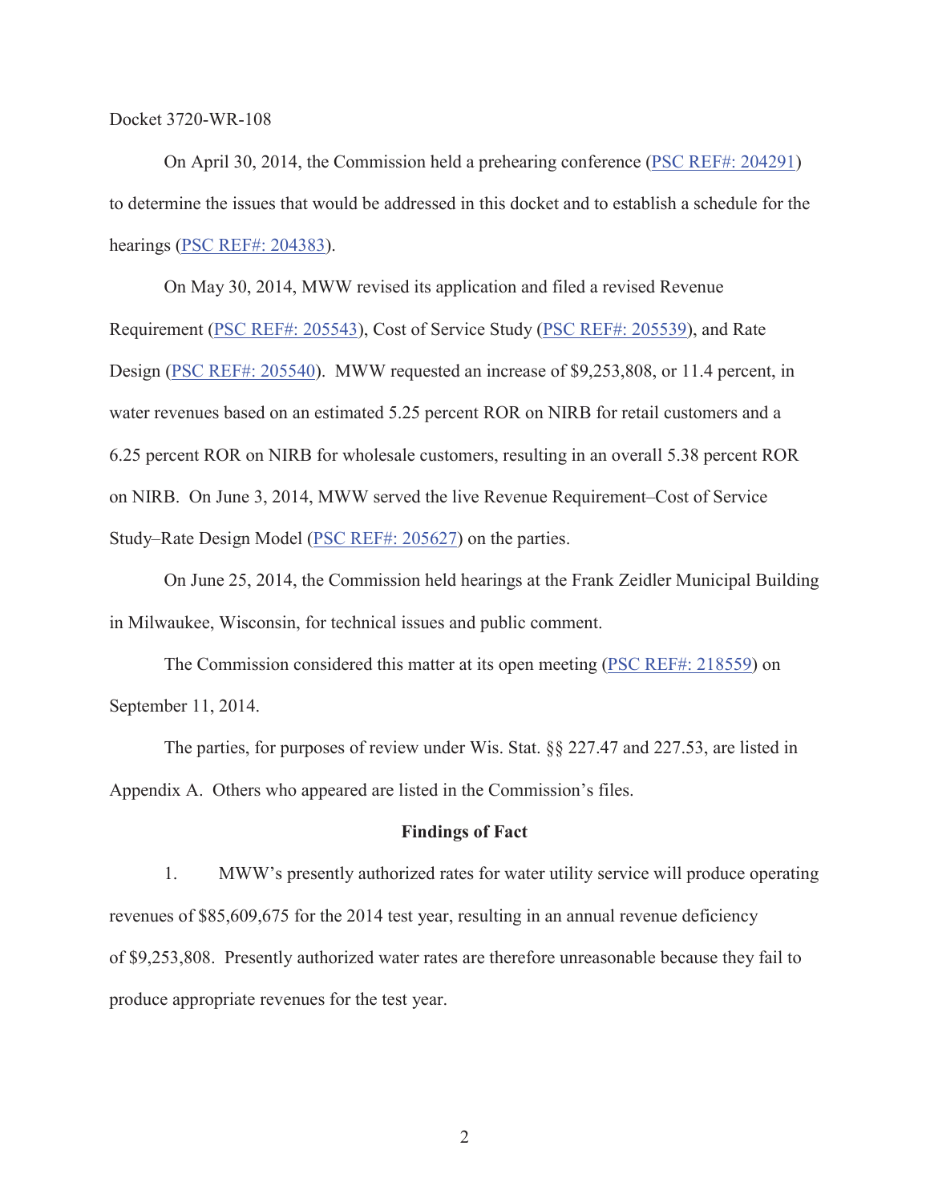Docket 3720-WR-108

On April 30, 2014, the Commission held a prehearing conference (PSC REF#: 204291) to determine the issues that would be addressed in this docket and to establish a schedule for the hearings (PSC REF#: 204383).

On May 30, 2014, MWW revised its application and filed a revised Revenue Requirement (PSC REF#: 205543), Cost of Service Study (PSC REF#: 205539), and Rate Design (PSC REF#: 205540). MWW requested an increase of $9,253,808, or 11.4 percent, in water revenues based on an estimated 5.25 percent ROR on NIRB for retail customers and a 6.25 percent ROR on NIRB for wholesale customers, resulting in an overall 5.38 percent ROR on NIRB. On June 3, 2014, MWW served the live Revenue Requirement–Cost of Service Study–Rate Design Model (PSC REF#: 205627) on the parties.

On June 25, 2014, the Commission held hearings at the Frank Zeidler Municipal Building in Milwaukee, Wisconsin, for technical issues and public comment.

The Commission considered this matter at its open meeting (PSC REF#: 218559) on September 11, 2014.

The parties, for purposes of review under Wis. Stat. §§ 227.47 and 227.53, are listed in Appendix A. Others who appeared are listed in the Commission's files.

## Findings of Fact

1. MWW's presently authorized rates for water utility service will produce operating revenues of $85,609,675 for the 2014 test year, resulting in an annual revenue deficiency of $9,253,808. Presently authorized water rates are therefore unreasonable because they fail to produce appropriate revenues for the test year.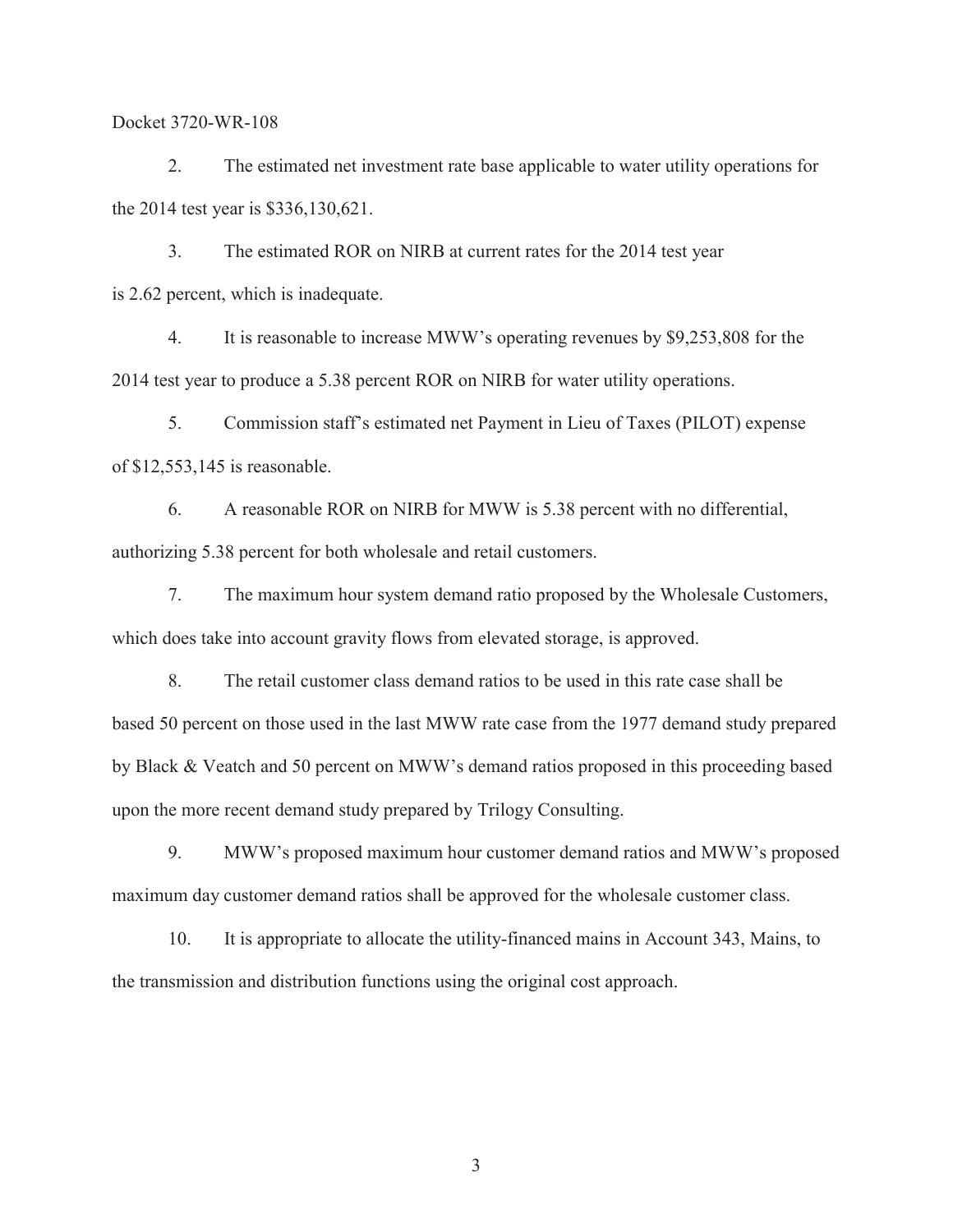Docket 3720-WR-108

2. The estimated net investment rate base applicable to water utility operations for the 2014 test year is $336,130,621.

3. The estimated ROR on NIRB at current rates for the 2014 test year is 2.62 percent, which is inadequate.

4. It is reasonable to increase MWW's operating revenues by $9,253,808 for the 2014 test year to produce a 5.38 percent ROR on NIRB for water utility operations.

5. Commission staff's estimated net Payment in Lieu of Taxes (PILOT) expense of $12,553,145 is reasonable.

6. A reasonable ROR on NIRB for MWW is 5.38 percent with no differential, authorizing 5.38 percent for both wholesale and retail customers.

7. The maximum hour system demand ratio proposed by the Wholesale Customers, which does take into account gravity flows from elevated storage, is approved.

8. The retail customer class demand ratios to be used in this rate case shall be based 50 percent on those used in the last MWW rate case from the 1977 demand study prepared by Black & Veatch and 50 percent on MWW's demand ratios proposed in this proceeding based upon the more recent demand study prepared by Trilogy Consulting.

9. MWW's proposed maximum hour customer demand ratios and MWW's proposed maximum day customer demand ratios shall be approved for the wholesale customer class.

10. It is appropriate to allocate the utility-financed mains in Account 343, Mains, to the transmission and distribution functions using the original cost approach.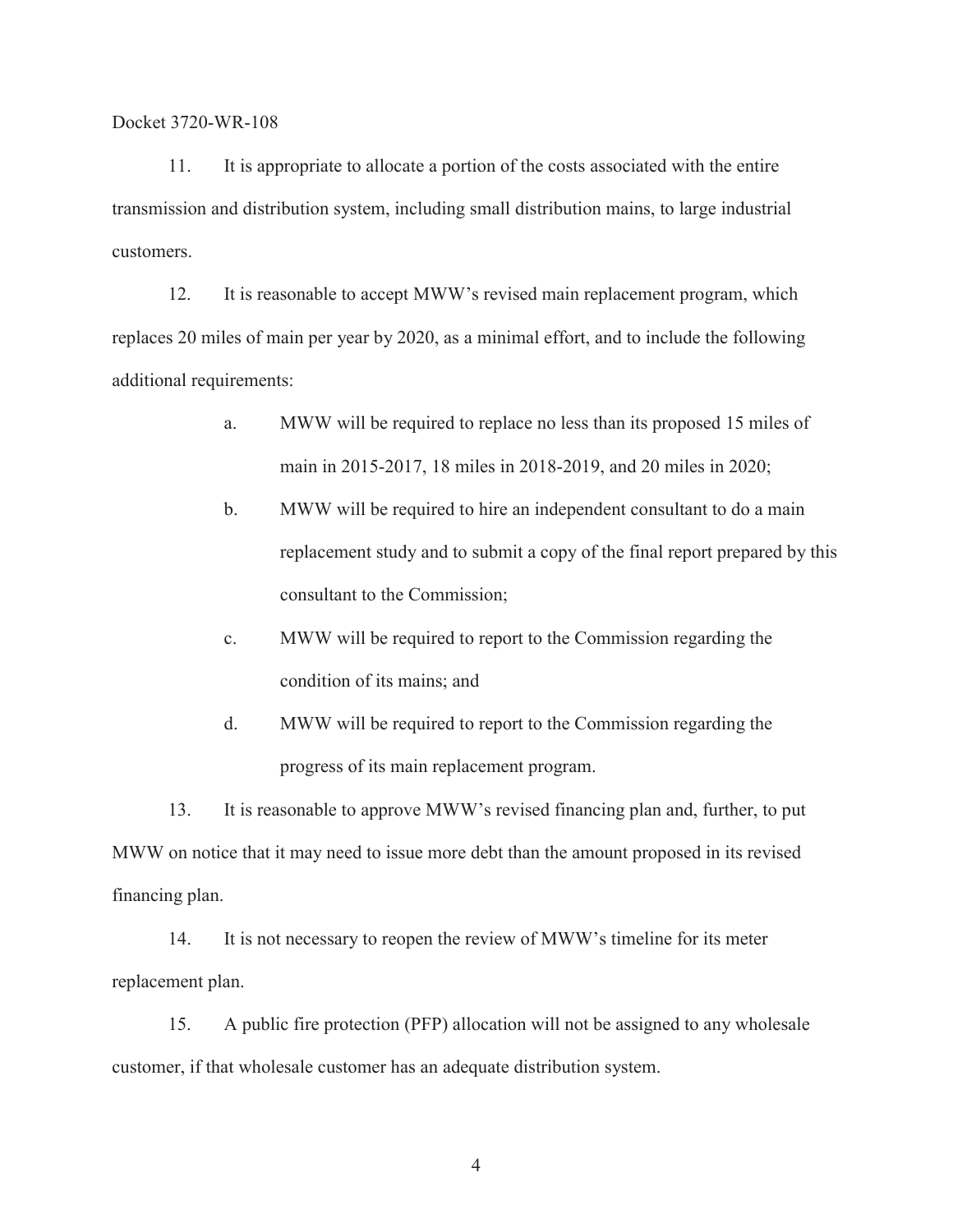Docket 3720-WR-108

11. It is appropriate to allocate a portion of the costs associated with the entire transmission and distribution system, including small distribution mains, to large industrial customers.

12. It is reasonable to accept MWW's revised main replacement program, which replaces 20 miles of main per year by 2020, as a minimal effort, and to include the following additional requirements:

   a. MWW will be required to replace no less than its proposed 15 miles of main in 2015-2017, 18 miles in 2018-2019, and 20 miles in 2020;

   b. MWW will be required to hire an independent consultant to do a main replacement study and to submit a copy of the final report prepared by this consultant to the Commission;

   c. MWW will be required to report to the Commission regarding the condition of its mains; and

   d. MWW will be required to report to the Commission regarding the progress of its main replacement program.

13. It is reasonable to approve MWW's revised financing plan and, further, to put MWW on notice that it may need to issue more debt than the amount proposed in its revised financing plan.

14. It is not necessary to reopen the review of MWW's timeline for its meter replacement plan.

15. A public fire protection (PFP) allocation will not be assigned to any wholesale customer, if that wholesale customer has an adequate distribution system.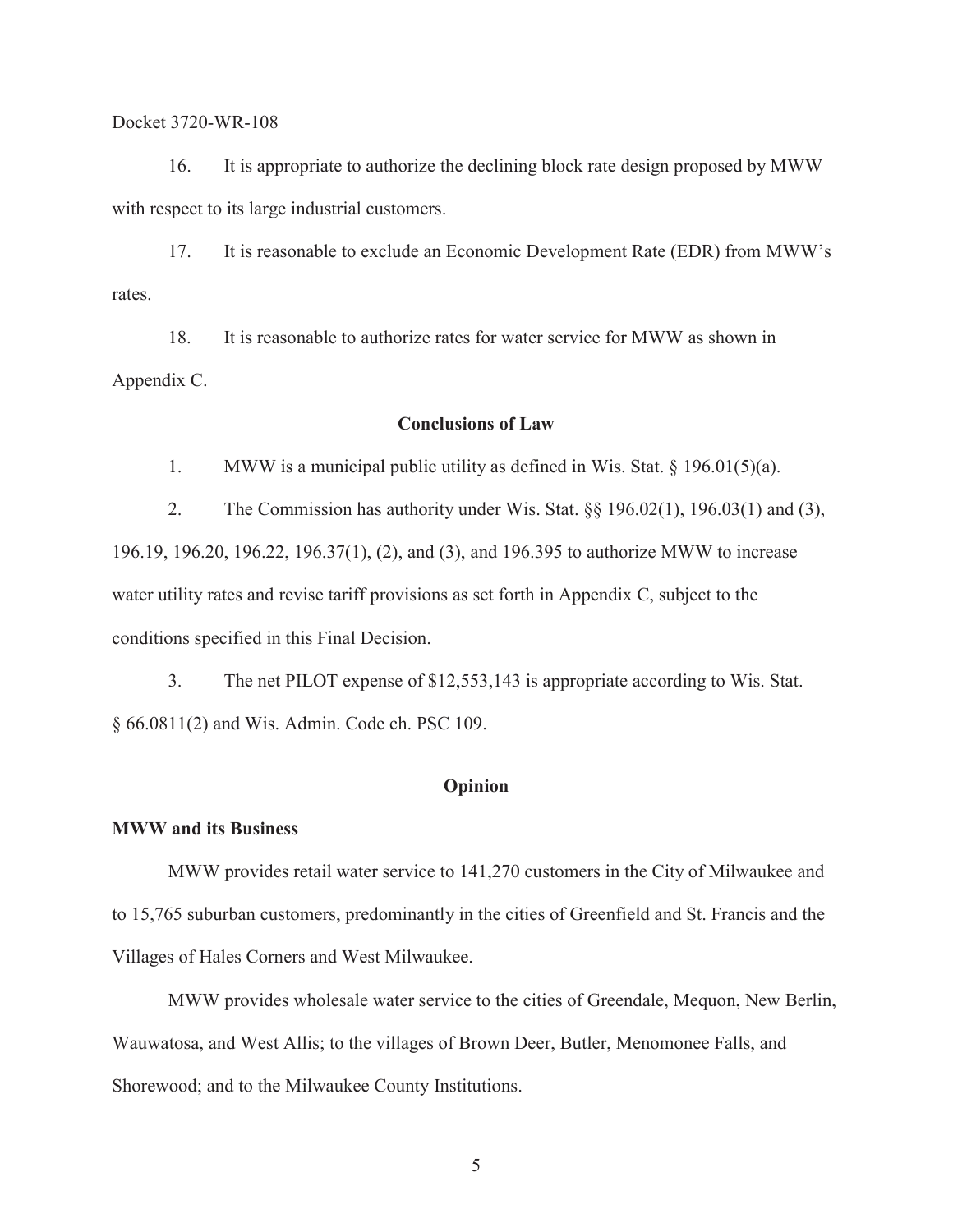16. It is appropriate to authorize the declining block rate design proposed by MWW with respect to its large industrial customers.

17. It is reasonable to exclude an Economic Development Rate (EDR) from MWW's rates.

18. It is reasonable to authorize rates for water service for MWW as shown in Appendix C.

## Conclusions of Law

1. MWW is a municipal public utility as defined in Wis. Stat. § 196.01(5)(a).

2. The Commission has authority under Wis. Stat. §§ 196.02(1), 196.03(1) and (3), 196.19, 196.20, 196.22, 196.37(1), (2), and (3), and 196.395 to authorize MWW to increase water utility rates and revise tariff provisions as set forth in Appendix C, subject to the conditions specified in this Final Decision.

3. The net PILOT expense of $12,553,143 is appropriate according to Wis. Stat. § 66.0811(2) and Wis. Admin. Code ch. PSC 109.

## Opinion

### MWW and its Business

MWW provides retail water service to 141,270 customers in the City of Milwaukee and to 15,765 suburban customers, predominantly in the cities of Greenfield and St. Francis and the Villages of Hales Corners and West Milwaukee.

MWW provides wholesale water service to the cities of Greendale, Mequon, New Berlin, Wauwatosa, and West Allis; to the villages of Brown Deer, Butler, Menomonee Falls, and Shorewood; and to the Milwaukee County Institutions.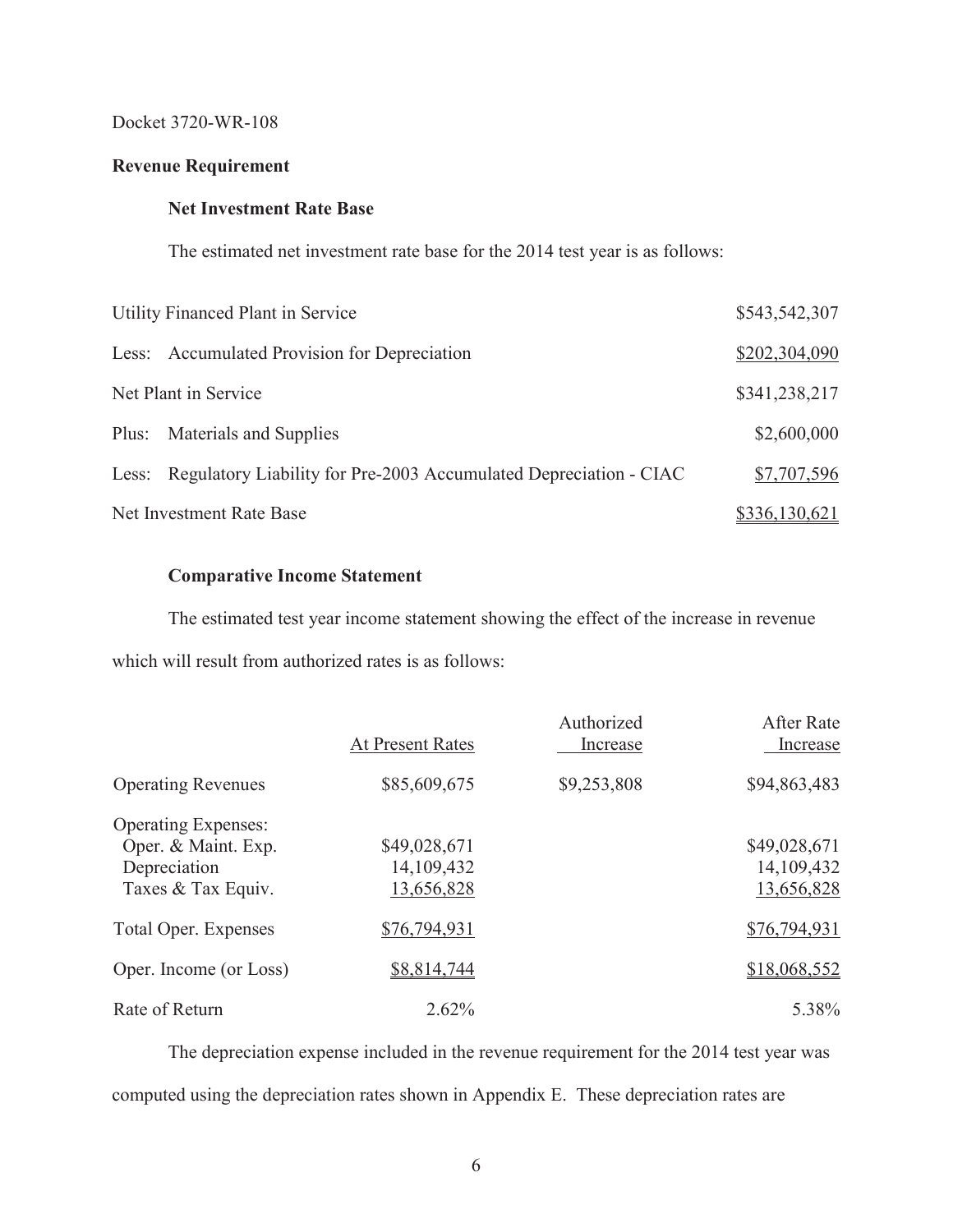Docket 3720-WR-108

## Revenue Requirement

### Net Investment Rate Base

The estimated net investment rate base for the 2014 test year is as follows:

| | |
|---|---:|
| Utility Financed Plant in Service | $543,542,307 |
| Less: Accumulated Provision for Depreciation | $202,304,090 |
| Net Plant in Service | $341,238,217 |
| Plus: Materials and Supplies | $2,600,000 |
| Less: Regulatory Liability for Pre-2003 Accumulated Depreciation - CIAC | $7,707,596 |
| Net Investment Rate Base | $336,130,621 |

### Comparative Income Statement

The estimated test year income statement showing the effect of the increase in revenue which will result from authorized rates is as follows:

| | At Present Rates | Authorized Increase | After Rate Increase |
|---|---:|---:|---:|
| Operating Revenues | $85,609,675 | $9,253,808 | $94,863,483 |
| Operating Expenses: | | | |
| Oper. & Maint. Exp. | $49,028,671 | | $49,028,671 |
| Depreciation | 14,109,432 | | 14,109,432 |
| Taxes & Tax Equiv. | 13,656,828 | | 13,656,828 |
| Total Oper. Expenses | $76,794,931 | | $76,794,931 |
| Oper. Income (or Loss) | $8,814,744 | | $18,068,552 |
| Rate of Return | 2.62% | | 5.38% |

The depreciation expense included in the revenue requirement for the 2014 test year was computed using the depreciation rates shown in Appendix E. These depreciation rates are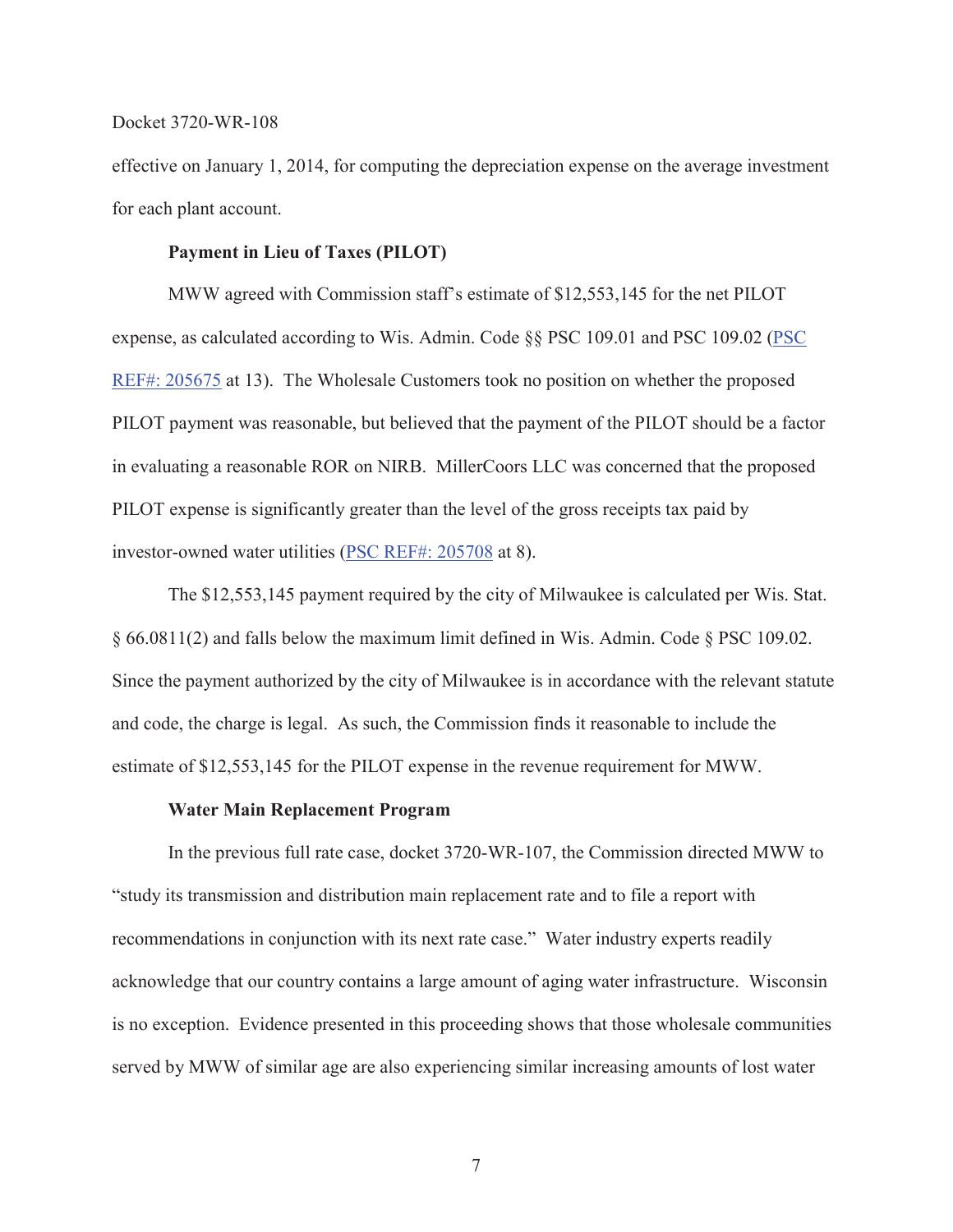effective on January 1, 2014, for computing the depreciation expense on the average investment for each plant account.

**Payment in Lieu of Taxes (PILOT)**

MWW agreed with Commission staff's estimate of $12,553,145 for the net PILOT expense, as calculated according to Wis. Admin. Code §§ PSC 109.01 and PSC 109.02 (PSC REF#: 205675 at 13). The Wholesale Customers took no position on whether the proposed PILOT payment was reasonable, but believed that the payment of the PILOT should be a factor in evaluating a reasonable ROR on NIRB. MillerCoors LLC was concerned that the proposed PILOT expense is significantly greater than the level of the gross receipts tax paid by investor-owned water utilities (PSC REF#: 205708 at 8).

The $12,553,145 payment required by the city of Milwaukee is calculated per Wis. Stat. § 66.0811(2) and falls below the maximum limit defined in Wis. Admin. Code § PSC 109.02. Since the payment authorized by the city of Milwaukee is in accordance with the relevant statute and code, the charge is legal. As such, the Commission finds it reasonable to include the estimate of $12,553,145 for the PILOT expense in the revenue requirement for MWW.

**Water Main Replacement Program**

In the previous full rate case, docket 3720-WR-107, the Commission directed MWW to "study its transmission and distribution main replacement rate and to file a report with recommendations in conjunction with its next rate case." Water industry experts readily acknowledge that our country contains a large amount of aging water infrastructure. Wisconsin is no exception. Evidence presented in this proceeding shows that those wholesale communities served by MWW of similar age are also experiencing similar increasing amounts of lost water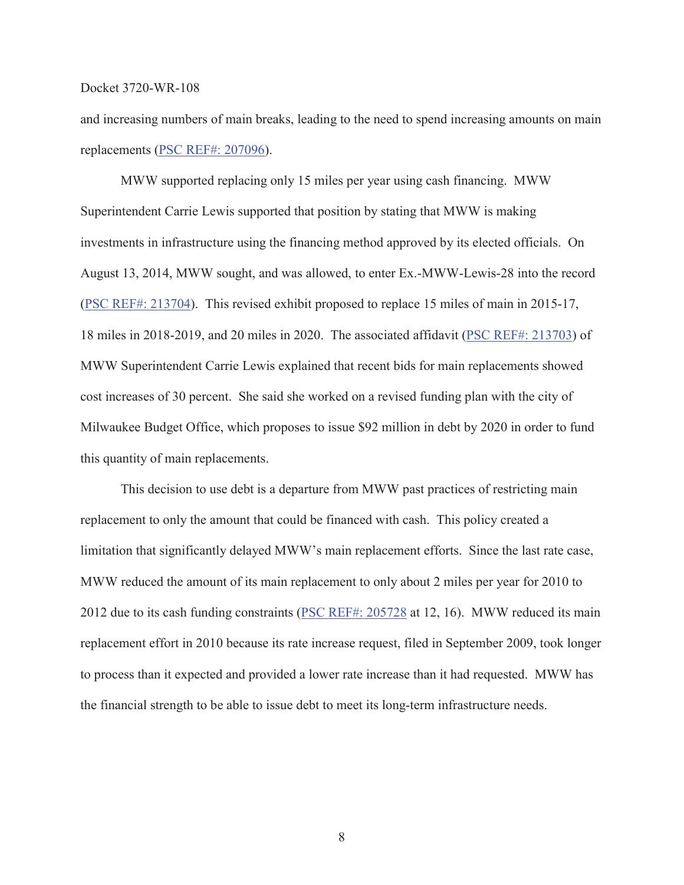and increasing numbers of main breaks, leading to the need to spend increasing amounts on main replacements (PSC REF#: 207096).

MWW supported replacing only 15 miles per year using cash financing. MWW Superintendent Carrie Lewis supported that position by stating that MWW is making investments in infrastructure using the financing method approved by its elected officials. On August 13, 2014, MWW sought, and was allowed, to enter Ex.-MWW-Lewis-28 into the record (PSC REF#: 213704). This revised exhibit proposed to replace 15 miles of main in 2015-17, 18 miles in 2018-2019, and 20 miles in 2020. The associated affidavit (PSC REF#: 213703) of MWW Superintendent Carrie Lewis explained that recent bids for main replacements showed cost increases of 30 percent. She said she worked on a revised funding plan with the city of Milwaukee Budget Office, which proposes to issue $92 million in debt by 2020 in order to fund this quantity of main replacements.

This decision to use debt is a departure from MWW past practices of restricting main replacement to only the amount that could be financed with cash. This policy created a limitation that significantly delayed MWW's main replacement efforts. Since the last rate case, MWW reduced the amount of its main replacement to only about 2 miles per year for 2010 to 2012 due to its cash funding constraints (PSC REF#: 205728 at 12, 16). MWW reduced its main replacement effort in 2010 because its rate increase request, filed in September 2009, took longer to process than it expected and provided a lower rate increase than it had requested. MWW has the financial strength to be able to issue debt to meet its long-term infrastructure needs.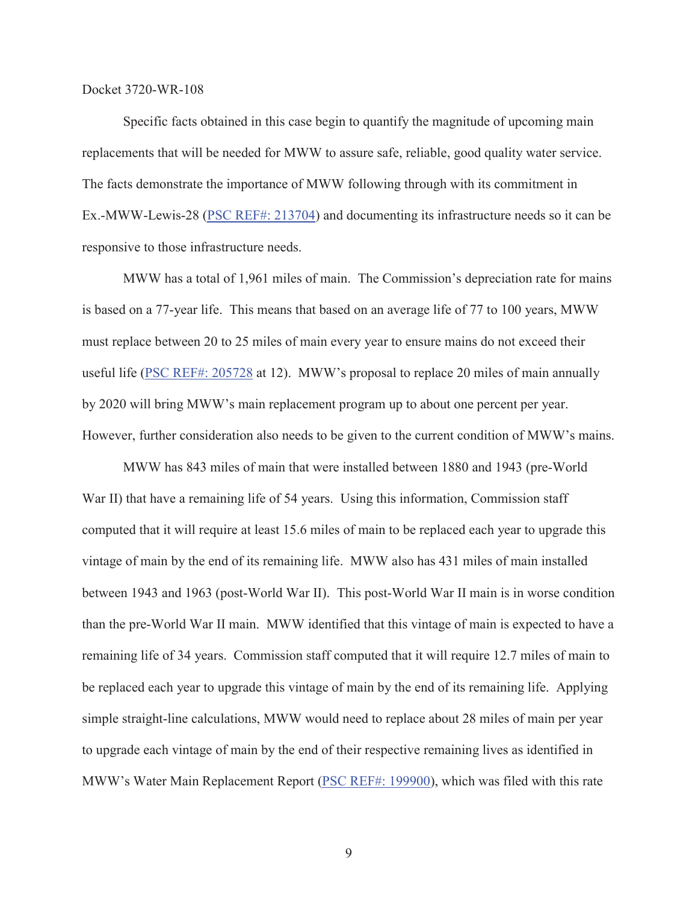Specific facts obtained in this case begin to quantify the magnitude of upcoming main replacements that will be needed for MWW to assure safe, reliable, good quality water service. The facts demonstrate the importance of MWW following through with its commitment in Ex.-MWW-Lewis-28 (PSC REF#: 213704) and documenting its infrastructure needs so it can be responsive to those infrastructure needs.

MWW has a total of 1,961 miles of main. The Commission's depreciation rate for mains is based on a 77-year life. This means that based on an average life of 77 to 100 years, MWW must replace between 20 to 25 miles of main every year to ensure mains do not exceed their useful life (PSC REF#: 205728 at 12). MWW's proposal to replace 20 miles of main annually by 2020 will bring MWW's main replacement program up to about one percent per year. However, further consideration also needs to be given to the current condition of MWW's mains.

MWW has 843 miles of main that were installed between 1880 and 1943 (pre-World War II) that have a remaining life of 54 years. Using this information, Commission staff computed that it will require at least 15.6 miles of main to be replaced each year to upgrade this vintage of main by the end of its remaining life. MWW also has 431 miles of main installed between 1943 and 1963 (post-World War II). This post-World War II main is in worse condition than the pre-World War II main. MWW identified that this vintage of main is expected to have a remaining life of 34 years. Commission staff computed that it will require 12.7 miles of main to be replaced each year to upgrade this vintage of main by the end of its remaining life. Applying simple straight-line calculations, MWW would need to replace about 28 miles of main per year to upgrade each vintage of main by the end of their respective remaining lives as identified in MWW's Water Main Replacement Report (PSC REF#: 199900), which was filed with this rate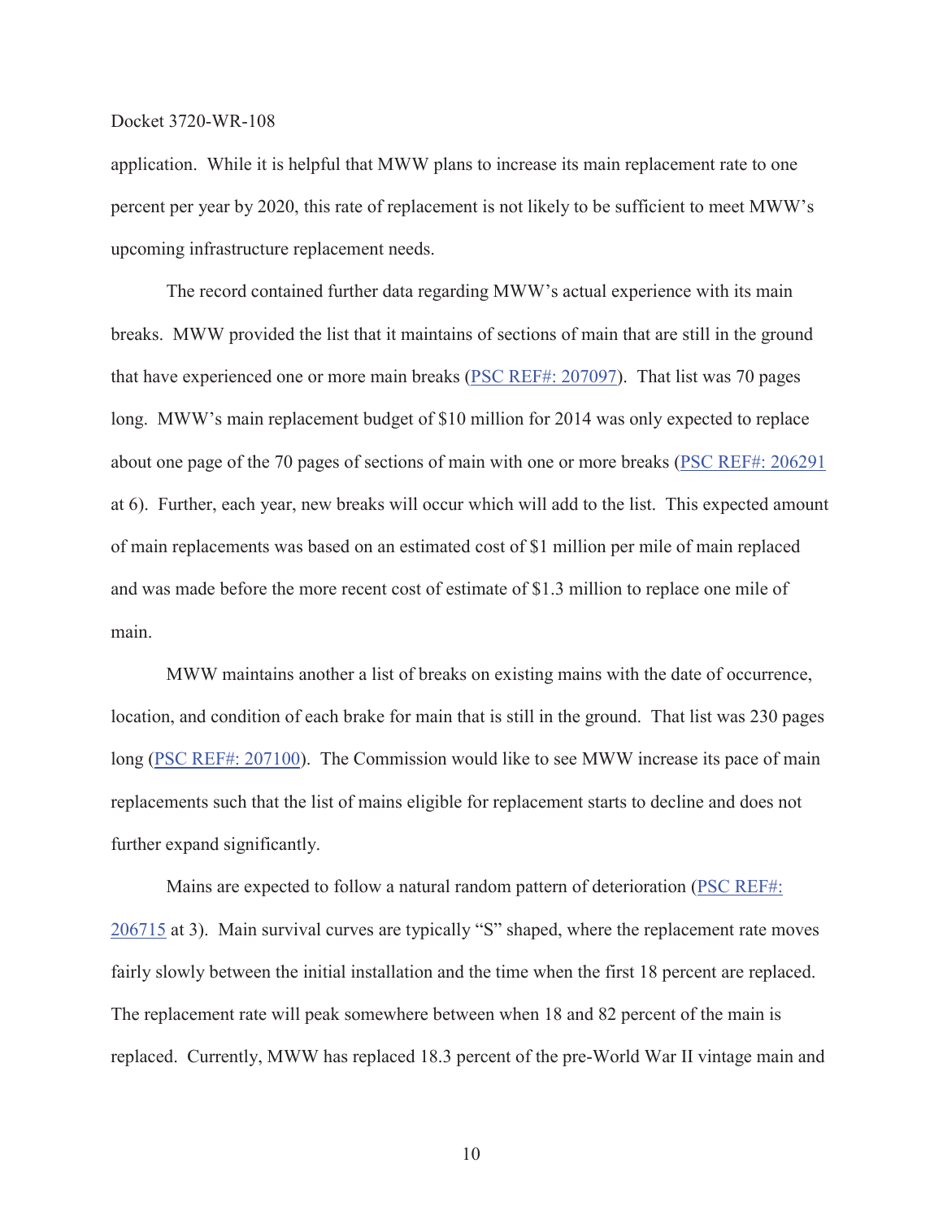application. While it is helpful that MWW plans to increase its main replacement rate to one percent per year by 2020, this rate of replacement is not likely to be sufficient to meet MWW's upcoming infrastructure replacement needs.

The record contained further data regarding MWW's actual experience with its main breaks. MWW provided the list that it maintains of sections of main that are still in the ground that have experienced one or more main breaks (PSC REF#: 207097). That list was 70 pages long. MWW's main replacement budget of $10 million for 2014 was only expected to replace about one page of the 70 pages of sections of main with one or more breaks (PSC REF#: 206291 at 6). Further, each year, new breaks will occur which will add to the list. This expected amount of main replacements was based on an estimated cost of $1 million per mile of main replaced and was made before the more recent cost of estimate of $1.3 million to replace one mile of main.

MWW maintains another a list of breaks on existing mains with the date of occurrence, location, and condition of each brake for main that is still in the ground. That list was 230 pages long (PSC REF#: 207100). The Commission would like to see MWW increase its pace of main replacements such that the list of mains eligible for replacement starts to decline and does not further expand significantly.

Mains are expected to follow a natural random pattern of deterioration (PSC REF#: 206715 at 3). Main survival curves are typically "S" shaped, where the replacement rate moves fairly slowly between the initial installation and the time when the first 18 percent are replaced. The replacement rate will peak somewhere between when 18 and 82 percent of the main is replaced. Currently, MWW has replaced 18.3 percent of the pre-World War II vintage main and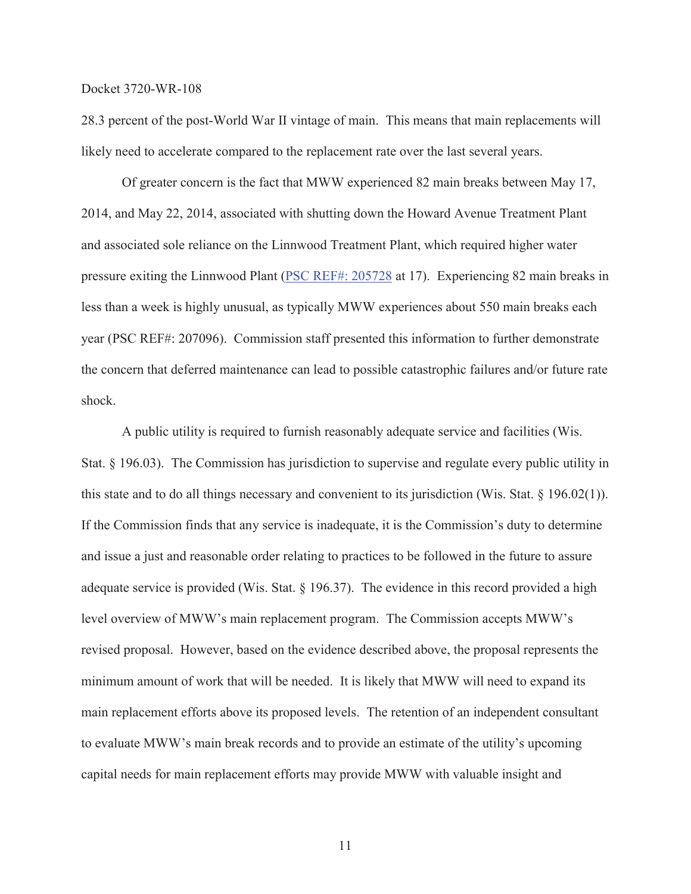28.3 percent of the post-World War II vintage of main. This means that main replacements will likely need to accelerate compared to the replacement rate over the last several years.

Of greater concern is the fact that MWW experienced 82 main breaks between May 17, 2014, and May 22, 2014, associated with shutting down the Howard Avenue Treatment Plant and associated sole reliance on the Linnwood Treatment Plant, which required higher water pressure exiting the Linnwood Plant (PSC REF#: 205728 at 17). Experiencing 82 main breaks in less than a week is highly unusual, as typically MWW experiences about 550 main breaks each year (PSC REF#: 207096). Commission staff presented this information to further demonstrate the concern that deferred maintenance can lead to possible catastrophic failures and/or future rate shock.

A public utility is required to furnish reasonably adequate service and facilities (Wis. Stat. § 196.03). The Commission has jurisdiction to supervise and regulate every public utility in this state and to do all things necessary and convenient to its jurisdiction (Wis. Stat. § 196.02(1)). If the Commission finds that any service is inadequate, it is the Commission's duty to determine and issue a just and reasonable order relating to practices to be followed in the future to assure adequate service is provided (Wis. Stat. § 196.37). The evidence in this record provided a high level overview of MWW's main replacement program. The Commission accepts MWW's revised proposal. However, based on the evidence described above, the proposal represents the minimum amount of work that will be needed. It is likely that MWW will need to expand its main replacement efforts above its proposed levels. The retention of an independent consultant to evaluate MWW's main break records and to provide an estimate of the utility's upcoming capital needs for main replacement efforts may provide MWW with valuable insight and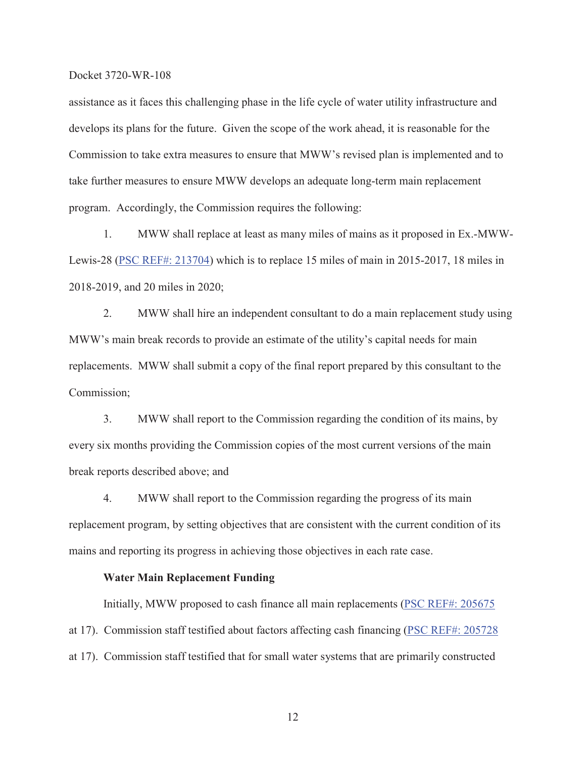assistance as it faces this challenging phase in the life cycle of water utility infrastructure and develops its plans for the future. Given the scope of the work ahead, it is reasonable for the Commission to take extra measures to ensure that MWW's revised plan is implemented and to take further measures to ensure MWW develops an adequate long-term main replacement program. Accordingly, the Commission requires the following:

1. MWW shall replace at least as many miles of mains as it proposed in Ex.-MWW-Lewis-28 (PSC REF#: 213704) which is to replace 15 miles of main in 2015-2017, 18 miles in 2018-2019, and 20 miles in 2020;

2. MWW shall hire an independent consultant to do a main replacement study using MWW's main break records to provide an estimate of the utility's capital needs for main replacements. MWW shall submit a copy of the final report prepared by this consultant to the Commission;

3. MWW shall report to the Commission regarding the condition of its mains, by every six months providing the Commission copies of the most current versions of the main break reports described above; and

4. MWW shall report to the Commission regarding the progress of its main replacement program, by setting objectives that are consistent with the current condition of its mains and reporting its progress in achieving those objectives in each rate case.

**Water Main Replacement Funding**

Initially, MWW proposed to cash finance all main replacements (PSC REF#: 205675 at 17). Commission staff testified about factors affecting cash financing (PSC REF#: 205728 at 17). Commission staff testified that for small water systems that are primarily constructed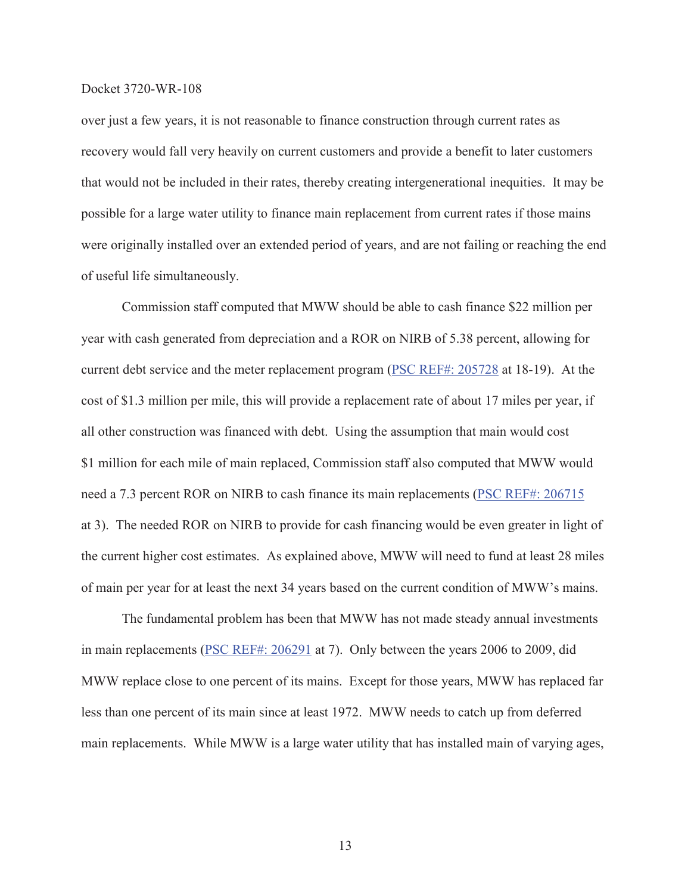over just a few years, it is not reasonable to finance construction through current rates as recovery would fall very heavily on current customers and provide a benefit to later customers that would not be included in their rates, thereby creating intergenerational inequities. It may be possible for a large water utility to finance main replacement from current rates if those mains were originally installed over an extended period of years, and are not failing or reaching the end of useful life simultaneously.

Commission staff computed that MWW should be able to cash finance $22 million per year with cash generated from depreciation and a ROR on NIRB of 5.38 percent, allowing for current debt service and the meter replacement program (PSC REF#: 205728 at 18-19). At the cost of $1.3 million per mile, this will provide a replacement rate of about 17 miles per year, if all other construction was financed with debt. Using the assumption that main would cost $1 million for each mile of main replaced, Commission staff also computed that MWW would need a 7.3 percent ROR on NIRB to cash finance its main replacements (PSC REF#: 206715 at 3). The needed ROR on NIRB to provide for cash financing would be even greater in light of the current higher cost estimates. As explained above, MWW will need to fund at least 28 miles of main per year for at least the next 34 years based on the current condition of MWW's mains.

The fundamental problem has been that MWW has not made steady annual investments in main replacements (PSC REF#: 206291 at 7). Only between the years 2006 to 2009, did MWW replace close to one percent of its mains. Except for those years, MWW has replaced far less than one percent of its main since at least 1972. MWW needs to catch up from deferred main replacements. While MWW is a large water utility that has installed main of varying ages,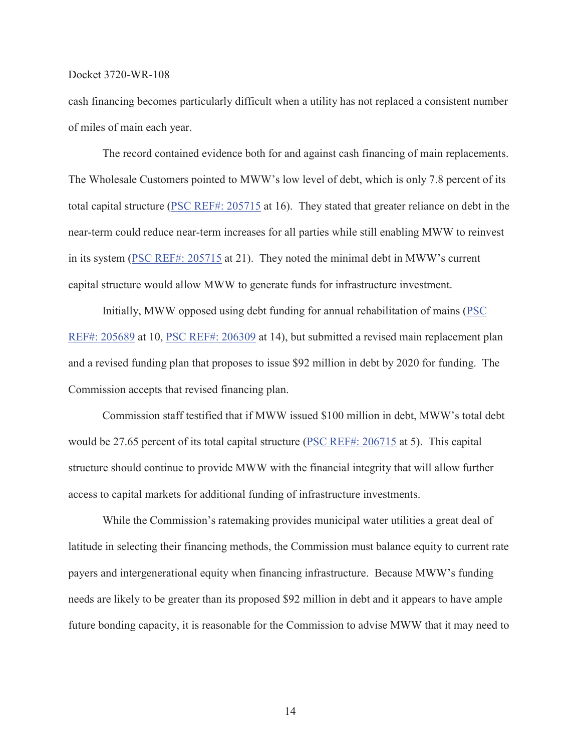cash financing becomes particularly difficult when a utility has not replaced a consistent number of miles of main each year.

The record contained evidence both for and against cash financing of main replacements. The Wholesale Customers pointed to MWW's low level of debt, which is only 7.8 percent of its total capital structure (PSC REF#: 205715 at 16). They stated that greater reliance on debt in the near-term could reduce near-term increases for all parties while still enabling MWW to reinvest in its system (PSC REF#: 205715 at 21). They noted the minimal debt in MWW's current capital structure would allow MWW to generate funds for infrastructure investment.

Initially, MWW opposed using debt funding for annual rehabilitation of mains (PSC REF#: 205689 at 10, PSC REF#: 206309 at 14), but submitted a revised main replacement plan and a revised funding plan that proposes to issue $92 million in debt by 2020 for funding. The Commission accepts that revised financing plan.

Commission staff testified that if MWW issued $100 million in debt, MWW's total debt would be 27.65 percent of its total capital structure (PSC REF#: 206715 at 5). This capital structure should continue to provide MWW with the financial integrity that will allow further access to capital markets for additional funding of infrastructure investments.

While the Commission's ratemaking provides municipal water utilities a great deal of latitude in selecting their financing methods, the Commission must balance equity to current rate payers and intergenerational equity when financing infrastructure. Because MWW's funding needs are likely to be greater than its proposed $92 million in debt and it appears to have ample future bonding capacity, it is reasonable for the Commission to advise MWW that it may need to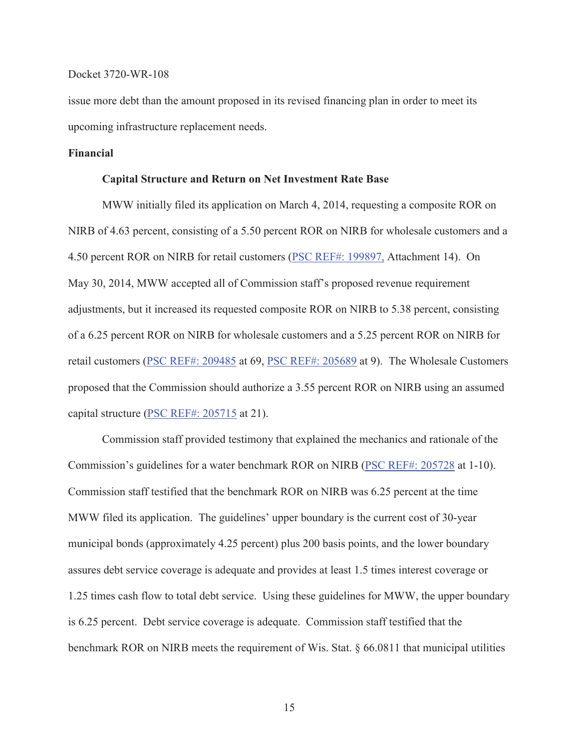issue more debt than the amount proposed in its revised financing plan in order to meet its upcoming infrastructure replacement needs.

**Financial**

**Capital Structure and Return on Net Investment Rate Base**

MWW initially filed its application on March 4, 2014, requesting a composite ROR on NIRB of 4.63 percent, consisting of a 5.50 percent ROR on NIRB for wholesale customers and a 4.50 percent ROR on NIRB for retail customers (PSC REF#: 199897, Attachment 14). On May 30, 2014, MWW accepted all of Commission staff's proposed revenue requirement adjustments, but it increased its requested composite ROR on NIRB to 5.38 percent, consisting of a 6.25 percent ROR on NIRB for wholesale customers and a 5.25 percent ROR on NIRB for retail customers (PSC REF#: 209485 at 69, PSC REF#: 205689 at 9). The Wholesale Customers proposed that the Commission should authorize a 3.55 percent ROR on NIRB using an assumed capital structure (PSC REF#: 205715 at 21).

Commission staff provided testimony that explained the mechanics and rationale of the Commission's guidelines for a water benchmark ROR on NIRB (PSC REF#: 205728 at 1-10). Commission staff testified that the benchmark ROR on NIRB was 6.25 percent at the time MWW filed its application. The guidelines' upper boundary is the current cost of 30-year municipal bonds (approximately 4.25 percent) plus 200 basis points, and the lower boundary assures debt service coverage is adequate and provides at least 1.5 times interest coverage or 1.25 times cash flow to total debt service. Using these guidelines for MWW, the upper boundary is 6.25 percent. Debt service coverage is adequate. Commission staff testified that the benchmark ROR on NIRB meets the requirement of Wis. Stat. § 66.0811 that municipal utilities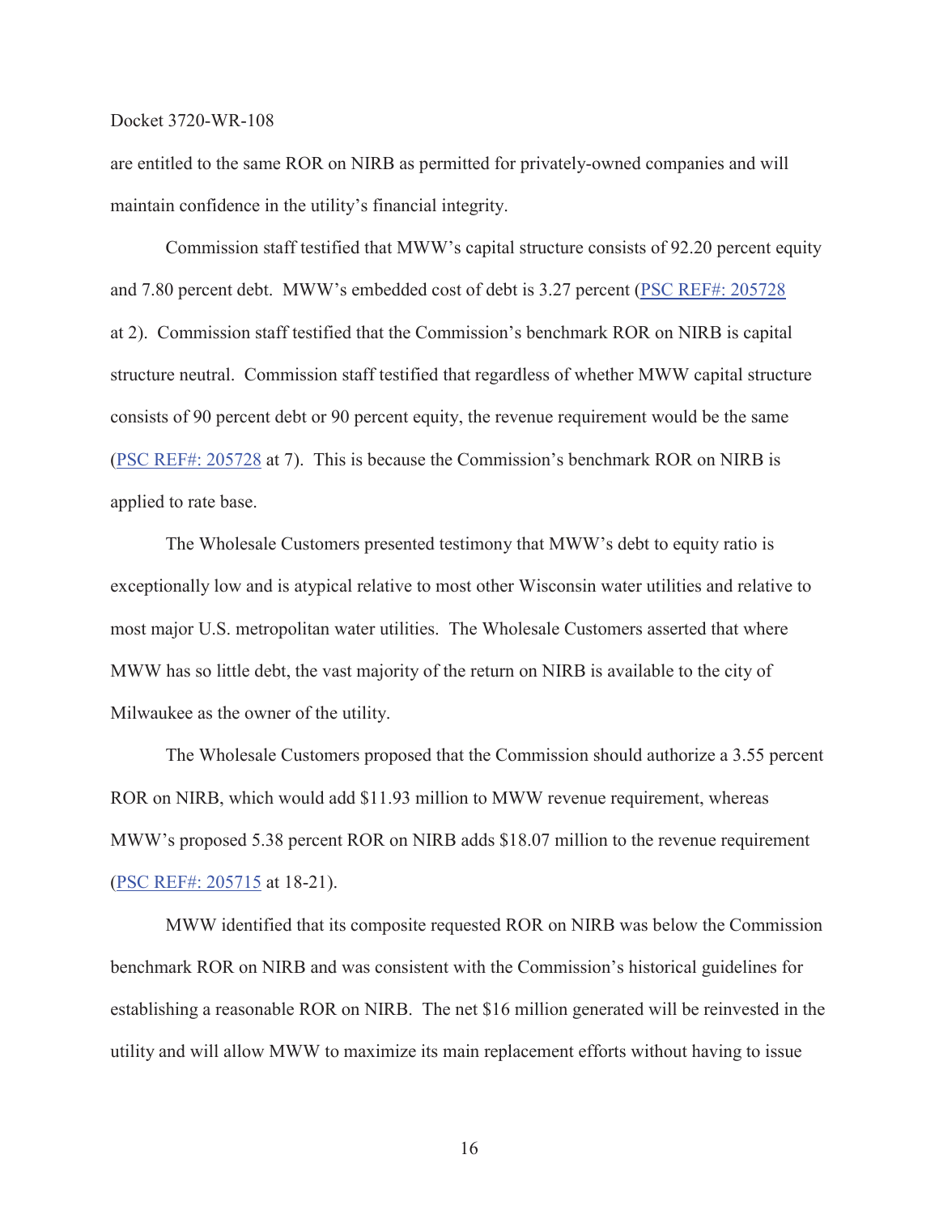are entitled to the same ROR on NIRB as permitted for privately-owned companies and will maintain confidence in the utility's financial integrity.

Commission staff testified that MWW's capital structure consists of 92.20 percent equity and 7.80 percent debt. MWW's embedded cost of debt is 3.27 percent (PSC REF#: 205728 at 2). Commission staff testified that the Commission's benchmark ROR on NIRB is capital structure neutral. Commission staff testified that regardless of whether MWW capital structure consists of 90 percent debt or 90 percent equity, the revenue requirement would be the same (PSC REF#: 205728 at 7). This is because the Commission's benchmark ROR on NIRB is applied to rate base.

The Wholesale Customers presented testimony that MWW's debt to equity ratio is exceptionally low and is atypical relative to most other Wisconsin water utilities and relative to most major U.S. metropolitan water utilities. The Wholesale Customers asserted that where MWW has so little debt, the vast majority of the return on NIRB is available to the city of Milwaukee as the owner of the utility.

The Wholesale Customers proposed that the Commission should authorize a 3.55 percent ROR on NIRB, which would add $11.93 million to MWW revenue requirement, whereas MWW's proposed 5.38 percent ROR on NIRB adds $18.07 million to the revenue requirement (PSC REF#: 205715 at 18-21).

MWW identified that its composite requested ROR on NIRB was below the Commission benchmark ROR on NIRB and was consistent with the Commission's historical guidelines for establishing a reasonable ROR on NIRB. The net $16 million generated will be reinvested in the utility and will allow MWW to maximize its main replacement efforts without having to issue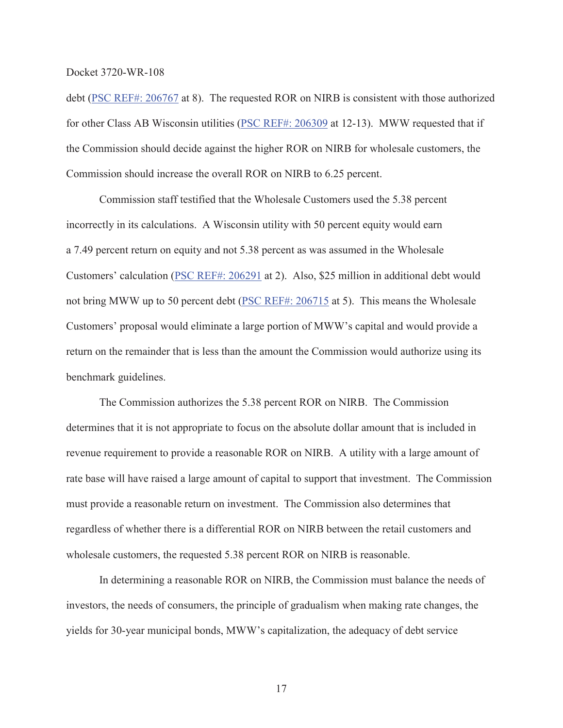debt ([PSC REF#: 206767](#) at 8). The requested ROR on NIRB is consistent with those authorized for other Class AB Wisconsin utilities ([PSC REF#: 206309](#) at 12-13). MWW requested that if the Commission should decide against the higher ROR on NIRB for wholesale customers, the Commission should increase the overall ROR on NIRB to 6.25 percent.

Commission staff testified that the Wholesale Customers used the 5.38 percent incorrectly in its calculations. A Wisconsin utility with 50 percent equity would earn a 7.49 percent return on equity and not 5.38 percent as was assumed in the Wholesale Customers' calculation ([PSC REF#: 206291](#) at 2). Also, $25 million in additional debt would not bring MWW up to 50 percent debt ([PSC REF#: 206715](#) at 5). This means the Wholesale Customers' proposal would eliminate a large portion of MWW's capital and would provide a return on the remainder that is less than the amount the Commission would authorize using its benchmark guidelines.

The Commission authorizes the 5.38 percent ROR on NIRB. The Commission determines that it is not appropriate to focus on the absolute dollar amount that is included in revenue requirement to provide a reasonable ROR on NIRB. A utility with a large amount of rate base will have raised a large amount of capital to support that investment. The Commission must provide a reasonable return on investment. The Commission also determines that regardless of whether there is a differential ROR on NIRB between the retail customers and wholesale customers, the requested 5.38 percent ROR on NIRB is reasonable.

In determining a reasonable ROR on NIRB, the Commission must balance the needs of investors, the needs of consumers, the principle of gradualism when making rate changes, the yields for 30-year municipal bonds, MWW's capitalization, the adequacy of debt service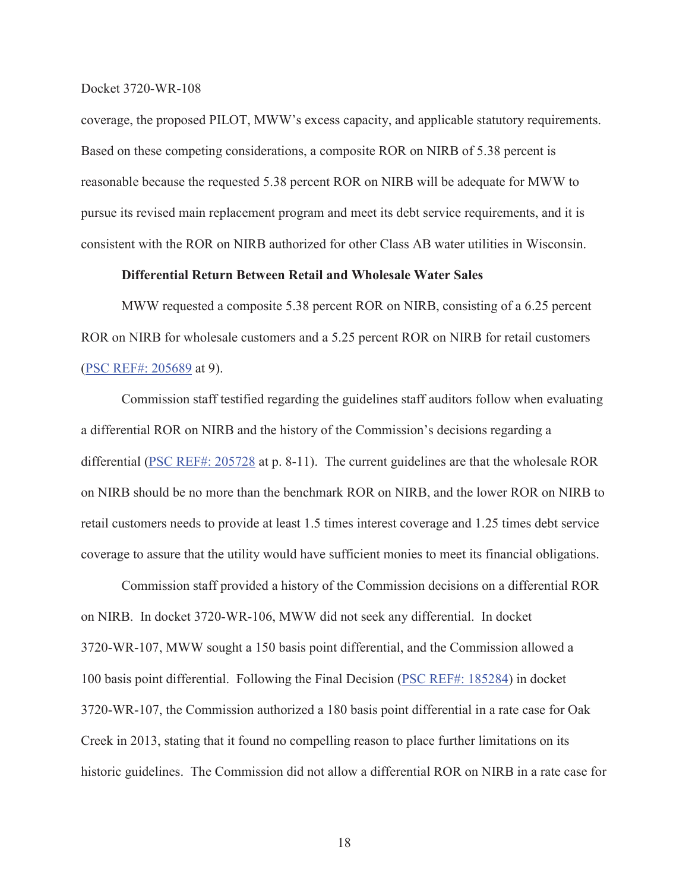coverage, the proposed PILOT, MWW's excess capacity, and applicable statutory requirements. Based on these competing considerations, a composite ROR on NIRB of 5.38 percent is reasonable because the requested 5.38 percent ROR on NIRB will be adequate for MWW to pursue its revised main replacement program and meet its debt service requirements, and it is consistent with the ROR on NIRB authorized for other Class AB water utilities in Wisconsin.

**Differential Return Between Retail and Wholesale Water Sales**

MWW requested a composite 5.38 percent ROR on NIRB, consisting of a 6.25 percent ROR on NIRB for wholesale customers and a 5.25 percent ROR on NIRB for retail customers (PSC REF#: 205689 at 9).

Commission staff testified regarding the guidelines staff auditors follow when evaluating a differential ROR on NIRB and the history of the Commission's decisions regarding a differential (PSC REF#: 205728 at p. 8-11). The current guidelines are that the wholesale ROR on NIRB should be no more than the benchmark ROR on NIRB, and the lower ROR on NIRB to retail customers needs to provide at least 1.5 times interest coverage and 1.25 times debt service coverage to assure that the utility would have sufficient monies to meet its financial obligations.

Commission staff provided a history of the Commission decisions on a differential ROR on NIRB. In docket 3720-WR-106, MWW did not seek any differential. In docket 3720-WR-107, MWW sought a 150 basis point differential, and the Commission allowed a 100 basis point differential. Following the Final Decision (PSC REF#: 185284) in docket 3720-WR-107, the Commission authorized a 180 basis point differential in a rate case for Oak Creek in 2013, stating that it found no compelling reason to place further limitations on its historic guidelines. The Commission did not allow a differential ROR on NIRB in a rate case for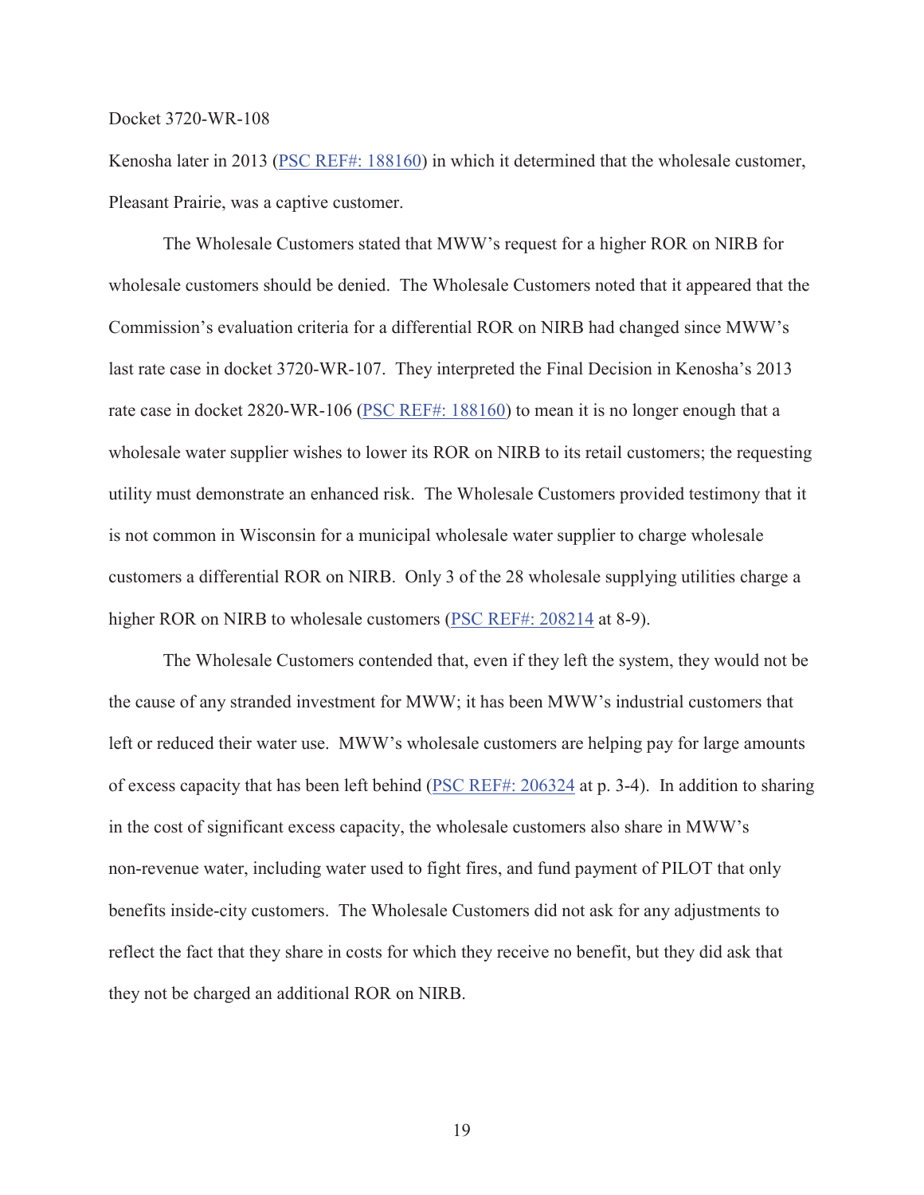Kenosha later in 2013 (PSC REF#: 188160) in which it determined that the wholesale customer, Pleasant Prairie, was a captive customer.

The Wholesale Customers stated that MWW's request for a higher ROR on NIRB for wholesale customers should be denied. The Wholesale Customers noted that it appeared that the Commission's evaluation criteria for a differential ROR on NIRB had changed since MWW's last rate case in docket 3720-WR-107. They interpreted the Final Decision in Kenosha's 2013 rate case in docket 2820-WR-106 (PSC REF#: 188160) to mean it is no longer enough that a wholesale water supplier wishes to lower its ROR on NIRB to its retail customers; the requesting utility must demonstrate an enhanced risk. The Wholesale Customers provided testimony that it is not common in Wisconsin for a municipal wholesale water supplier to charge wholesale customers a differential ROR on NIRB. Only 3 of the 28 wholesale supplying utilities charge a higher ROR on NIRB to wholesale customers (PSC REF#: 208214 at 8-9).

The Wholesale Customers contended that, even if they left the system, they would not be the cause of any stranded investment for MWW; it has been MWW's industrial customers that left or reduced their water use. MWW's wholesale customers are helping pay for large amounts of excess capacity that has been left behind (PSC REF#: 206324 at p. 3-4). In addition to sharing in the cost of significant excess capacity, the wholesale customers also share in MWW's non-revenue water, including water used to fight fires, and fund payment of PILOT that only benefits inside-city customers. The Wholesale Customers did not ask for any adjustments to reflect the fact that they share in costs for which they receive no benefit, but they did ask that they not be charged an additional ROR on NIRB.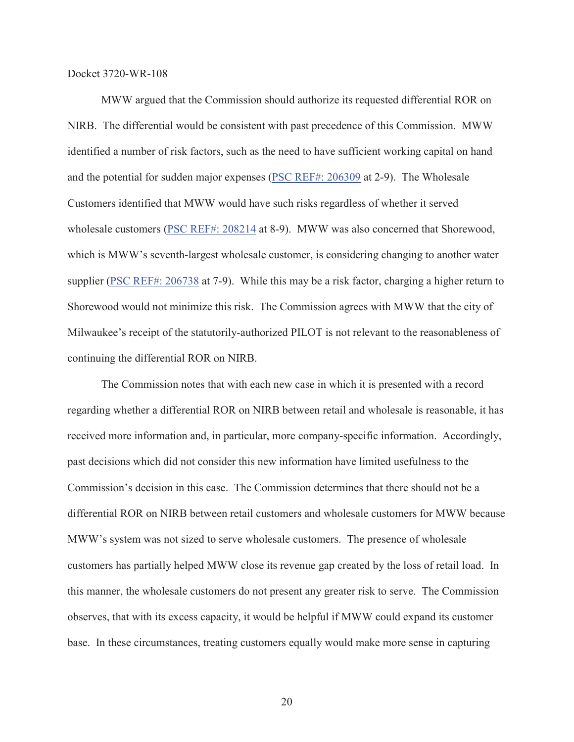MWW argued that the Commission should authorize its requested differential ROR on NIRB. The differential would be consistent with past precedence of this Commission. MWW identified a number of risk factors, such as the need to have sufficient working capital on hand and the potential for sudden major expenses (PSC REF#: 206309 at 2-9). The Wholesale Customers identified that MWW would have such risks regardless of whether it served wholesale customers (PSC REF#: 208214 at 8-9). MWW was also concerned that Shorewood, which is MWW's seventh-largest wholesale customer, is considering changing to another water supplier (PSC REF#: 206738 at 7-9). While this may be a risk factor, charging a higher return to Shorewood would not minimize this risk. The Commission agrees with MWW that the city of Milwaukee's receipt of the statutorily-authorized PILOT is not relevant to the reasonableness of continuing the differential ROR on NIRB.

The Commission notes that with each new case in which it is presented with a record regarding whether a differential ROR on NIRB between retail and wholesale is reasonable, it has received more information and, in particular, more company-specific information. Accordingly, past decisions which did not consider this new information have limited usefulness to the Commission's decision in this case. The Commission determines that there should not be a differential ROR on NIRB between retail customers and wholesale customers for MWW because MWW's system was not sized to serve wholesale customers. The presence of wholesale customers has partially helped MWW close its revenue gap created by the loss of retail load. In this manner, the wholesale customers do not present any greater risk to serve. The Commission observes, that with its excess capacity, it would be helpful if MWW could expand its customer base. In these circumstances, treating customers equally would make more sense in capturing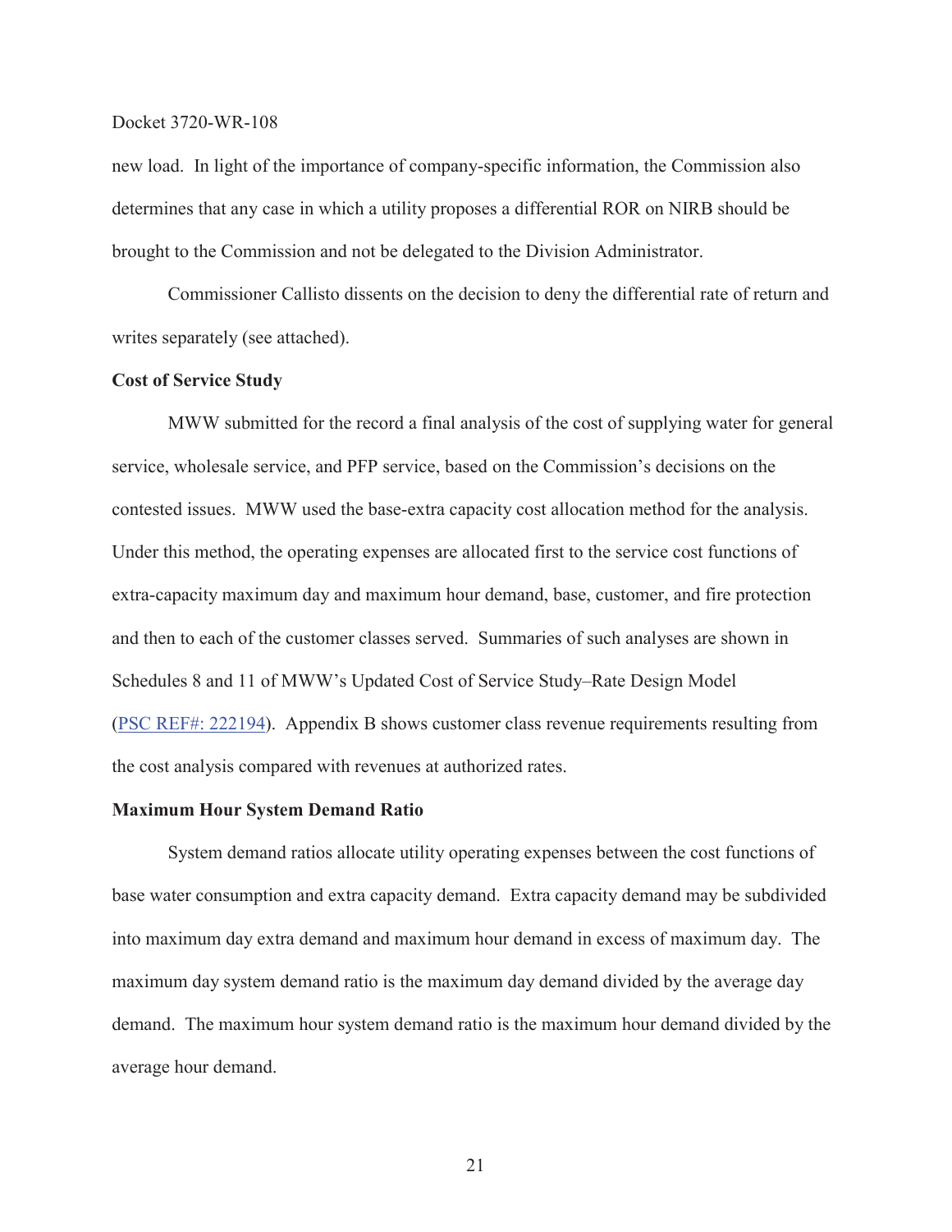new load. In light of the importance of company-specific information, the Commission also determines that any case in which a utility proposes a differential ROR on NIRB should be brought to the Commission and not be delegated to the Division Administrator.

Commissioner Callisto dissents on the decision to deny the differential rate of return and writes separately (see attached).

**Cost of Service Study**

MWW submitted for the record a final analysis of the cost of supplying water for general service, wholesale service, and PFP service, based on the Commission's decisions on the contested issues. MWW used the base-extra capacity cost allocation method for the analysis. Under this method, the operating expenses are allocated first to the service cost functions of extra-capacity maximum day and maximum hour demand, base, customer, and fire protection and then to each of the customer classes served. Summaries of such analyses are shown in Schedules 8 and 11 of MWW's Updated Cost of Service Study–Rate Design Model (PSC REF#: 222194). Appendix B shows customer class revenue requirements resulting from the cost analysis compared with revenues at authorized rates.

**Maximum Hour System Demand Ratio**

System demand ratios allocate utility operating expenses between the cost functions of base water consumption and extra capacity demand. Extra capacity demand may be subdivided into maximum day extra demand and maximum hour demand in excess of maximum day. The maximum day system demand ratio is the maximum day demand divided by the average day demand. The maximum hour system demand ratio is the maximum hour demand divided by the average hour demand.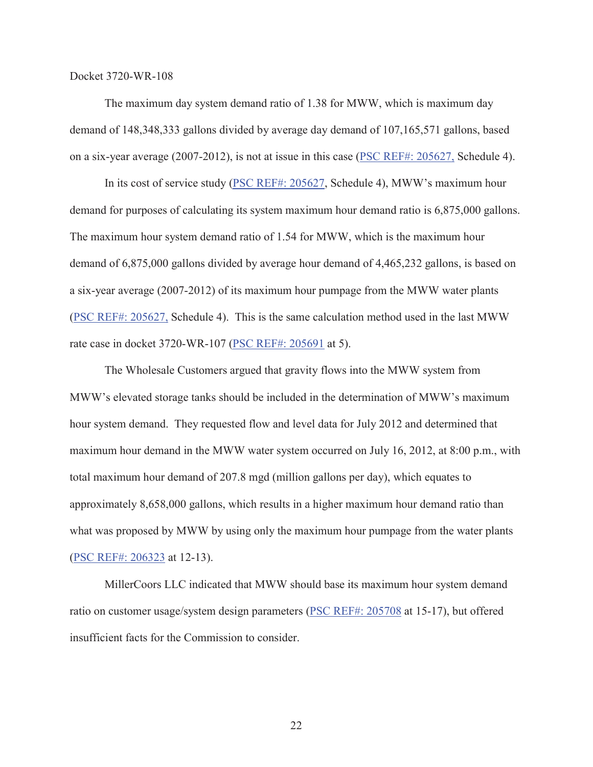The maximum day system demand ratio of 1.38 for MWW, which is maximum day demand of 148,348,333 gallons divided by average day demand of 107,165,571 gallons, based on a six-year average (2007-2012), is not at issue in this case (PSC REF#: 205627, Schedule 4).

In its cost of service study (PSC REF#: 205627, Schedule 4), MWW's maximum hour demand for purposes of calculating its system maximum hour demand ratio is 6,875,000 gallons. The maximum hour system demand ratio of 1.54 for MWW, which is the maximum hour demand of 6,875,000 gallons divided by average hour demand of 4,465,232 gallons, is based on a six-year average (2007-2012) of its maximum hour pumpage from the MWW water plants (PSC REF#: 205627, Schedule 4). This is the same calculation method used in the last MWW rate case in docket 3720-WR-107 (PSC REF#: 205691 at 5).

The Wholesale Customers argued that gravity flows into the MWW system from MWW's elevated storage tanks should be included in the determination of MWW's maximum hour system demand. They requested flow and level data for July 2012 and determined that maximum hour demand in the MWW water system occurred on July 16, 2012, at 8:00 p.m., with total maximum hour demand of 207.8 mgd (million gallons per day), which equates to approximately 8,658,000 gallons, which results in a higher maximum hour demand ratio than what was proposed by MWW by using only the maximum hour pumpage from the water plants (PSC REF#: 206323 at 12-13).

MillerCoors LLC indicated that MWW should base its maximum hour system demand ratio on customer usage/system design parameters (PSC REF#: 205708 at 15-17), but offered insufficient facts for the Commission to consider.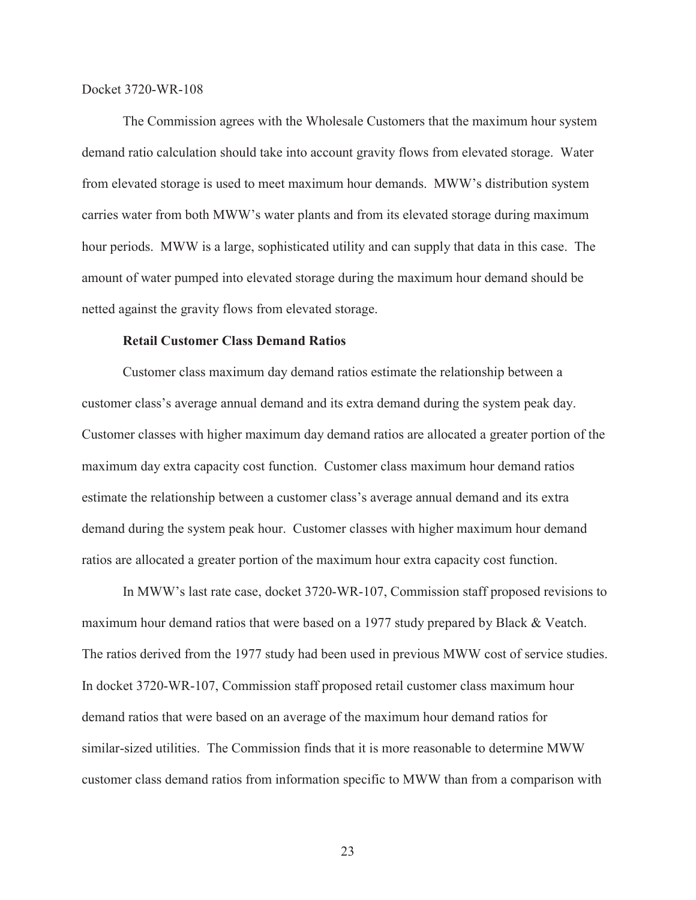The Commission agrees with the Wholesale Customers that the maximum hour system demand ratio calculation should take into account gravity flows from elevated storage. Water from elevated storage is used to meet maximum hour demands. MWW's distribution system carries water from both MWW's water plants and from its elevated storage during maximum hour periods. MWW is a large, sophisticated utility and can supply that data in this case. The amount of water pumped into elevated storage during the maximum hour demand should be netted against the gravity flows from elevated storage.

**Retail Customer Class Demand Ratios**

Customer class maximum day demand ratios estimate the relationship between a customer class's average annual demand and its extra demand during the system peak day. Customer classes with higher maximum day demand ratios are allocated a greater portion of the maximum day extra capacity cost function. Customer class maximum hour demand ratios estimate the relationship between a customer class's average annual demand and its extra demand during the system peak hour. Customer classes with higher maximum hour demand ratios are allocated a greater portion of the maximum hour extra capacity cost function.

In MWW's last rate case, docket 3720-WR-107, Commission staff proposed revisions to maximum hour demand ratios that were based on a 1977 study prepared by Black & Veatch. The ratios derived from the 1977 study had been used in previous MWW cost of service studies. In docket 3720-WR-107, Commission staff proposed retail customer class maximum hour demand ratios that were based on an average of the maximum hour demand ratios for similar-sized utilities. The Commission finds that it is more reasonable to determine MWW customer class demand ratios from information specific to MWW than from a comparison with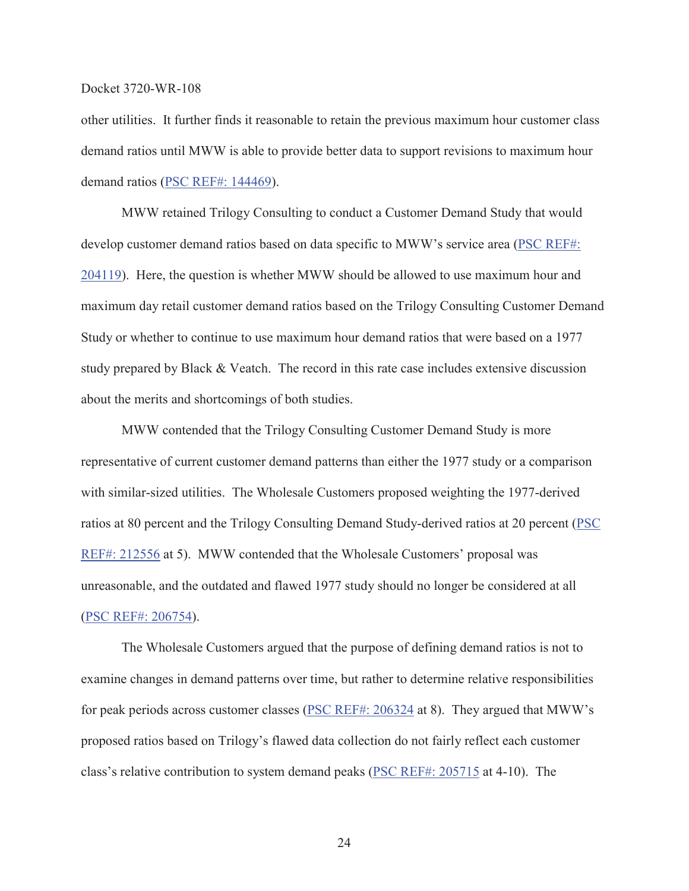other utilities. It further finds it reasonable to retain the previous maximum hour customer class demand ratios until MWW is able to provide better data to support revisions to maximum hour demand ratios (PSC REF#: 144469).

MWW retained Trilogy Consulting to conduct a Customer Demand Study that would develop customer demand ratios based on data specific to MWW's service area (PSC REF#: 204119). Here, the question is whether MWW should be allowed to use maximum hour and maximum day retail customer demand ratios based on the Trilogy Consulting Customer Demand Study or whether to continue to use maximum hour demand ratios that were based on a 1977 study prepared by Black & Veatch. The record in this rate case includes extensive discussion about the merits and shortcomings of both studies.

MWW contended that the Trilogy Consulting Customer Demand Study is more representative of current customer demand patterns than either the 1977 study or a comparison with similar-sized utilities. The Wholesale Customers proposed weighting the 1977-derived ratios at 80 percent and the Trilogy Consulting Demand Study-derived ratios at 20 percent (PSC REF#: 212556 at 5). MWW contended that the Wholesale Customers' proposal was unreasonable, and the outdated and flawed 1977 study should no longer be considered at all (PSC REF#: 206754).

The Wholesale Customers argued that the purpose of defining demand ratios is not to examine changes in demand patterns over time, but rather to determine relative responsibilities for peak periods across customer classes (PSC REF#: 206324 at 8). They argued that MWW's proposed ratios based on Trilogy's flawed data collection do not fairly reflect each customer class's relative contribution to system demand peaks (PSC REF#: 205715 at 4-10). The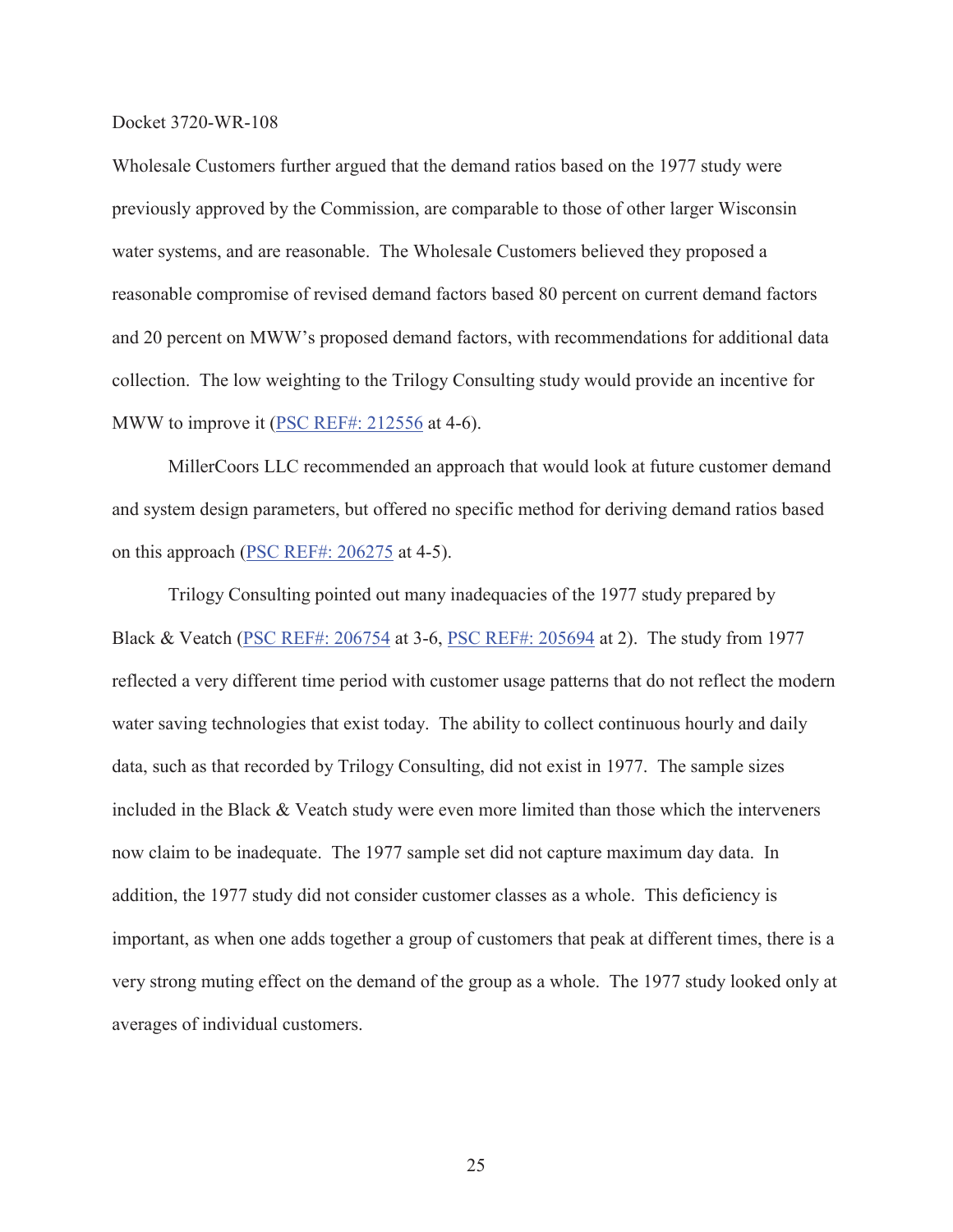Wholesale Customers further argued that the demand ratios based on the 1977 study were previously approved by the Commission, are comparable to those of other larger Wisconsin water systems, and are reasonable. The Wholesale Customers believed they proposed a reasonable compromise of revised demand factors based 80 percent on current demand factors and 20 percent on MWW's proposed demand factors, with recommendations for additional data collection. The low weighting to the Trilogy Consulting study would provide an incentive for MWW to improve it (PSC REF#: 212556 at 4-6).

MillerCoors LLC recommended an approach that would look at future customer demand and system design parameters, but offered no specific method for deriving demand ratios based on this approach (PSC REF#: 206275 at 4-5).

Trilogy Consulting pointed out many inadequacies of the 1977 study prepared by Black & Veatch (PSC REF#: 206754 at 3-6, PSC REF#: 205694 at 2). The study from 1977 reflected a very different time period with customer usage patterns that do not reflect the modern water saving technologies that exist today. The ability to collect continuous hourly and daily data, such as that recorded by Trilogy Consulting, did not exist in 1977. The sample sizes included in the Black & Veatch study were even more limited than those which the interveners now claim to be inadequate. The 1977 sample set did not capture maximum day data. In addition, the 1977 study did not consider customer classes as a whole. This deficiency is important, as when one adds together a group of customers that peak at different times, there is a very strong muting effect on the demand of the group as a whole. The 1977 study looked only at averages of individual customers.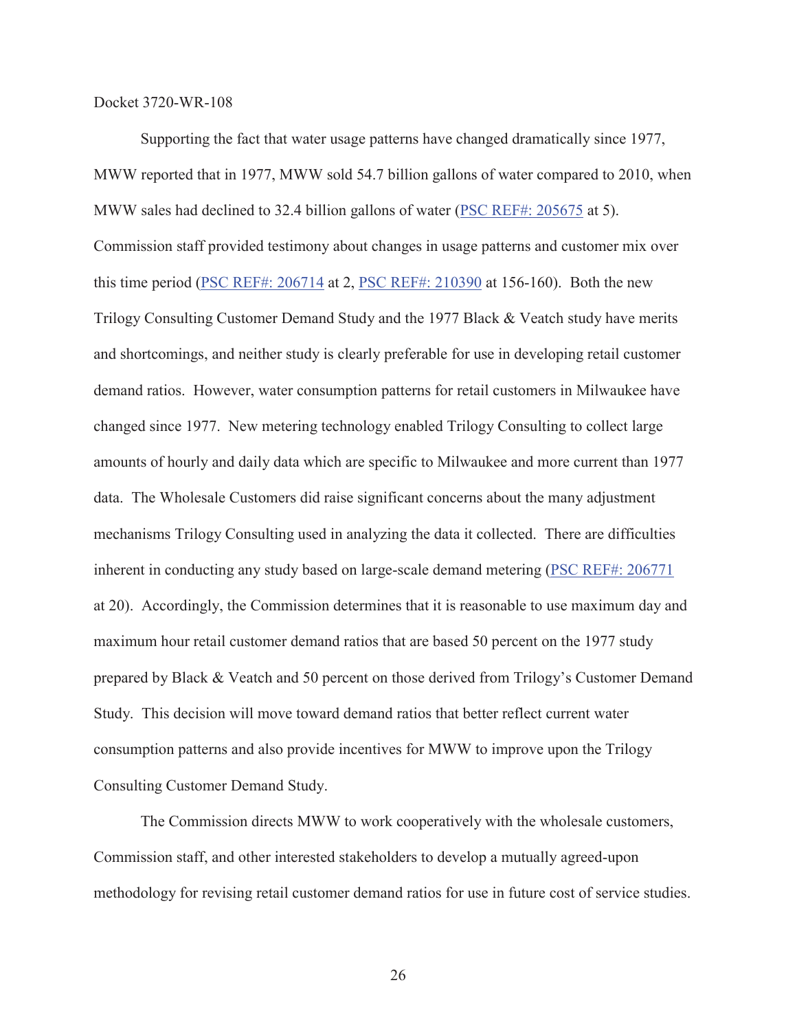Supporting the fact that water usage patterns have changed dramatically since 1977, MWW reported that in 1977, MWW sold 54.7 billion gallons of water compared to 2010, when MWW sales had declined to 32.4 billion gallons of water (PSC REF#: 205675 at 5). Commission staff provided testimony about changes in usage patterns and customer mix over this time period (PSC REF#: 206714 at 2, PSC REF#: 210390 at 156-160). Both the new Trilogy Consulting Customer Demand Study and the 1977 Black & Veatch study have merits and shortcomings, and neither study is clearly preferable for use in developing retail customer demand ratios. However, water consumption patterns for retail customers in Milwaukee have changed since 1977. New metering technology enabled Trilogy Consulting to collect large amounts of hourly and daily data which are specific to Milwaukee and more current than 1977 data. The Wholesale Customers did raise significant concerns about the many adjustment mechanisms Trilogy Consulting used in analyzing the data it collected. There are difficulties inherent in conducting any study based on large-scale demand metering (PSC REF#: 206771 at 20). Accordingly, the Commission determines that it is reasonable to use maximum day and maximum hour retail customer demand ratios that are based 50 percent on the 1977 study prepared by Black & Veatch and 50 percent on those derived from Trilogy's Customer Demand Study. This decision will move toward demand ratios that better reflect current water consumption patterns and also provide incentives for MWW to improve upon the Trilogy Consulting Customer Demand Study.

The Commission directs MWW to work cooperatively with the wholesale customers, Commission staff, and other interested stakeholders to develop a mutually agreed-upon methodology for revising retail customer demand ratios for use in future cost of service studies.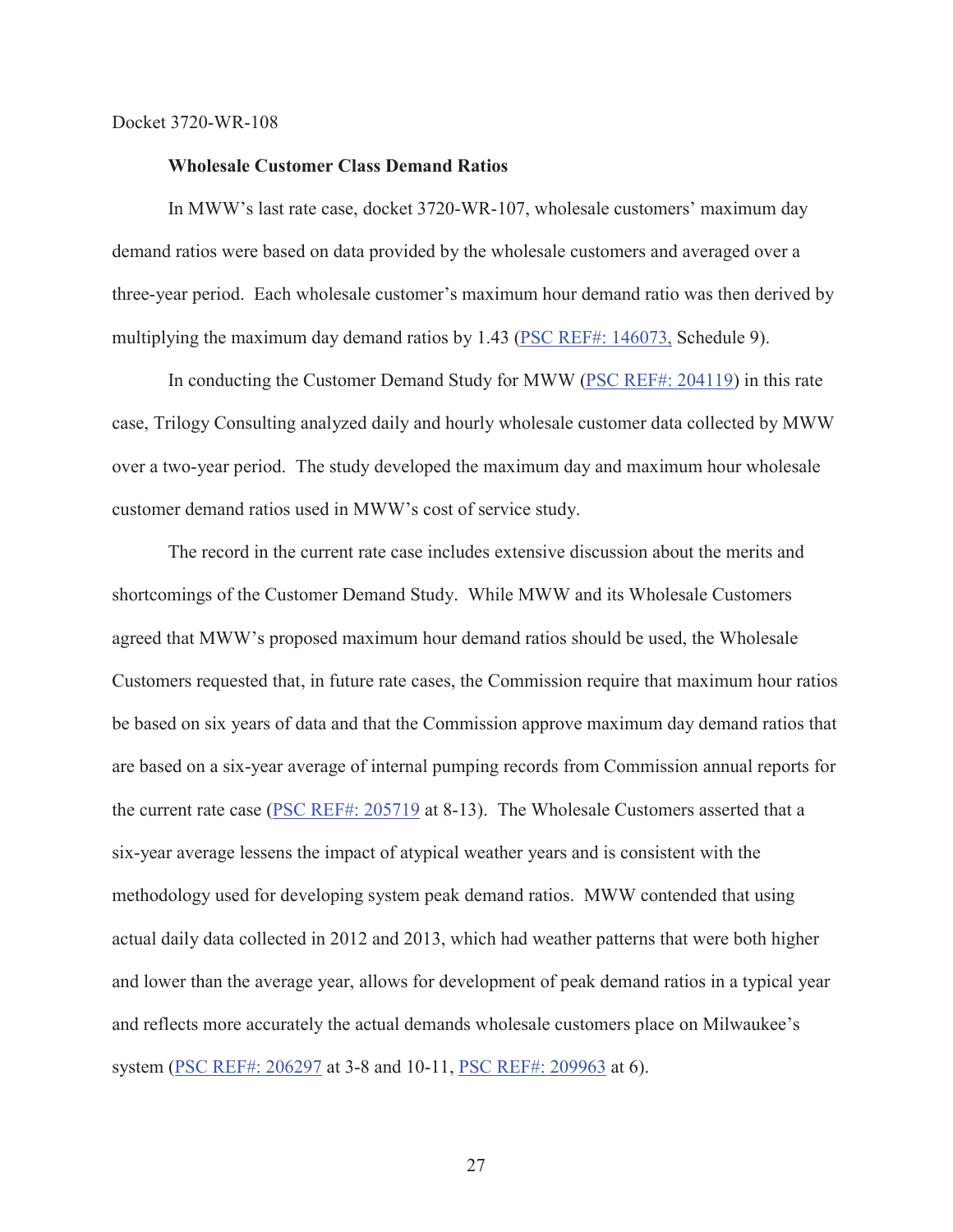Docket 3720-WR-108

**Wholesale Customer Class Demand Ratios**

In MWW's last rate case, docket 3720-WR-107, wholesale customers' maximum day demand ratios were based on data provided by the wholesale customers and averaged over a three-year period. Each wholesale customer's maximum hour demand ratio was then derived by multiplying the maximum day demand ratios by 1.43 (PSC REF#: 146073, Schedule 9).

In conducting the Customer Demand Study for MWW (PSC REF#: 204119) in this rate case, Trilogy Consulting analyzed daily and hourly wholesale customer data collected by MWW over a two-year period. The study developed the maximum day and maximum hour wholesale customer demand ratios used in MWW's cost of service study.

The record in the current rate case includes extensive discussion about the merits and shortcomings of the Customer Demand Study. While MWW and its Wholesale Customers agreed that MWW's proposed maximum hour demand ratios should be used, the Wholesale Customers requested that, in future rate cases, the Commission require that maximum hour ratios be based on six years of data and that the Commission approve maximum day demand ratios that are based on a six-year average of internal pumping records from Commission annual reports for the current rate case (PSC REF#: 205719 at 8-13). The Wholesale Customers asserted that a six-year average lessens the impact of atypical weather years and is consistent with the methodology used for developing system peak demand ratios. MWW contended that using actual daily data collected in 2012 and 2013, which had weather patterns that were both higher and lower than the average year, allows for development of peak demand ratios in a typical year and reflects more accurately the actual demands wholesale customers place on Milwaukee's system (PSC REF#: 206297 at 3-8 and 10-11, PSC REF#: 209963 at 6).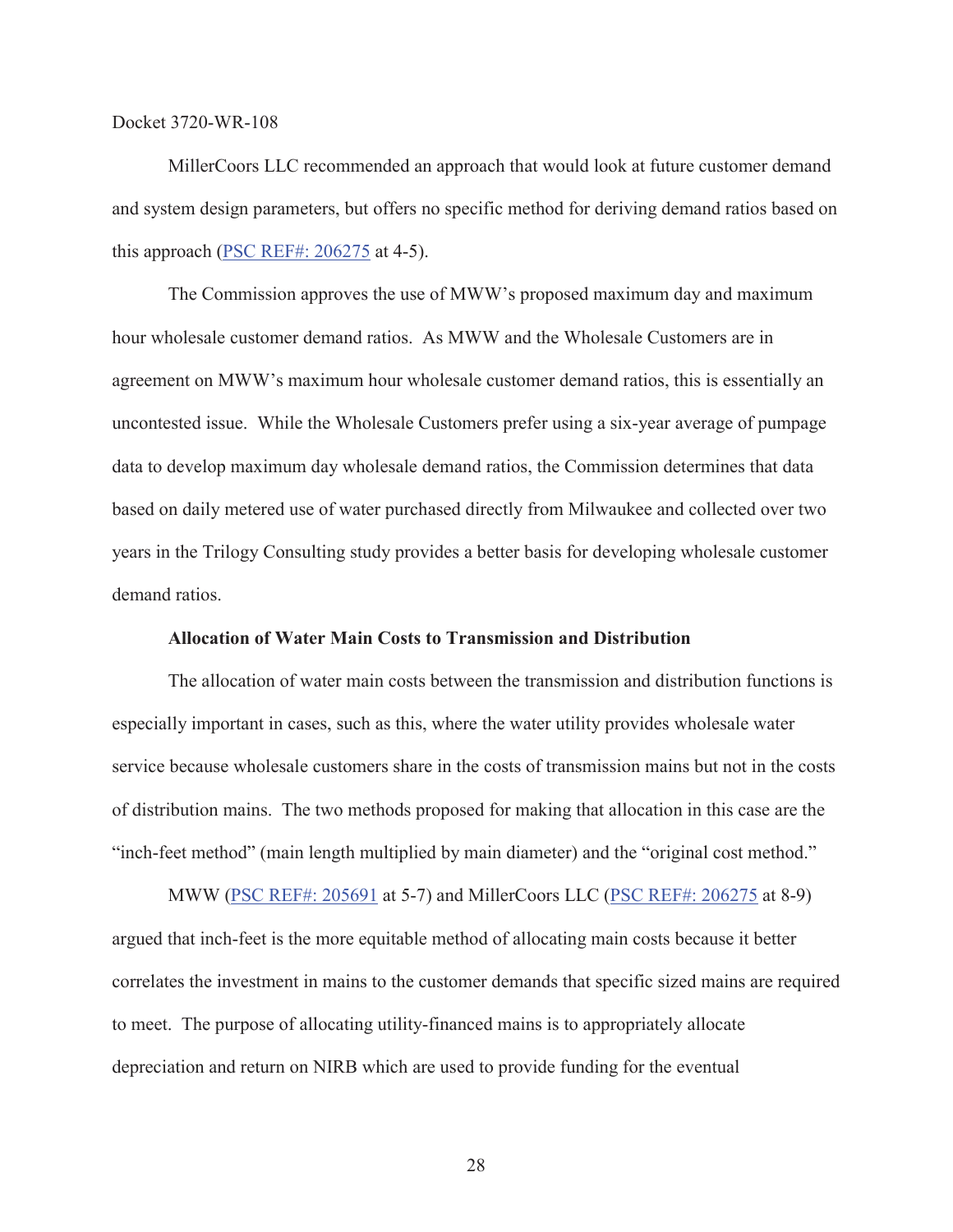MillerCoors LLC recommended an approach that would look at future customer demand and system design parameters, but offers no specific method for deriving demand ratios based on this approach (PSC REF#: 206275 at 4-5).

The Commission approves the use of MWW's proposed maximum day and maximum hour wholesale customer demand ratios. As MWW and the Wholesale Customers are in agreement on MWW's maximum hour wholesale customer demand ratios, this is essentially an uncontested issue. While the Wholesale Customers prefer using a six-year average of pumpage data to develop maximum day wholesale demand ratios, the Commission determines that data based on daily metered use of water purchased directly from Milwaukee and collected over two years in the Trilogy Consulting study provides a better basis for developing wholesale customer demand ratios.

**Allocation of Water Main Costs to Transmission and Distribution**

The allocation of water main costs between the transmission and distribution functions is especially important in cases, such as this, where the water utility provides wholesale water service because wholesale customers share in the costs of transmission mains but not in the costs of distribution mains. The two methods proposed for making that allocation in this case are the "inch-feet method" (main length multiplied by main diameter) and the "original cost method."

MWW (PSC REF#: 205691 at 5-7) and MillerCoors LLC (PSC REF#: 206275 at 8-9) argued that inch-feet is the more equitable method of allocating main costs because it better correlates the investment in mains to the customer demands that specific sized mains are required to meet. The purpose of allocating utility-financed mains is to appropriately allocate depreciation and return on NIRB which are used to provide funding for the eventual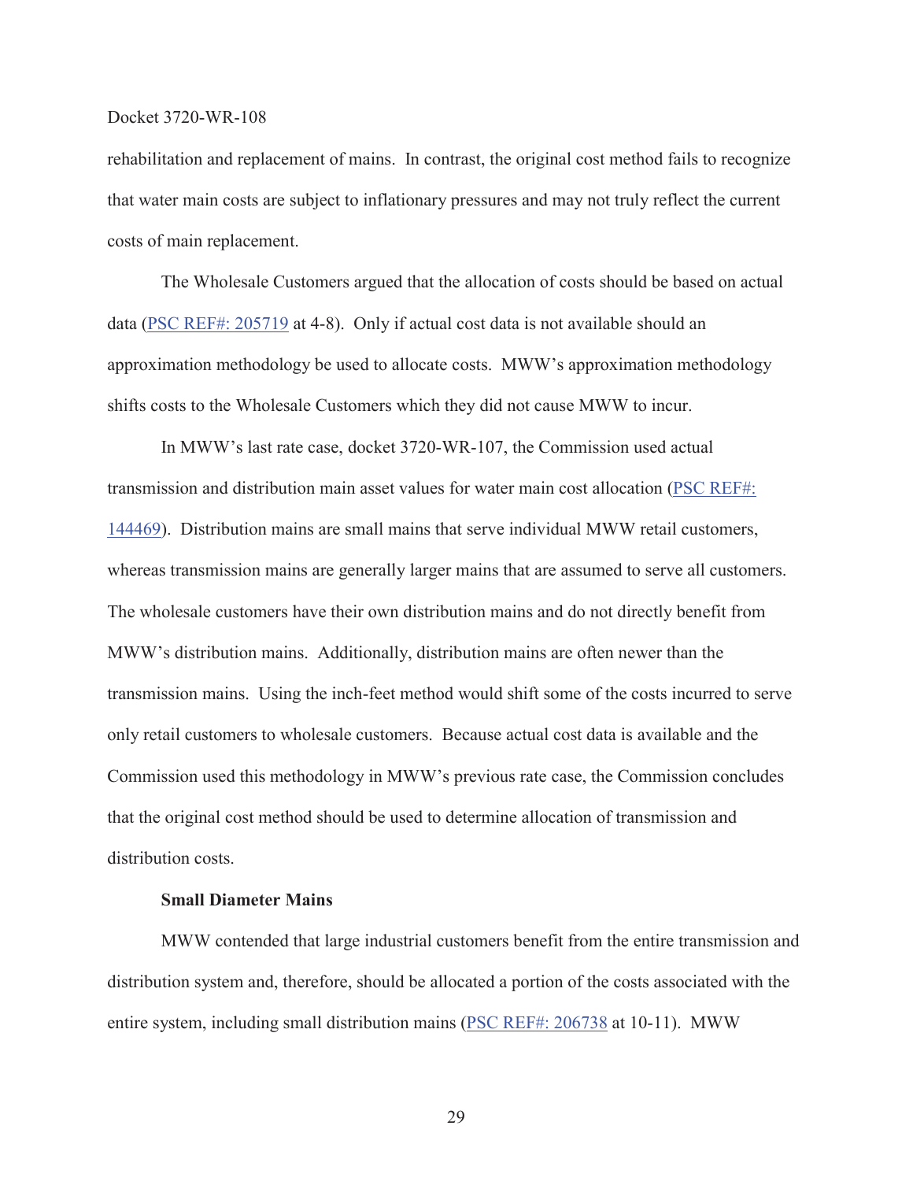rehabilitation and replacement of mains. In contrast, the original cost method fails to recognize that water main costs are subject to inflationary pressures and may not truly reflect the current costs of main replacement.

The Wholesale Customers argued that the allocation of costs should be based on actual data (PSC REF#: 205719 at 4-8). Only if actual cost data is not available should an approximation methodology be used to allocate costs. MWW's approximation methodology shifts costs to the Wholesale Customers which they did not cause MWW to incur.

In MWW's last rate case, docket 3720-WR-107, the Commission used actual transmission and distribution main asset values for water main cost allocation (PSC REF#: 144469). Distribution mains are small mains that serve individual MWW retail customers, whereas transmission mains are generally larger mains that are assumed to serve all customers. The wholesale customers have their own distribution mains and do not directly benefit from MWW's distribution mains. Additionally, distribution mains are often newer than the transmission mains. Using the inch-feet method would shift some of the costs incurred to serve only retail customers to wholesale customers. Because actual cost data is available and the Commission used this methodology in MWW's previous rate case, the Commission concludes that the original cost method should be used to determine allocation of transmission and distribution costs.

**Small Diameter Mains**

MWW contended that large industrial customers benefit from the entire transmission and distribution system and, therefore, should be allocated a portion of the costs associated with the entire system, including small distribution mains (PSC REF#: 206738 at 10-11). MWW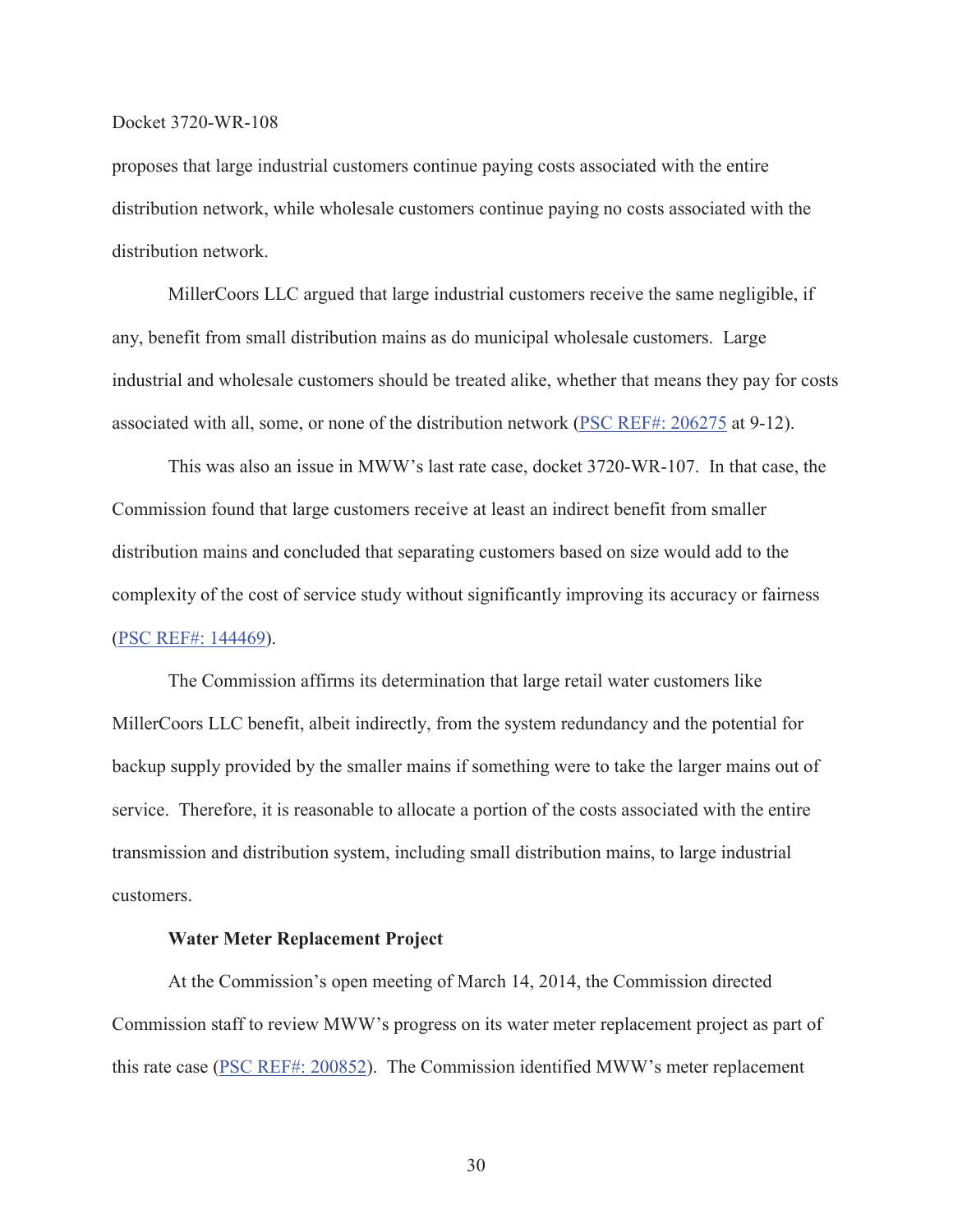proposes that large industrial customers continue paying costs associated with the entire distribution network, while wholesale customers continue paying no costs associated with the distribution network.

MillerCoors LLC argued that large industrial customers receive the same negligible, if any, benefit from small distribution mains as do municipal wholesale customers. Large industrial and wholesale customers should be treated alike, whether that means they pay for costs associated with all, some, or none of the distribution network (PSC REF#: 206275 at 9-12).

This was also an issue in MWW's last rate case, docket 3720-WR-107. In that case, the Commission found that large customers receive at least an indirect benefit from smaller distribution mains and concluded that separating customers based on size would add to the complexity of the cost of service study without significantly improving its accuracy or fairness (PSC REF#: 144469).

The Commission affirms its determination that large retail water customers like MillerCoors LLC benefit, albeit indirectly, from the system redundancy and the potential for backup supply provided by the smaller mains if something were to take the larger mains out of service. Therefore, it is reasonable to allocate a portion of the costs associated with the entire transmission and distribution system, including small distribution mains, to large industrial customers.

**Water Meter Replacement Project**

At the Commission's open meeting of March 14, 2014, the Commission directed Commission staff to review MWW's progress on its water meter replacement project as part of this rate case (PSC REF#: 200852). The Commission identified MWW's meter replacement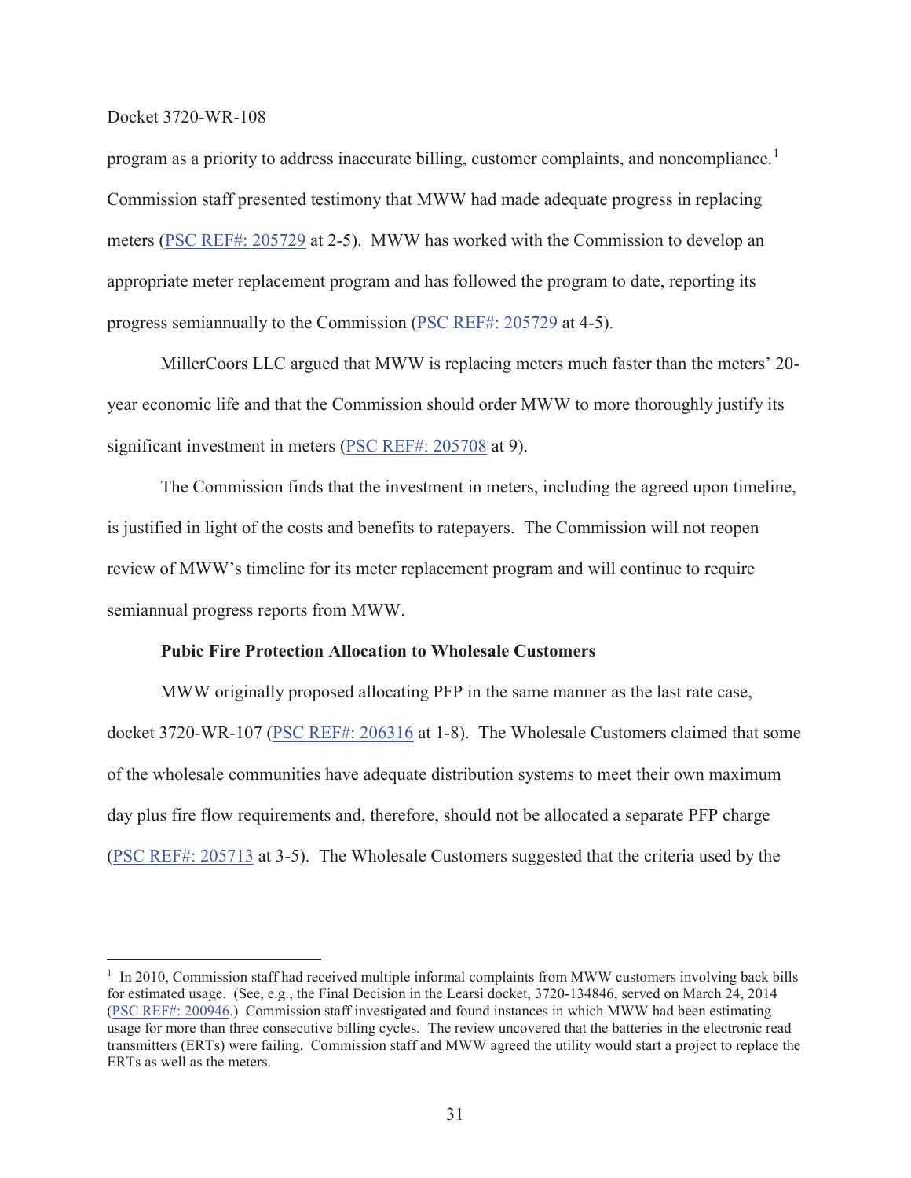program as a priority to address inaccurate billing, customer complaints, and noncompliance.[1] Commission staff presented testimony that MWW had made adequate progress in replacing meters (PSC REF#: 205729 at 2-5). MWW has worked with the Commission to develop an appropriate meter replacement program and has followed the program to date, reporting its progress semiannually to the Commission (PSC REF#: 205729 at 4-5).

MillerCoors LLC argued that MWW is replacing meters much faster than the meters' 20-year economic life and that the Commission should order MWW to more thoroughly justify its significant investment in meters (PSC REF#: 205708 at 9).

The Commission finds that the investment in meters, including the agreed upon timeline, is justified in light of the costs and benefits to ratepayers. The Commission will not reopen review of MWW's timeline for its meter replacement program and will continue to require semiannual progress reports from MWW.

**Pubic Fire Protection Allocation to Wholesale Customers**

MWW originally proposed allocating PFP in the same manner as the last rate case, docket 3720-WR-107 (PSC REF#: 206316 at 1-8). The Wholesale Customers claimed that some of the wholesale communities have adequate distribution systems to meet their own maximum day plus fire flow requirements and, therefore, should not be allocated a separate PFP charge (PSC REF#: 205713 at 3-5). The Wholesale Customers suggested that the criteria used by the

---

[1] In 2010, Commission staff had received multiple informal complaints from MWW customers involving back bills for estimated usage. (See, e.g., the Final Decision in the Learsi docket, 3720-134846, served on March 24, 2014 (PSC REF#: 200946.) Commission staff investigated and found instances in which MWW had been estimating usage for more than three consecutive billing cycles. The review uncovered that the batteries in the electronic read transmitters (ERTs) were failing. Commission staff and MWW agreed the utility would start a project to replace the ERTs as well as the meters.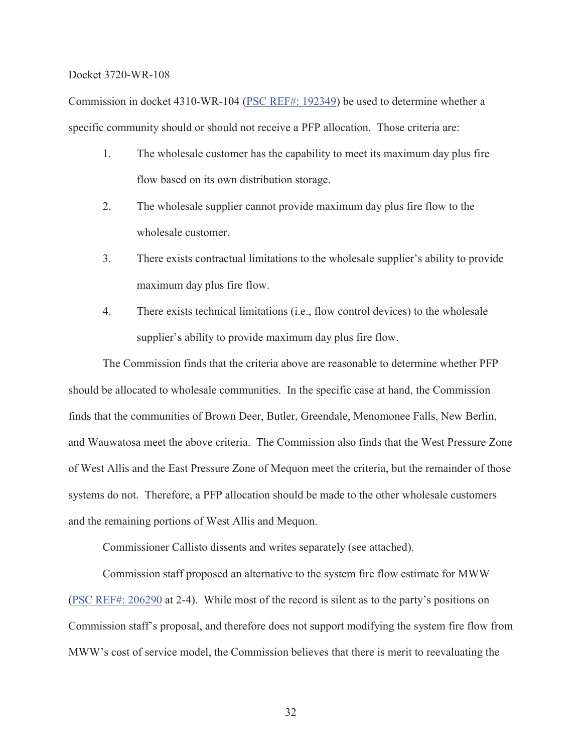Commission in docket 4310-WR-104 (PSC REF#: 192349) be used to determine whether a specific community should or should not receive a PFP allocation. Those criteria are:

1. The wholesale customer has the capability to meet its maximum day plus fire flow based on its own distribution storage.
2. The wholesale supplier cannot provide maximum day plus fire flow to the wholesale customer.
3. There exists contractual limitations to the wholesale supplier's ability to provide maximum day plus fire flow.
4. There exists technical limitations (i.e., flow control devices) to the wholesale supplier's ability to provide maximum day plus fire flow.

The Commission finds that the criteria above are reasonable to determine whether PFP should be allocated to wholesale communities. In the specific case at hand, the Commission finds that the communities of Brown Deer, Butler, Greendale, Menomonee Falls, New Berlin, and Wauwatosa meet the above criteria. The Commission also finds that the West Pressure Zone of West Allis and the East Pressure Zone of Mequon meet the criteria, but the remainder of those systems do not. Therefore, a PFP allocation should be made to the other wholesale customers and the remaining portions of West Allis and Mequon.

Commissioner Callisto dissents and writes separately (see attached).

Commission staff proposed an alternative to the system fire flow estimate for MWW (PSC REF#: 206290 at 2-4). While most of the record is silent as to the party's positions on Commission staff's proposal, and therefore does not support modifying the system fire flow from MWW's cost of service model, the Commission believes that there is merit to reevaluating the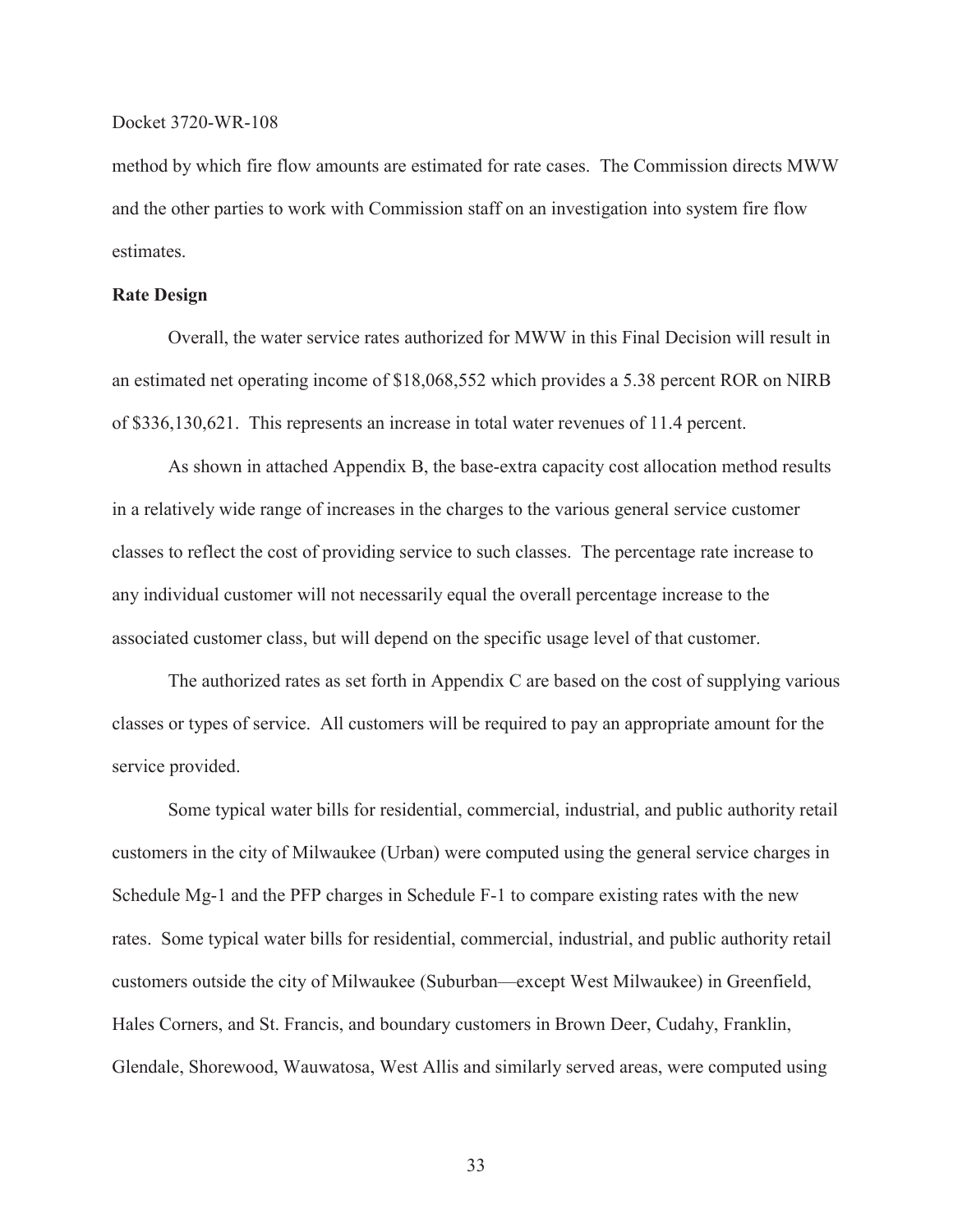method by which fire flow amounts are estimated for rate cases. The Commission directs MWW and the other parties to work with Commission staff on an investigation into system fire flow estimates.

**Rate Design**

Overall, the water service rates authorized for MWW in this Final Decision will result in an estimated net operating income of $18,068,552 which provides a 5.38 percent ROR on NIRB of $336,130,621. This represents an increase in total water revenues of 11.4 percent.

As shown in attached Appendix B, the base-extra capacity cost allocation method results in a relatively wide range of increases in the charges to the various general service customer classes to reflect the cost of providing service to such classes. The percentage rate increase to any individual customer will not necessarily equal the overall percentage increase to the associated customer class, but will depend on the specific usage level of that customer.

The authorized rates as set forth in Appendix C are based on the cost of supplying various classes or types of service. All customers will be required to pay an appropriate amount for the service provided.

Some typical water bills for residential, commercial, industrial, and public authority retail customers in the city of Milwaukee (Urban) were computed using the general service charges in Schedule Mg-1 and the PFP charges in Schedule F-1 to compare existing rates with the new rates. Some typical water bills for residential, commercial, industrial, and public authority retail customers outside the city of Milwaukee (Suburban—except West Milwaukee) in Greenfield, Hales Corners, and St. Francis, and boundary customers in Brown Deer, Cudahy, Franklin, Glendale, Shorewood, Wauwatosa, West Allis and similarly served areas, were computed using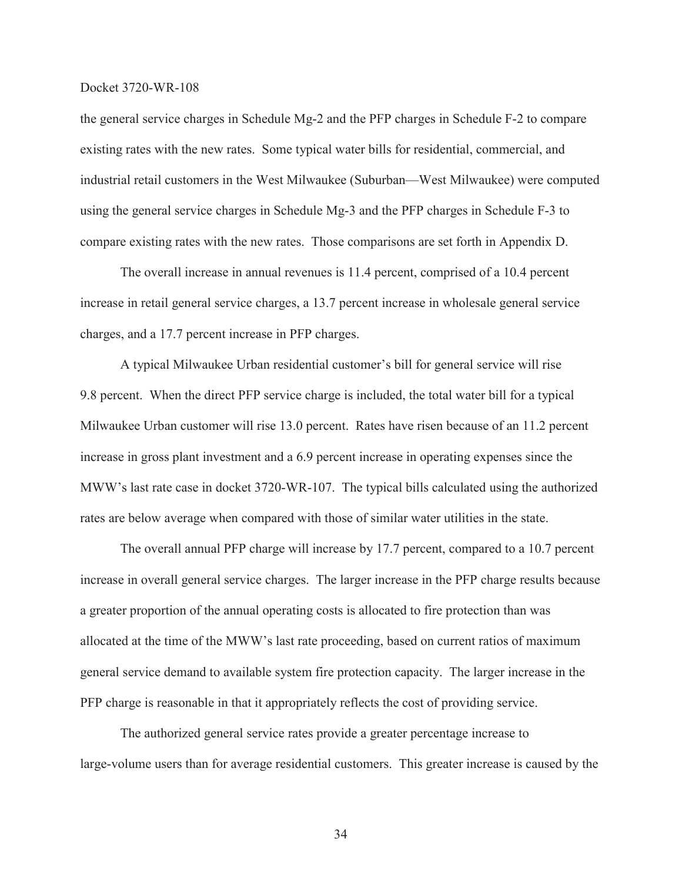the general service charges in Schedule Mg-2 and the PFP charges in Schedule F-2 to compare existing rates with the new rates. Some typical water bills for residential, commercial, and industrial retail customers in the West Milwaukee (Suburban—West Milwaukee) were computed using the general service charges in Schedule Mg-3 and the PFP charges in Schedule F-3 to compare existing rates with the new rates. Those comparisons are set forth in Appendix D.

The overall increase in annual revenues is 11.4 percent, comprised of a 10.4 percent increase in retail general service charges, a 13.7 percent increase in wholesale general service charges, and a 17.7 percent increase in PFP charges.

A typical Milwaukee Urban residential customer's bill for general service will rise 9.8 percent. When the direct PFP service charge is included, the total water bill for a typical Milwaukee Urban customer will rise 13.0 percent. Rates have risen because of an 11.2 percent increase in gross plant investment and a 6.9 percent increase in operating expenses since the MWW's last rate case in docket 3720-WR-107. The typical bills calculated using the authorized rates are below average when compared with those of similar water utilities in the state.

The overall annual PFP charge will increase by 17.7 percent, compared to a 10.7 percent increase in overall general service charges. The larger increase in the PFP charge results because a greater proportion of the annual operating costs is allocated to fire protection than was allocated at the time of the MWW's last rate proceeding, based on current ratios of maximum general service demand to available system fire protection capacity. The larger increase in the PFP charge is reasonable in that it appropriately reflects the cost of providing service.

The authorized general service rates provide a greater percentage increase to large-volume users than for average residential customers. This greater increase is caused by the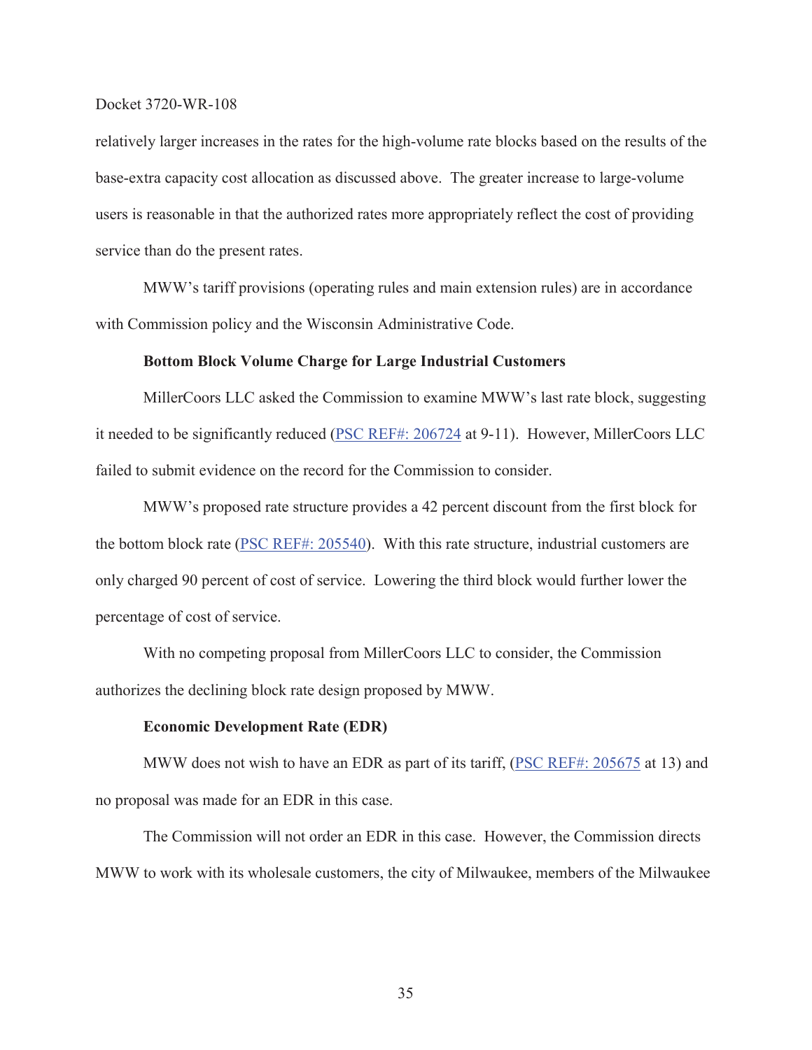relatively larger increases in the rates for the high-volume rate blocks based on the results of the base-extra capacity cost allocation as discussed above. The greater increase to large-volume users is reasonable in that the authorized rates more appropriately reflect the cost of providing service than do the present rates.

MWW's tariff provisions (operating rules and main extension rules) are in accordance with Commission policy and the Wisconsin Administrative Code.

**Bottom Block Volume Charge for Large Industrial Customers**

MillerCoors LLC asked the Commission to examine MWW's last rate block, suggesting it needed to be significantly reduced (PSC REF#: 206724 at 9-11). However, MillerCoors LLC failed to submit evidence on the record for the Commission to consider.

MWW's proposed rate structure provides a 42 percent discount from the first block for the bottom block rate (PSC REF#: 205540). With this rate structure, industrial customers are only charged 90 percent of cost of service. Lowering the third block would further lower the percentage of cost of service.

With no competing proposal from MillerCoors LLC to consider, the Commission authorizes the declining block rate design proposed by MWW.

**Economic Development Rate (EDR)**

MWW does not wish to have an EDR as part of its tariff, (PSC REF#: 205675 at 13) and no proposal was made for an EDR in this case.

The Commission will not order an EDR in this case. However, the Commission directs MWW to work with its wholesale customers, the city of Milwaukee, members of the Milwaukee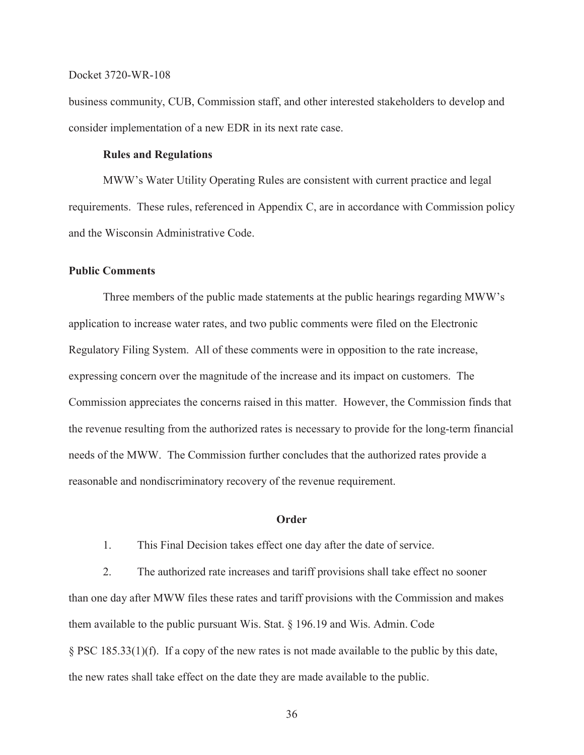business community, CUB, Commission staff, and other interested stakeholders to develop and consider implementation of a new EDR in its next rate case.

**Rules and Regulations**

MWW's Water Utility Operating Rules are consistent with current practice and legal requirements. These rules, referenced in Appendix C, are in accordance with Commission policy and the Wisconsin Administrative Code.

## Public Comments

Three members of the public made statements at the public hearings regarding MWW's application to increase water rates, and two public comments were filed on the Electronic Regulatory Filing System. All of these comments were in opposition to the rate increase, expressing concern over the magnitude of the increase and its impact on customers. The Commission appreciates the concerns raised in this matter. However, the Commission finds that the revenue resulting from the authorized rates is necessary to provide for the long-term financial needs of the MWW. The Commission further concludes that the authorized rates provide a reasonable and nondiscriminatory recovery of the revenue requirement.

## Order

1. This Final Decision takes effect one day after the date of service.

2. The authorized rate increases and tariff provisions shall take effect no sooner than one day after MWW files these rates and tariff provisions with the Commission and makes them available to the public pursuant Wis. Stat. § 196.19 and Wis. Admin. Code § PSC 185.33(1)(f). If a copy of the new rates is not made available to the public by this date, the new rates shall take effect on the date they are made available to the public.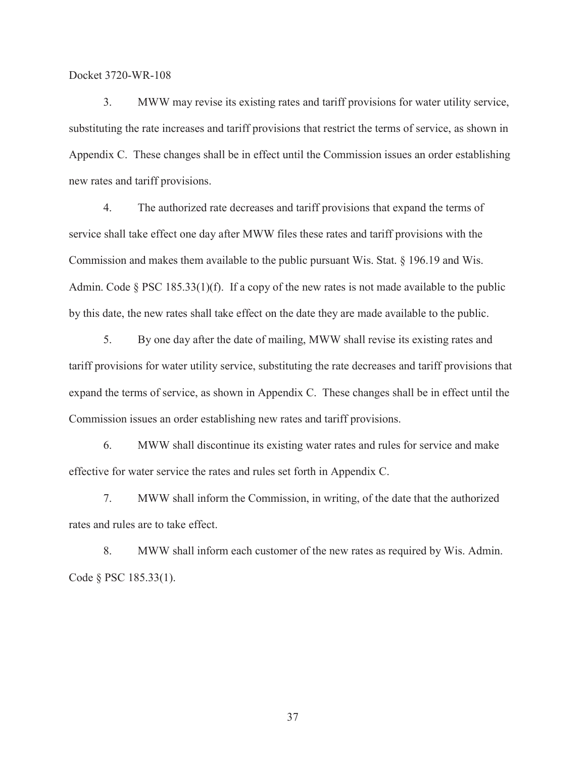3. MWW may revise its existing rates and tariff provisions for water utility service, substituting the rate increases and tariff provisions that restrict the terms of service, as shown in Appendix C. These changes shall be in effect until the Commission issues an order establishing new rates and tariff provisions.

4. The authorized rate decreases and tariff provisions that expand the terms of service shall take effect one day after MWW files these rates and tariff provisions with the Commission and makes them available to the public pursuant Wis. Stat. § 196.19 and Wis. Admin. Code § PSC 185.33(1)(f). If a copy of the new rates is not made available to the public by this date, the new rates shall take effect on the date they are made available to the public.

5. By one day after the date of mailing, MWW shall revise its existing rates and tariff provisions for water utility service, substituting the rate decreases and tariff provisions that expand the terms of service, as shown in Appendix C. These changes shall be in effect until the Commission issues an order establishing new rates and tariff provisions.

6. MWW shall discontinue its existing water rates and rules for service and make effective for water service the rates and rules set forth in Appendix C.

7. MWW shall inform the Commission, in writing, of the date that the authorized rates and rules are to take effect.

8. MWW shall inform each customer of the new rates as required by Wis. Admin. Code § PSC 185.33(1).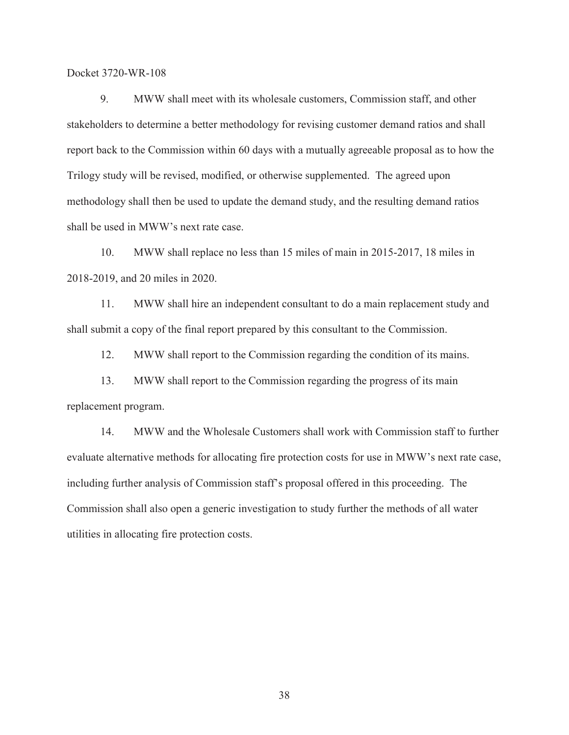9. MWW shall meet with its wholesale customers, Commission staff, and other stakeholders to determine a better methodology for revising customer demand ratios and shall report back to the Commission within 60 days with a mutually agreeable proposal as to how the Trilogy study will be revised, modified, or otherwise supplemented. The agreed upon methodology shall then be used to update the demand study, and the resulting demand ratios shall be used in MWW's next rate case.

10. MWW shall replace no less than 15 miles of main in 2015-2017, 18 miles in 2018-2019, and 20 miles in 2020.

11. MWW shall hire an independent consultant to do a main replacement study and shall submit a copy of the final report prepared by this consultant to the Commission.

12. MWW shall report to the Commission regarding the condition of its mains.

13. MWW shall report to the Commission regarding the progress of its main replacement program.

14. MWW and the Wholesale Customers shall work with Commission staff to further evaluate alternative methods for allocating fire protection costs for use in MWW's next rate case, including further analysis of Commission staff's proposal offered in this proceeding. The Commission shall also open a generic investigation to study further the methods of all water utilities in allocating fire protection costs.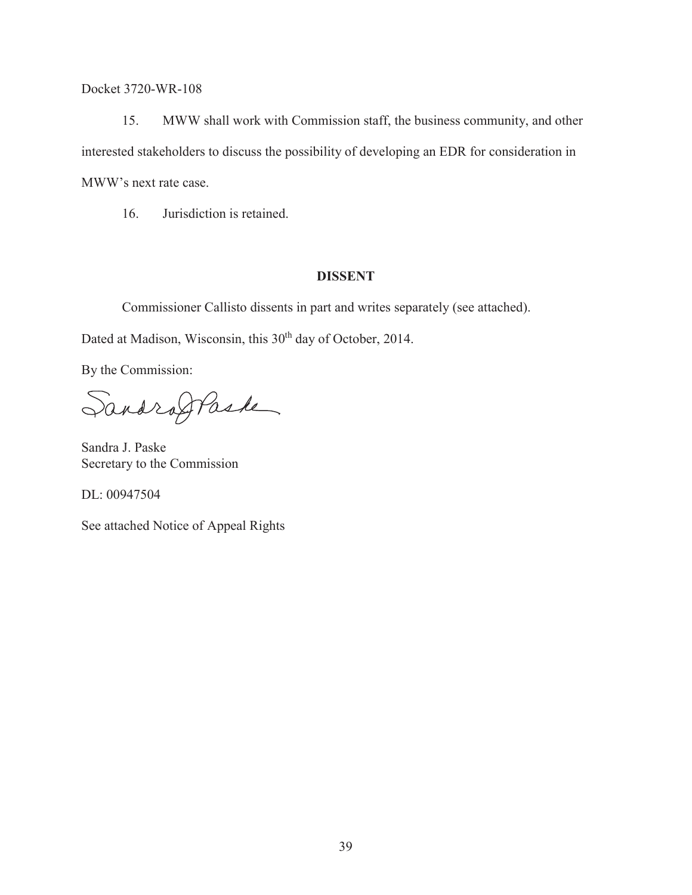Docket 3720-WR-108

15. MWW shall work with Commission staff, the business community, and other interested stakeholders to discuss the possibility of developing an EDR for consideration in MWW's next rate case.

16. Jurisdiction is retained.

**DISSENT**

Commissioner Callisto dissents in part and writes separately (see attached).

Dated at Madison, Wisconsin, this 30th day of October, 2014.

By the Commission:

Sandra J. Paske
Secretary to the Commission

DL: 00947504

See attached Notice of Appeal Rights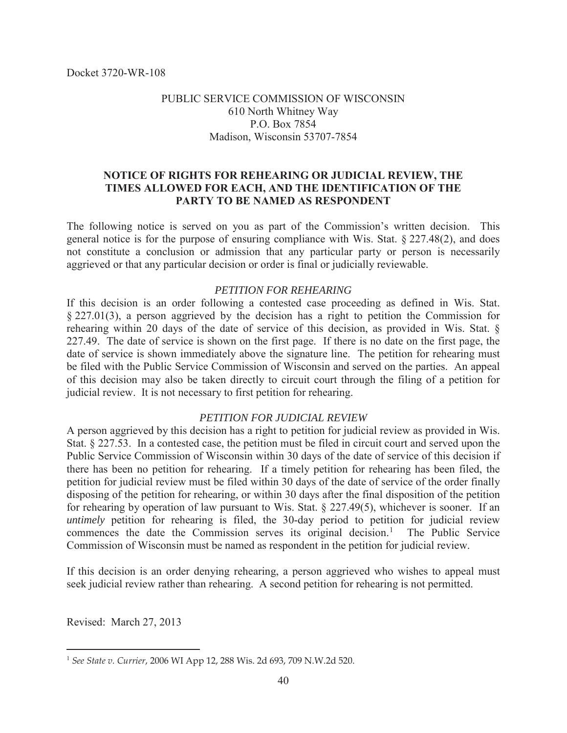Docket 3720-WR-108

PUBLIC SERVICE COMMISSION OF WISCONSIN
610 North Whitney Way
P.O. Box 7854
Madison, Wisconsin 53707-7854

## NOTICE OF RIGHTS FOR REHEARING OR JUDICIAL REVIEW, THE TIMES ALLOWED FOR EACH, AND THE IDENTIFICATION OF THE PARTY TO BE NAMED AS RESPONDENT

The following notice is served on you as part of the Commission's written decision. This general notice is for the purpose of ensuring compliance with Wis. Stat. § 227.48(2), and does not constitute a conclusion or admission that any particular party or person is necessarily aggrieved or that any particular decision or order is final or judicially reviewable.

### *PETITION FOR REHEARING*

If this decision is an order following a contested case proceeding as defined in Wis. Stat. § 227.01(3), a person aggrieved by the decision has a right to petition the Commission for rehearing within 20 days of the date of service of this decision, as provided in Wis. Stat. § 227.49. The date of service is shown on the first page. If there is no date on the first page, the date of service is shown immediately above the signature line. The petition for rehearing must be filed with the Public Service Commission of Wisconsin and served on the parties. An appeal of this decision may also be taken directly to circuit court through the filing of a petition for judicial review. It is not necessary to first petition for rehearing.

### *PETITION FOR JUDICIAL REVIEW*

A person aggrieved by this decision has a right to petition for judicial review as provided in Wis. Stat. § 227.53. In a contested case, the petition must be filed in circuit court and served upon the Public Service Commission of Wisconsin within 30 days of the date of service of this decision if there has been no petition for rehearing. If a timely petition for rehearing has been filed, the petition for judicial review must be filed within 30 days of the date of service of the order finally disposing of the petition for rehearing, or within 30 days after the final disposition of the petition for rehearing by operation of law pursuant to Wis. Stat. § 227.49(5), whichever is sooner. If an *untimely* petition for rehearing is filed, the 30-day period to petition for judicial review commences the date the Commission serves its original decision.[1] The Public Service Commission of Wisconsin must be named as respondent in the petition for judicial review.

If this decision is an order denying rehearing, a person aggrieved who wishes to appeal must seek judicial review rather than rehearing. A second petition for rehearing is not permitted.

Revised: March 27, 2013

---

[1] *See State v. Currier*, 2006 WI App 12, 288 Wis. 2d 693, 709 N.W.2d 520.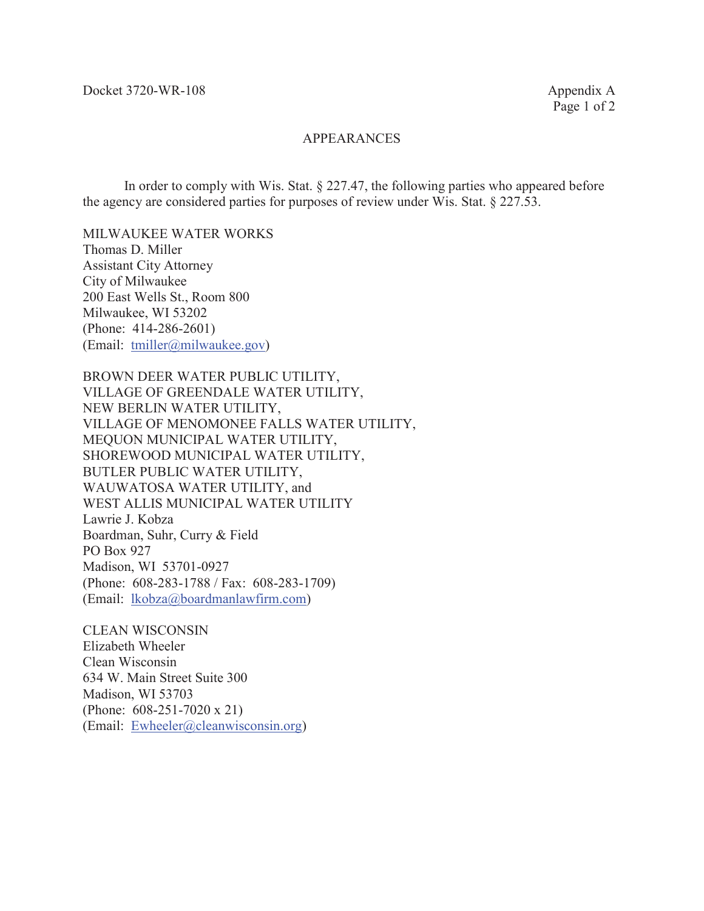Docket 3720-WR-108

Appendix A

## APPEARANCES

In order to comply with Wis. Stat. § 227.47, the following parties who appeared before the agency are considered parties for purposes of review under Wis. Stat. § 227.53.

MILWAUKEE WATER WORKS  
Thomas D. Miller  
Assistant City Attorney  
City of Milwaukee  
200 East Wells St., Room 800  
Milwaukee, WI 53202  
(Phone: 414-286-2601)  
(Email: tmiller@milwaukee.gov)

BROWN DEER WATER PUBLIC UTILITY,  
VILLAGE OF GREENDALE WATER UTILITY,  
NEW BERLIN WATER UTILITY,  
VILLAGE OF MENOMONEE FALLS WATER UTILITY,  
MEQUON MUNICIPAL WATER UTILITY,  
SHOREWOOD MUNICIPAL WATER UTILITY,  
BUTLER PUBLIC WATER UTILITY,  
WAUWATOSA WATER UTILITY, and  
WEST ALLIS MUNICIPAL WATER UTILITY  
Lawrie J. Kobza  
Boardman, Suhr, Curry & Field  
PO Box 927  
Madison, WI 53701-0927  
(Phone: 608-283-1788 / Fax: 608-283-1709)  
(Email: lkobza@boardmanlawfirm.com)

CLEAN WISCONSIN  
Elizabeth Wheeler  
Clean Wisconsin  
634 W. Main Street Suite 300  
Madison, WI 53703  
(Phone: 608-251-7020 x 21)  
(Email: Ewheeler@cleanwisconsin.org)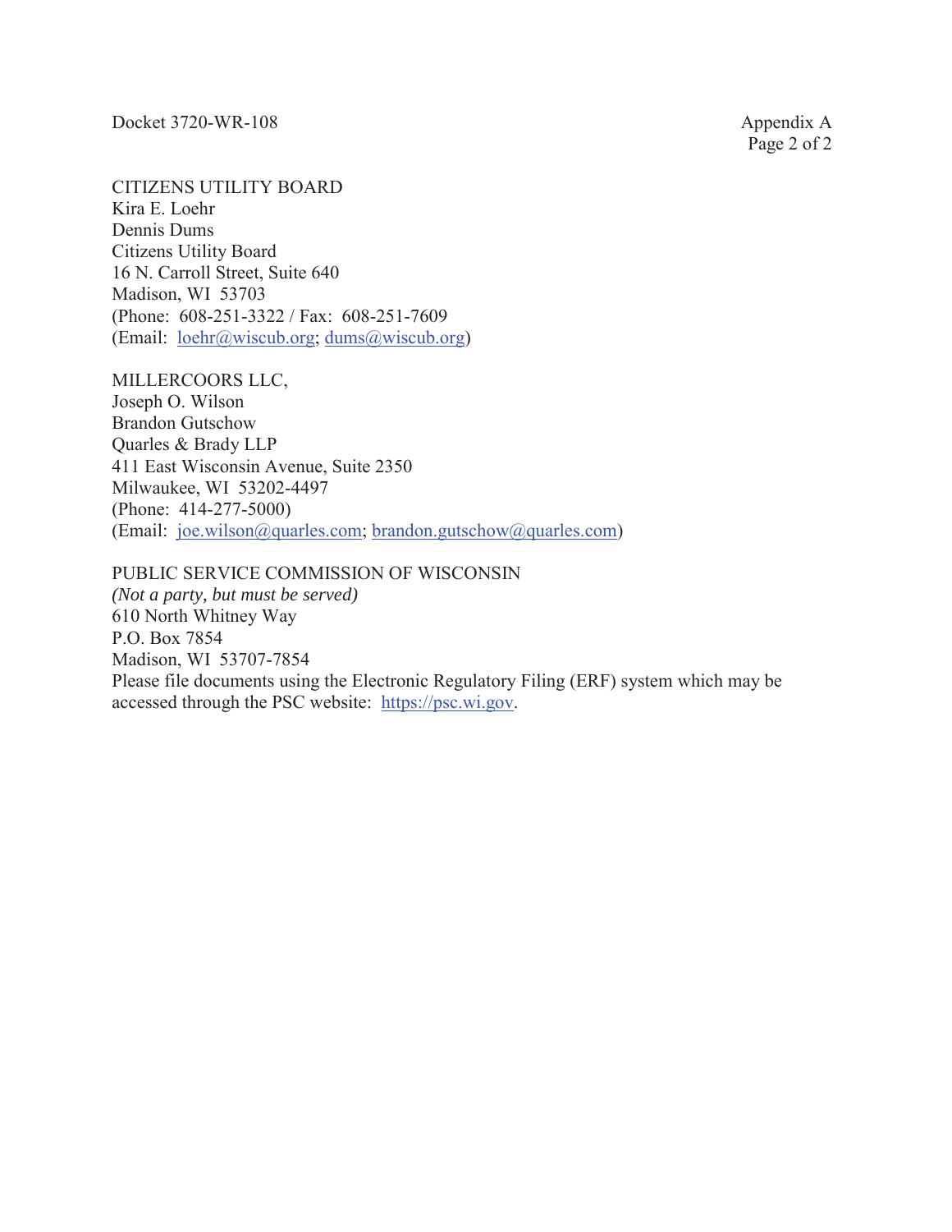CITIZENS UTILITY BOARD
Kira E. Loehr
Dennis Dums
Citizens Utility Board
16 N. Carroll Street, Suite 640
Madison, WI 53703
(Phone: 608-251-3322 / Fax: 608-251-7609
(Email: loehr@wiscub.org; dums@wiscub.org)

MILLERCOORS LLC,
Joseph O. Wilson
Brandon Gutschow
Quarles & Brady LLP
411 East Wisconsin Avenue, Suite 2350
Milwaukee, WI 53202-4497
(Phone: 414-277-5000)
(Email: joe.wilson@quarles.com; brandon.gutschow@quarles.com)

PUBLIC SERVICE COMMISSION OF WISCONSIN
*(Not a party, but must be served)*
610 North Whitney Way
P.O. Box 7854
Madison, WI 53707-7854
Please file documents using the Electronic Regulatory Filing (ERF) system which may be accessed through the PSC website: https://psc.wi.gov.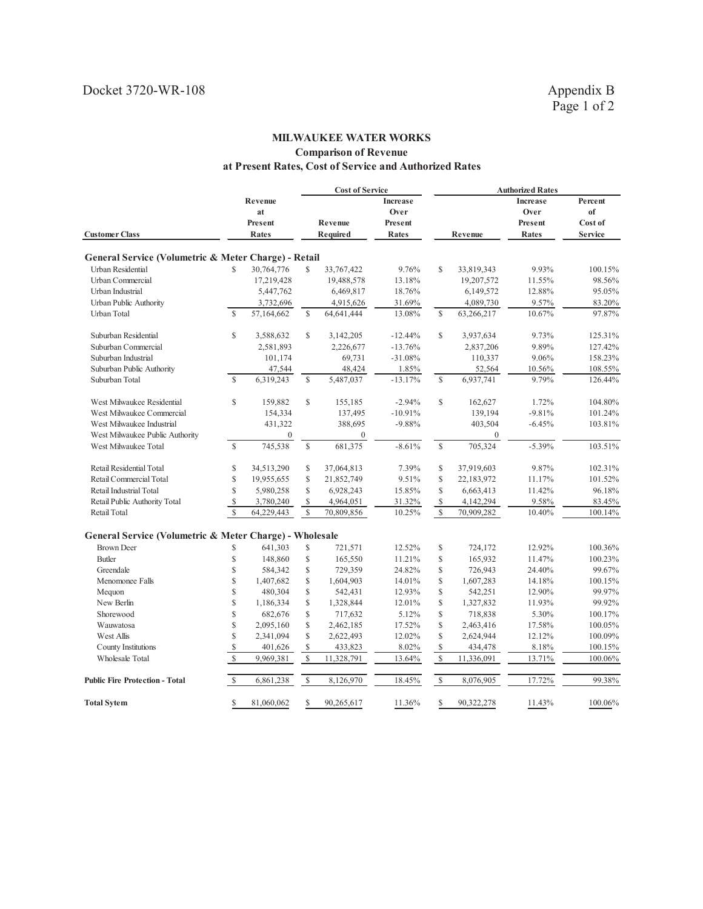Docket 3720-WR-108

Appendix B

## MILWAUKEE WATER WORKS

### Comparison of Revenue at Present Rates, Cost of Service and Authorized Rates

| Customer Class | Revenue at Present Rates | Cost of Service: Revenue Required | Cost of Service: Increase Over Present Rates | Authorized Rates: Revenue | Authorized Rates: Increase Over Present Rates | Authorized Rates: Percent of Cost of Service |
|---|---|---|---|---|---|---|
| **General Service (Volumetric & Meter Charge) - Retail** | | | | | | |
| Urban Residential | $ 30,764,776 | $ 33,767,422 | 9.76% | $ 33,819,343 | 9.93% | 100.15% |
| Urban Commercial | 17,219,428 | 19,488,578 | 13.18% | 19,207,572 | 11.55% | 98.56% |
| Urban Industrial | 5,447,762 | 6,469,817 | 18.76% | 6,149,572 | 12.88% | 95.05% |
| Urban Public Authority | 3,732,696 | 4,915,626 | 31.69% | 4,089,730 | 9.57% | 83.20% |
| Urban Total | $ 57,164,662 | $ 64,641,444 | 13.08% | $ 63,266,217 | 10.67% | 97.87% |
| Suburban Residential | $ 3,588,632 | $ 3,142,205 | -12.44% | $ 3,937,634 | 9.73% | 125.31% |
| Suburban Commercial | 2,581,893 | 2,226,677 | -13.76% | 2,837,206 | 9.89% | 127.42% |
| Suburban Industrial | 101,174 | 69,731 | -31.08% | 110,337 | 9.06% | 158.23% |
| Suburban Public Authority | 47,544 | 48,424 | 1.85% | 52,564 | 10.56% | 108.55% |
| Suburban Total | $ 6,319,243 | $ 5,487,037 | -13.17% | $ 6,937,741 | 9.79% | 126.44% |
| West Milwaukee Residential | $ 159,882 | $ 155,185 | -2.94% | $ 162,627 | 1.72% | 104.80% |
| West Milwaukee Commercial | 154,334 | 137,495 | -10.91% | 139,194 | -9.81% | 101.24% |
| West Milwaukee Industrial | 431,322 | 388,695 | -9.88% | 403,504 | -6.45% | 103.81% |
| West Milwaukee Public Authority | 0 | 0 | | 0 | | |
| West Milwaukee Total | $ 745,538 | $ 681,375 | -8.61% | $ 705,324 | -5.39% | 103.51% |
| Retail Residential Total | $ 34,513,290 | $ 37,064,813 | 7.39% | $ 37,919,603 | 9.87% | 102.31% |
| Retail Commercial Total | $ 19,955,655 | $ 21,852,749 | 9.51% | $ 22,183,972 | 11.17% | 101.52% |
| Retail Industrial Total | $ 5,980,258 | $ 6,928,243 | 15.85% | $ 6,663,413 | 11.42% | 96.18% |
| Retail Public Authority Total | $ 3,780,240 | $ 4,964,051 | 31.32% | $ 4,142,294 | 9.58% | 83.45% |
| Retail Total | $ 64,229,443 | $ 70,809,856 | 10.25% | $ 70,909,282 | 10.40% | 100.14% |
| **General Service (Volumetric & Meter Charge) - Wholesale** | | | | | | |
| Brown Deer | $ 641,303 | $ 721,571 | 12.52% | $ 724,172 | 12.92% | 100.36% |
| Butler | $ 148,860 | $ 165,550 | 11.21% | $ 165,932 | 11.47% | 100.23% |
| Greendale | $ 584,342 | $ 729,359 | 24.82% | $ 726,943 | 24.40% | 99.67% |
| Menomonee Falls | $ 1,407,682 | $ 1,604,903 | 14.01% | $ 1,607,283 | 14.18% | 100.15% |
| Mequon | $ 480,304 | $ 542,431 | 12.93% | $ 542,251 | 12.90% | 99.97% |
| New Berlin | $ 1,186,334 | $ 1,328,844 | 12.01% | $ 1,327,832 | 11.93% | 99.92% |
| Shorewood | $ 682,676 | $ 717,632 | 5.12% | $ 718,838 | 5.30% | 100.17% |
| Wauwatosa | $ 2,095,160 | $ 2,462,185 | 17.52% | $ 2,463,416 | 17.58% | 100.05% |
| West Allis | $ 2,341,094 | $ 2,622,493 | 12.02% | $ 2,624,944 | 12.12% | 100.09% |
| County Institutions | $ 401,626 | $ 433,823 | 8.02% | $ 434,478 | 8.18% | 100.15% |
| Wholesale Total | $ 9,969,381 | $ 11,328,791 | 13.64% | $ 11,336,091 | 13.71% | 100.06% |
| **Public Fire Protection - Total** | $ 6,861,238 | $ 8,126,970 | 18.45% | $ 8,076,905 | 17.72% | 99.38% |
| **Total Sytem** | $ 81,060,062 | $ 90,265,617 | 11.36% | $ 90,322,278 | 11.43% | 100.06% |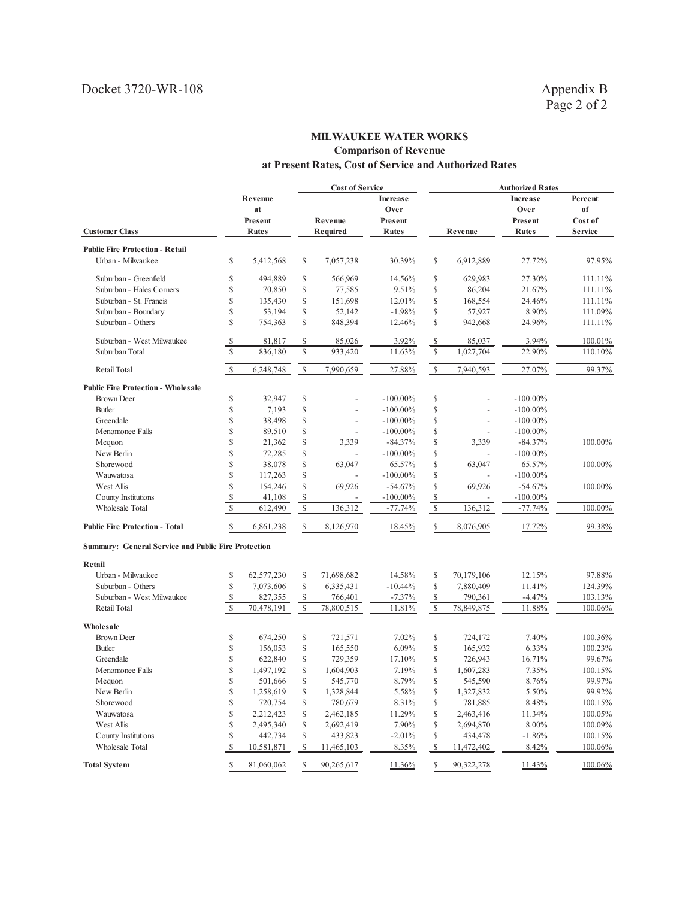## MILWAUKEE WATER WORKS
### Comparison of Revenue
### at Present Rates, Cost of Service and Authorized Rates

| Customer Class | Revenue at Present Rates | Cost of Service | | Authorized Rates | | |
|---|---|---|---|---|---|---|
| | | Revenue Required | Increase Over Present Rates | Revenue | Increase Over Present Rates | Percent of Cost of Service |
| **Public Fire Protection - Retail** | | | | | | |
| Urban - Milwaukee | $ 5,412,568 | $ 7,057,238 | 30.39% | $ 6,912,889 | 27.72% | 97.95% |
| Suburban - Greenfield | $ 494,889 | $ 566,969 | 14.56% | $ 629,983 | 27.30% | 111.11% |
| Suburban - Hales Corners | $ 70,850 | $ 77,585 | 9.51% | $ 86,204 | 21.67% | 111.11% |
| Suburban - St. Francis | $ 135,430 | $ 151,698 | 12.01% | $ 168,554 | 24.46% | 111.11% |
| Suburban - Boundary | $ 53,194 | $ 52,142 | -1.98% | $ 57,927 | 8.90% | 111.09% |
| Suburban - Others | $ 754,363 | $ 848,394 | 12.46% | $ 942,668 | 24.96% | 111.11% |
| Suburban - West Milwaukee | $ 81,817 | $ 85,026 | 3.92% | $ 85,037 | 3.94% | 100.01% |
| Suburban Total | $ 836,180 | $ 933,420 | 11.63% | $ 1,027,704 | 22.90% | 110.10% |
| Retail Total | $ 6,248,748 | $ 7,990,659 | 27.88% | $ 7,940,593 | 27.07% | 99.37% |
| **Public Fire Protection - Wholesale** | | | | | | |
| Brown Deer | $ 32,947 | $ - | -100.00% | $ - | -100.00% | |
| Butler | $ 7,193 | $ - | -100.00% | $ - | -100.00% | |
| Greendale | $ 38,498 | $ - | -100.00% | $ - | -100.00% | |
| Menomonee Falls | $ 89,510 | $ - | -100.00% | $ - | -100.00% | |
| Mequon | $ 21,362 | $ 3,339 | -84.37% | $ 3,339 | -84.37% | 100.00% |
| New Berlin | $ 72,285 | $ - | -100.00% | $ - | -100.00% | |
| Shorewood | $ 38,078 | $ 63,047 | 65.57% | $ 63,047 | 65.57% | 100.00% |
| Wauwatosa | $ 117,263 | $ - | -100.00% | $ - | -100.00% | |
| West Allis | $ 154,246 | $ 69,926 | -54.67% | $ 69,926 | -54.67% | 100.00% |
| County Institutions | $ 41,108 | $ - | -100.00% | $ - | -100.00% | |
| Wholesale Total | $ 612,490 | $ 136,312 | -77.74% | $ 136,312 | -77.74% | 100.00% |
| **Public Fire Protection - Total** | $ 6,861,238 | $ 8,126,970 | 18.45% | $ 8,076,905 | 17.72% | 99.38% |
| **Summary: General Service and Public Fire Protection** | | | | | | |
| **Retail** | | | | | | |
| Urban - Milwaukee | $ 62,577,230 | $ 71,698,682 | 14.58% | $ 70,179,106 | 12.15% | 97.88% |
| Suburban - Others | $ 7,073,606 | $ 6,335,431 | -10.44% | $ 7,880,409 | 11.41% | 124.39% |
| Suburban - West Milwaukee | $ 827,355 | $ 766,401 | -7.37% | $ 790,361 | -4.47% | 103.13% |
| Retail Total | $ 70,478,191 | $ 78,800,515 | 11.81% | $ 78,849,875 | 11.88% | 100.06% |
| **Wholesale** | | | | | | |
| Brown Deer | $ 674,250 | $ 721,571 | 7.02% | $ 724,172 | 7.40% | 100.36% |
| Butler | $ 156,053 | $ 165,550 | 6.09% | $ 165,932 | 6.33% | 100.23% |
| Greendale | $ 622,840 | $ 729,359 | 17.10% | $ 726,943 | 16.71% | 99.67% |
| Menomonee Falls | $ 1,497,192 | $ 1,604,903 | 7.19% | $ 1,607,283 | 7.35% | 100.15% |
| Mequon | $ 501,666 | $ 545,770 | 8.79% | $ 545,590 | 8.76% | 99.97% |
| New Berlin | $ 1,258,619 | $ 1,328,844 | 5.58% | $ 1,327,832 | 5.50% | 99.92% |
| Shorewood | $ 720,754 | $ 780,679 | 8.31% | $ 781,885 | 8.48% | 100.15% |
| Wauwatosa | $ 2,212,423 | $ 2,462,185 | 11.29% | $ 2,463,416 | 11.34% | 100.05% |
| West Allis | $ 2,495,340 | $ 2,692,419 | 7.90% | $ 2,694,870 | 8.00% | 100.09% |
| County Institutions | $ 442,734 | $ 433,823 | -2.01% | $ 434,478 | -1.86% | 100.15% |
| Wholesale Total | $ 10,581,871 | $ 11,465,103 | 8.35% | $ 11,472,402 | 8.42% | 100.06% |
| **Total System** | $ 81,060,062 | $ 90,265,617 | 11.36% | $ 90,322,278 | 11.43% | 100.06% |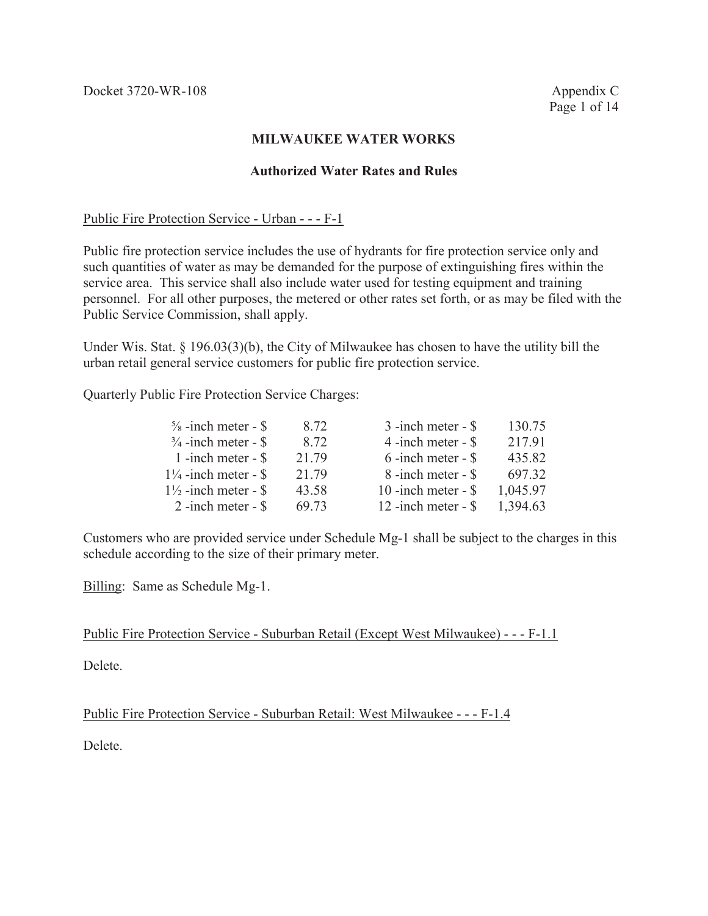Docket 3720-WR-108 | Appendix C

# MILWAUKEE WATER WORKS

## Authorized Water Rates and Rules

Public Fire Protection Service - Urban - - - F-1

Public fire protection service includes the use of hydrants for fire protection service only and such quantities of water as may be demanded for the purpose of extinguishing fires within the service area. This service shall also include water used for testing equipment and training personnel. For all other purposes, the metered or other rates set forth, or as may be filed with the Public Service Commission, shall apply.

Under Wis. Stat. § 196.03(3)(b), the City of Milwaukee has chosen to have the utility bill the urban retail general service customers for public fire protection service.

Quarterly Public Fire Protection Service Charges:

| Meter | Charge | Meter | Charge |
|---|---|---|---|
| ⅝ -inch meter - $ | 8.72 | 3 -inch meter - $ | 130.75 |
| ¾ -inch meter - $ | 8.72 | 4 -inch meter - $ | 217.91 |
| 1 -inch meter - $ | 21.79 | 6 -inch meter - $ | 435.82 |
| 1¼ -inch meter - $ | 21.79 | 8 -inch meter - $ | 697.32 |
| 1½ -inch meter - $ | 43.58 | 10 -inch meter - $ | 1,045.97 |
| 2 -inch meter - $ | 69.73 | 12 -inch meter - $ | 1,394.63 |

Customers who are provided service under Schedule Mg-1 shall be subject to the charges in this schedule according to the size of their primary meter.

Billing: Same as Schedule Mg-1.

Public Fire Protection Service - Suburban Retail (Except West Milwaukee) - - - F-1.1

Delete.

Public Fire Protection Service - Suburban Retail: West Milwaukee - - - F-1.4

Delete.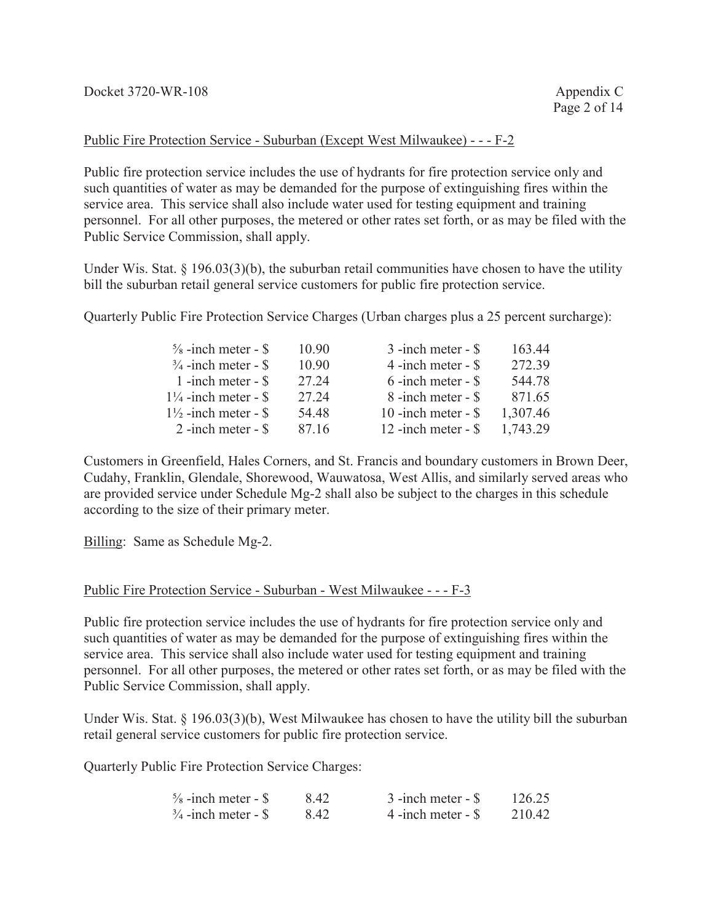Public Fire Protection Service - Suburban (Except West Milwaukee) - - - F-2

Public fire protection service includes the use of hydrants for fire protection service only and such quantities of water as may be demanded for the purpose of extinguishing fires within the service area. This service shall also include water used for testing equipment and training personnel. For all other purposes, the metered or other rates set forth, or as may be filed with the Public Service Commission, shall apply.

Under Wis. Stat. § 196.03(3)(b), the suburban retail communities have chosen to have the utility bill the suburban retail general service customers for public fire protection service.

Quarterly Public Fire Protection Service Charges (Urban charges plus a 25 percent surcharge):

| | | | |
|---|---|---|---|
| ⅝ -inch meter - $ | 10.90 | 3 -inch meter - $ | 163.44 |
| ¾ -inch meter - $ | 10.90 | 4 -inch meter - $ | 272.39 |
| 1 -inch meter - $ | 27.24 | 6 -inch meter - $ | 544.78 |
| 1¼ -inch meter - $ | 27.24 | 8 -inch meter - $ | 871.65 |
| 1½ -inch meter - $ | 54.48 | 10 -inch meter - $ | 1,307.46 |
| 2 -inch meter - $ | 87.16 | 12 -inch meter - $ | 1,743.29 |

Customers in Greenfield, Hales Corners, and St. Francis and boundary customers in Brown Deer, Cudahy, Franklin, Glendale, Shorewood, Wauwatosa, West Allis, and similarly served areas who are provided service under Schedule Mg-2 shall also be subject to the charges in this schedule according to the size of their primary meter.

Billing: Same as Schedule Mg-2.

Public Fire Protection Service - Suburban - West Milwaukee - - - F-3

Public fire protection service includes the use of hydrants for fire protection service only and such quantities of water as may be demanded for the purpose of extinguishing fires within the service area. This service shall also include water used for testing equipment and training personnel. For all other purposes, the metered or other rates set forth, or as may be filed with the Public Service Commission, shall apply.

Under Wis. Stat. § 196.03(3)(b), West Milwaukee has chosen to have the utility bill the suburban retail general service customers for public fire protection service.

Quarterly Public Fire Protection Service Charges:

| | | | |
|---|---|---|---|
| ⅝ -inch meter - $ | 8.42 | 3 -inch meter - $ | 126.25 |
| ¾ -inch meter - $ | 8.42 | 4 -inch meter - $ | 210.42 |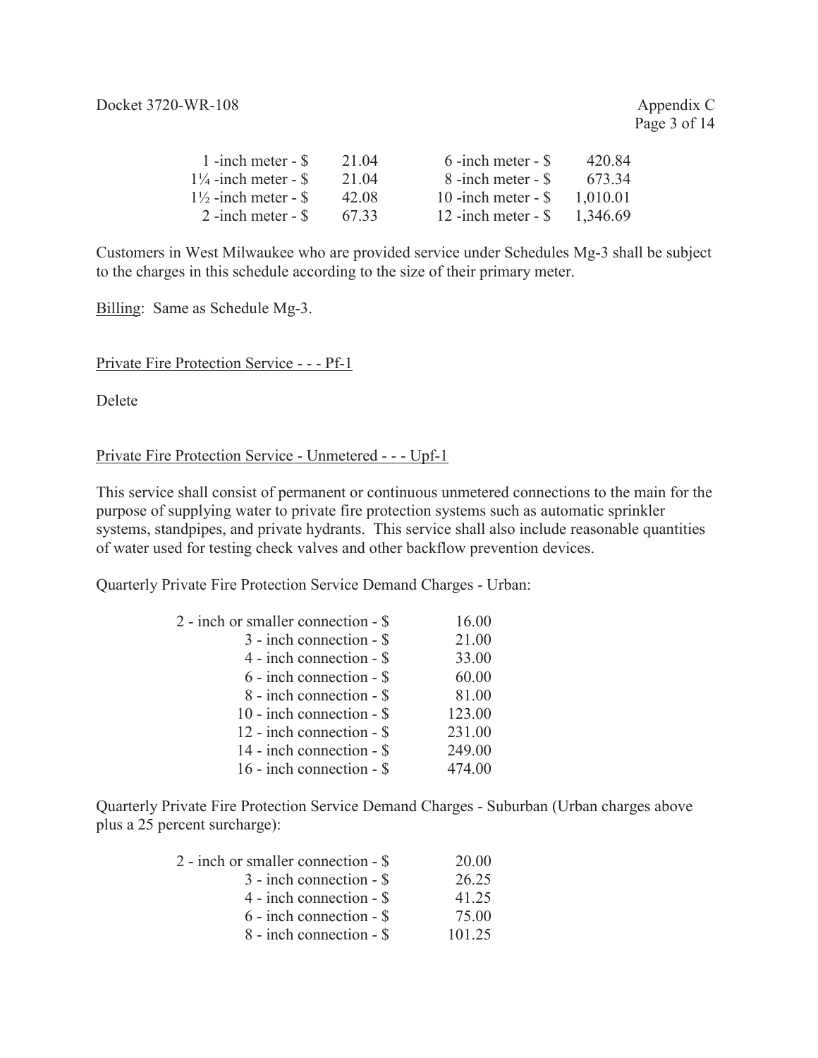| | | | |
|---|---|---|---|
| 1 -inch meter - $ | 21.04 | 6 -inch meter - $ | 420.84 |
| 1¼ -inch meter - $ | 21.04 | 8 -inch meter - $ | 673.34 |
| 1½ -inch meter - $ | 42.08 | 10 -inch meter - $ | 1,010.01 |
| 2 -inch meter - $ | 67.33 | 12 -inch meter - $ | 1,346.69 |

Customers in West Milwaukee who are provided service under Schedules Mg-3 shall be subject to the charges in this schedule according to the size of their primary meter.

Billing: Same as Schedule Mg-3.

Private Fire Protection Service - - - Pf-1

Delete

Private Fire Protection Service - Unmetered - - - Upf-1

This service shall consist of permanent or continuous unmetered connections to the main for the purpose of supplying water to private fire protection systems such as automatic sprinkler systems, standpipes, and private hydrants. This service shall also include reasonable quantities of water used for testing check valves and other backflow prevention devices.

Quarterly Private Fire Protection Service Demand Charges - Urban:

| | |
|---|---|
| 2 - inch or smaller connection - $ | 16.00 |
| 3 - inch connection - $ | 21.00 |
| 4 - inch connection - $ | 33.00 |
| 6 - inch connection - $ | 60.00 |
| 8 - inch connection - $ | 81.00 |
| 10 - inch connection - $ | 123.00 |
| 12 - inch connection - $ | 231.00 |
| 14 - inch connection - $ | 249.00 |
| 16 - inch connection - $ | 474.00 |

Quarterly Private Fire Protection Service Demand Charges - Suburban (Urban charges above plus a 25 percent surcharge):

| | |
|---|---|
| 2 - inch or smaller connection - $ | 20.00 |
| 3 - inch connection - $ | 26.25 |
| 4 - inch connection - $ | 41.25 |
| 6 - inch connection - $ | 75.00 |
| 8 - inch connection - $ | 101.25 |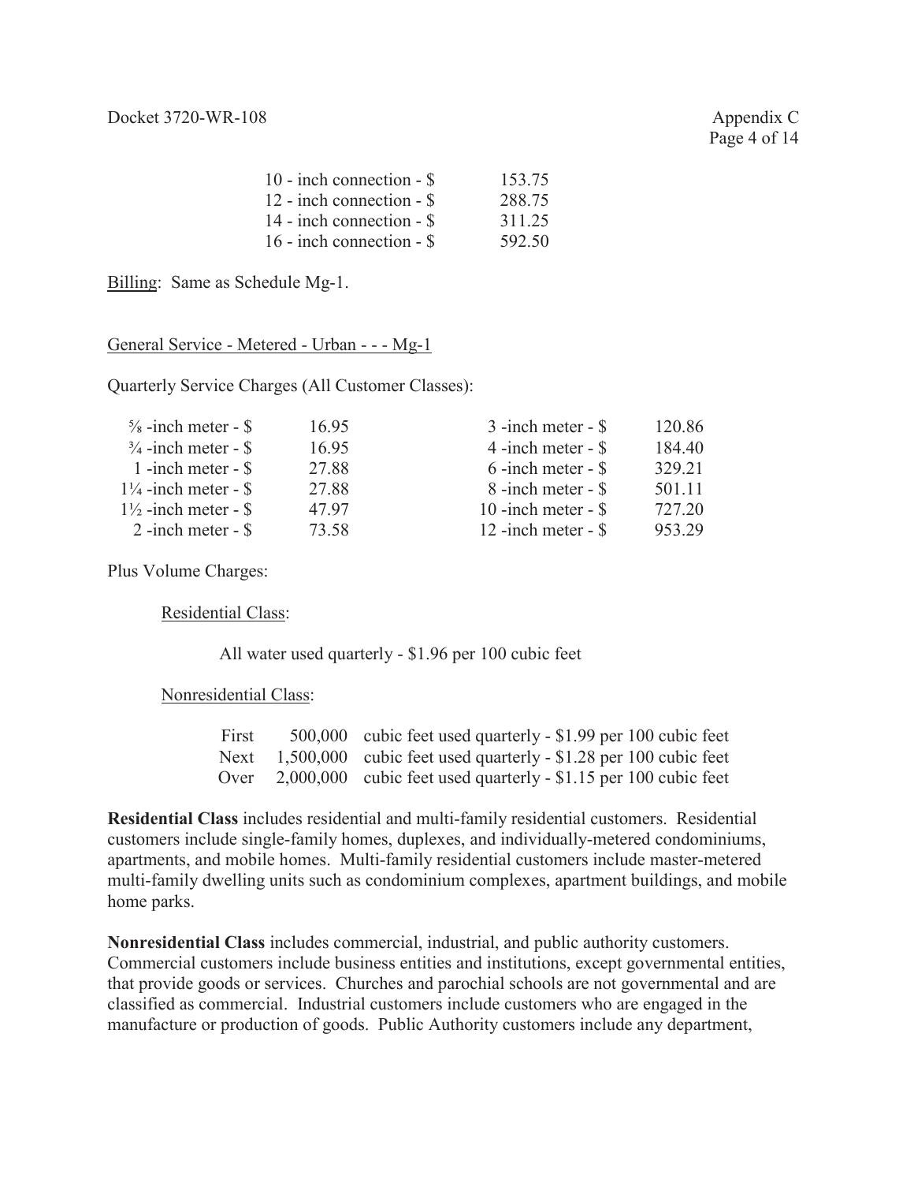| | |
|---|---|
| 10 - inch connection - $ | 153.75 |
| 12 - inch connection - $ | 288.75 |
| 14 - inch connection - $ | 311.25 |
| 16 - inch connection - $ | 592.50 |

Billing: Same as Schedule Mg-1.

General Service - Metered - Urban - - - Mg-1

Quarterly Service Charges (All Customer Classes):

| | | | |
|---|---|---|---|
| ⅝ -inch meter - $ | 16.95 | 3 -inch meter - $ | 120.86 |
| ¾ -inch meter - $ | 16.95 | 4 -inch meter - $ | 184.40 |
| 1 -inch meter - $ | 27.88 | 6 -inch meter - $ | 329.21 |
| 1¼ -inch meter - $ | 27.88 | 8 -inch meter - $ | 501.11 |
| 1½ -inch meter - $ | 47.97 | 10 -inch meter - $ | 727.20 |
| 2 -inch meter - $ | 73.58 | 12 -inch meter - $ | 953.29 |

Plus Volume Charges:

Residential Class:

All water used quarterly - $1.96 per 100 cubic feet

Nonresidential Class:

| | | |
|---|---|---|
| First | 500,000 | cubic feet used quarterly - $1.99 per 100 cubic feet |
| Next | 1,500,000 | cubic feet used quarterly - $1.28 per 100 cubic feet |
| Over | 2,000,000 | cubic feet used quarterly - $1.15 per 100 cubic feet |

**Residential Class** includes residential and multi-family residential customers. Residential customers include single-family homes, duplexes, and individually-metered condominiums, apartments, and mobile homes. Multi-family residential customers include master-metered multi-family dwelling units such as condominium complexes, apartment buildings, and mobile home parks.

**Nonresidential Class** includes commercial, industrial, and public authority customers. Commercial customers include business entities and institutions, except governmental entities, that provide goods or services. Churches and parochial schools are not governmental and are classified as commercial. Industrial customers include customers who are engaged in the manufacture or production of goods. Public Authority customers include any department,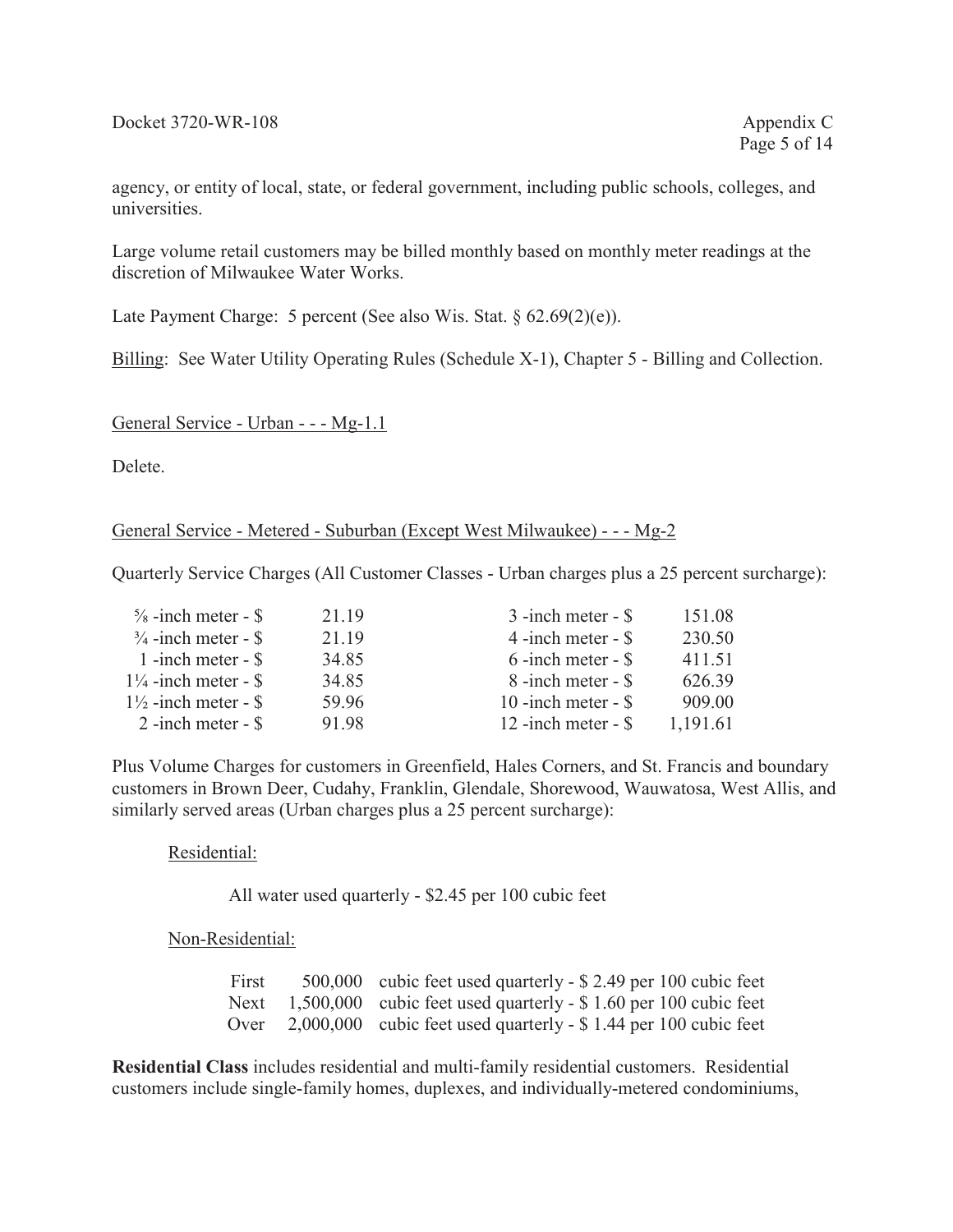agency, or entity of local, state, or federal government, including public schools, colleges, and universities.

Large volume retail customers may be billed monthly based on monthly meter readings at the discretion of Milwaukee Water Works.

Late Payment Charge: 5 percent (See also Wis. Stat. § 62.69(2)(e)).

Billing: See Water Utility Operating Rules (Schedule X-1), Chapter 5 - Billing and Collection.

General Service - Urban - - - Mg-1.1

Delete.

General Service - Metered - Suburban (Except West Milwaukee) - - - Mg-2

Quarterly Service Charges (All Customer Classes - Urban charges plus a 25 percent surcharge):

| | | | |
|---|---|---|---|
| ⅝ -inch meter - $ | 21.19 | 3 -inch meter - $ | 151.08 |
| ¾ -inch meter - $ | 21.19 | 4 -inch meter - $ | 230.50 |
| 1 -inch meter - $ | 34.85 | 6 -inch meter - $ | 411.51 |
| 1¼ -inch meter - $ | 34.85 | 8 -inch meter - $ | 626.39 |
| 1½ -inch meter - $ | 59.96 | 10 -inch meter - $ | 909.00 |
| 2 -inch meter - $ | 91.98 | 12 -inch meter - $ | 1,191.61 |

Plus Volume Charges for customers in Greenfield, Hales Corners, and St. Francis and boundary customers in Brown Deer, Cudahy, Franklin, Glendale, Shorewood, Wauwatosa, West Allis, and similarly served areas (Urban charges plus a 25 percent surcharge):

Residential:

All water used quarterly - $2.45 per 100 cubic feet

Non-Residential:

| | | |
|---|---|---|
| First | 500,000 | cubic feet used quarterly - $ 2.49 per 100 cubic feet |
| Next | 1,500,000 | cubic feet used quarterly - $ 1.60 per 100 cubic feet |
| Over | 2,000,000 | cubic feet used quarterly - $ 1.44 per 100 cubic feet |

**Residential Class** includes residential and multi-family residential customers. Residential customers include single-family homes, duplexes, and individually-metered condominiums,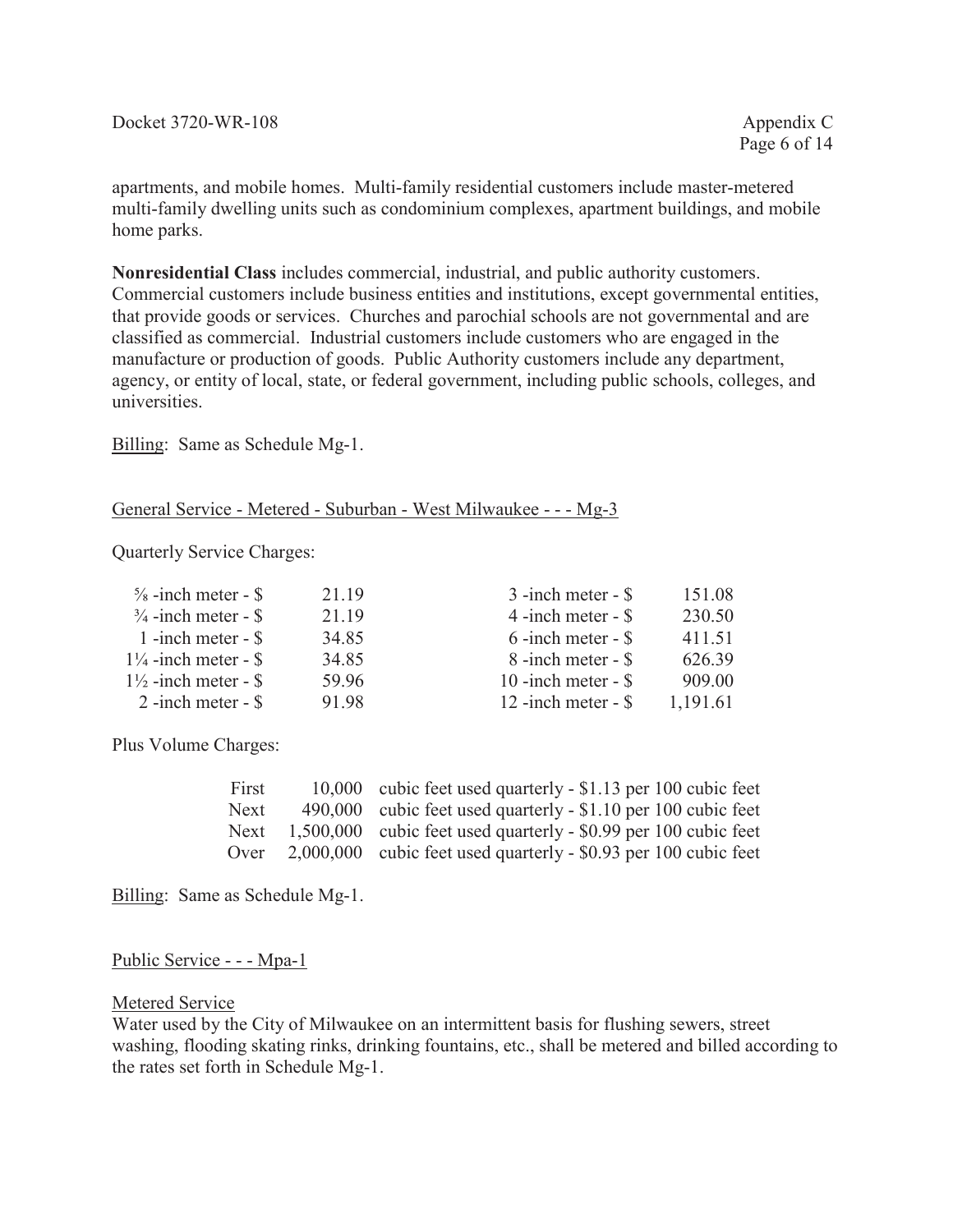apartments, and mobile homes. Multi-family residential customers include master-metered multi-family dwelling units such as condominium complexes, apartment buildings, and mobile home parks.

**Nonresidential Class** includes commercial, industrial, and public authority customers. Commercial customers include business entities and institutions, except governmental entities, that provide goods or services. Churches and parochial schools are not governmental and are classified as commercial. Industrial customers include customers who are engaged in the manufacture or production of goods. Public Authority customers include any department, agency, or entity of local, state, or federal government, including public schools, colleges, and universities.

Billing: Same as Schedule Mg-1.

General Service - Metered - Suburban - West Milwaukee - - - Mg-3

Quarterly Service Charges:

| | | | |
|---|---|---|---|
| ⅝ -inch meter - $ | 21.19 | 3 -inch meter - $ | 151.08 |
| ¾ -inch meter - $ | 21.19 | 4 -inch meter - $ | 230.50 |
| 1 -inch meter - $ | 34.85 | 6 -inch meter - $ | 411.51 |
| 1¼ -inch meter - $ | 34.85 | 8 -inch meter - $ | 626.39 |
| 1½ -inch meter - $ | 59.96 | 10 -inch meter - $ | 909.00 |
| 2 -inch meter - $ | 91.98 | 12 -inch meter - $ | 1,191.61 |

Plus Volume Charges:

| | | |
|---|---|---|
| First | 10,000 | cubic feet used quarterly - $1.13 per 100 cubic feet |
| Next | 490,000 | cubic feet used quarterly - $1.10 per 100 cubic feet |
| Next | 1,500,000 | cubic feet used quarterly - $0.99 per 100 cubic feet |
| Over | 2,000,000 | cubic feet used quarterly - $0.93 per 100 cubic feet |

Billing: Same as Schedule Mg-1.

Public Service - - - Mpa-1

Metered Service

Water used by the City of Milwaukee on an intermittent basis for flushing sewers, street washing, flooding skating rinks, drinking fountains, etc., shall be metered and billed according to the rates set forth in Schedule Mg-1.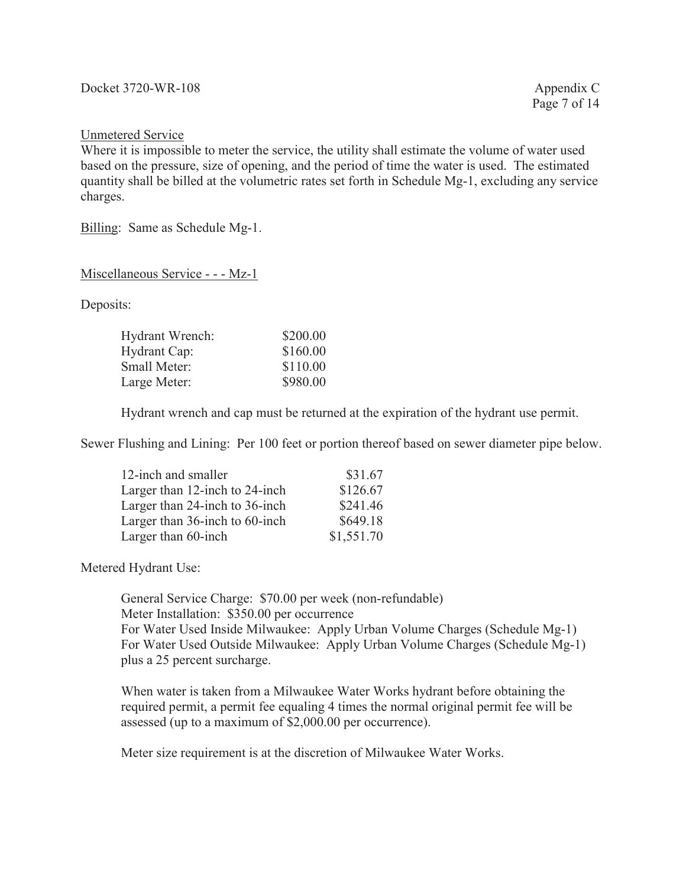Unmetered Service

Where it is impossible to meter the service, the utility shall estimate the volume of water used based on the pressure, size of opening, and the period of time the water is used. The estimated quantity shall be billed at the volumetric rates set forth in Schedule Mg-1, excluding any service charges.

Billing: Same as Schedule Mg-1.

Miscellaneous Service - - - Mz-1

Deposits:

| | |
|---|---|
| Hydrant Wrench: | \$200.00 |
| Hydrant Cap: | \$160.00 |
| Small Meter: | \$110.00 |
| Large Meter: | \$980.00 |

Hydrant wrench and cap must be returned at the expiration of the hydrant use permit.

Sewer Flushing and Lining: Per 100 feet or portion thereof based on sewer diameter pipe below.

| | |
|---|---|
| 12-inch and smaller | \$31.67 |
| Larger than 12-inch to 24-inch | \$126.67 |
| Larger than 24-inch to 36-inch | \$241.46 |
| Larger than 36-inch to 60-inch | \$649.18 |
| Larger than 60-inch | \$1,551.70 |

Metered Hydrant Use:

General Service Charge: \$70.00 per week (non-refundable)
Meter Installation: \$350.00 per occurrence
For Water Used Inside Milwaukee: Apply Urban Volume Charges (Schedule Mg-1)
For Water Used Outside Milwaukee: Apply Urban Volume Charges (Schedule Mg-1) plus a 25 percent surcharge.

When water is taken from a Milwaukee Water Works hydrant before obtaining the required permit, a permit fee equaling 4 times the normal original permit fee will be assessed (up to a maximum of \$2,000.00 per occurrence).

Meter size requirement is at the discretion of Milwaukee Water Works.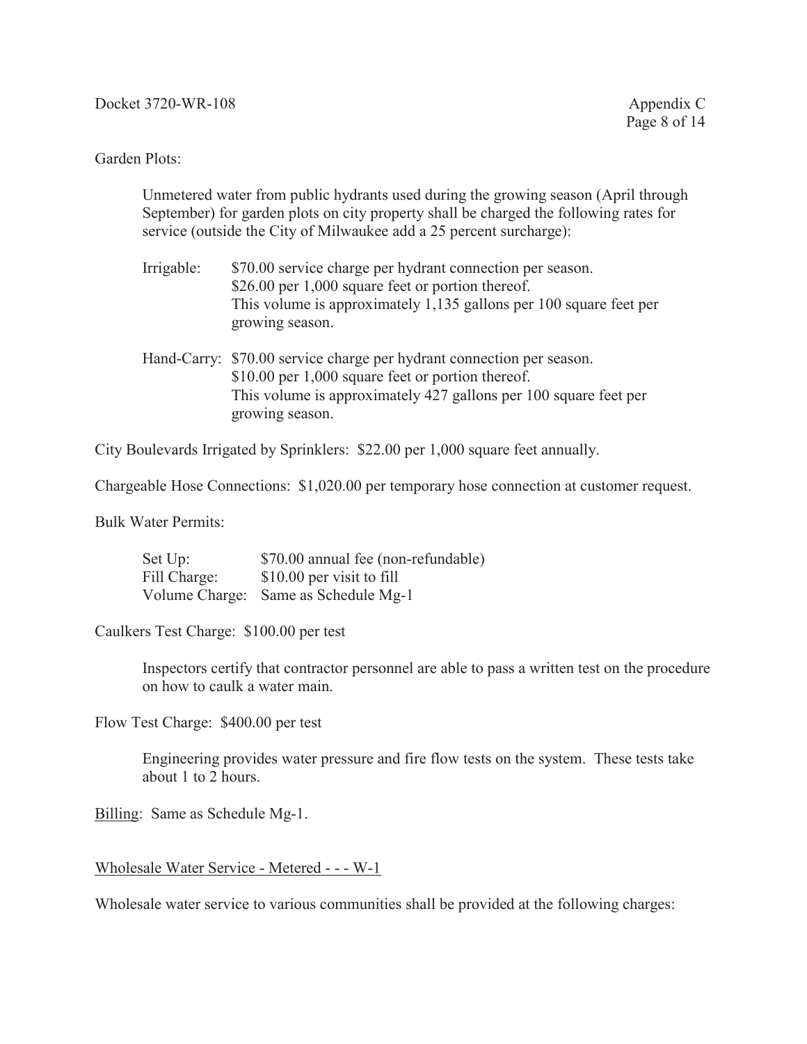Garden Plots:

Unmetered water from public hydrants used during the growing season (April through September) for garden plots on city property shall be charged the following rates for service (outside the City of Milwaukee add a 25 percent surcharge):

Irrigable: $70.00 service charge per hydrant connection per season.
$26.00 per 1,000 square feet or portion thereof.
This volume is approximately 1,135 gallons per 100 square feet per growing season.

Hand-Carry: $70.00 service charge per hydrant connection per season.
$10.00 per 1,000 square feet or portion thereof.
This volume is approximately 427 gallons per 100 square feet per growing season.

City Boulevards Irrigated by Sprinklers: $22.00 per 1,000 square feet annually.

Chargeable Hose Connections: $1,020.00 per temporary hose connection at customer request.

Bulk Water Permits:

Set Up: $70.00 annual fee (non-refundable)
Fill Charge: $10.00 per visit to fill
Volume Charge: Same as Schedule Mg-1

Caulkers Test Charge: $100.00 per test

Inspectors certify that contractor personnel are able to pass a written test on the procedure on how to caulk a water main.

Flow Test Charge: $400.00 per test

Engineering provides water pressure and fire flow tests on the system. These tests take about 1 to 2 hours.

<u>Billing</u>: Same as Schedule Mg-1.

<u>Wholesale Water Service - Metered - - - W-1</u>

Wholesale water service to various communities shall be provided at the following charges: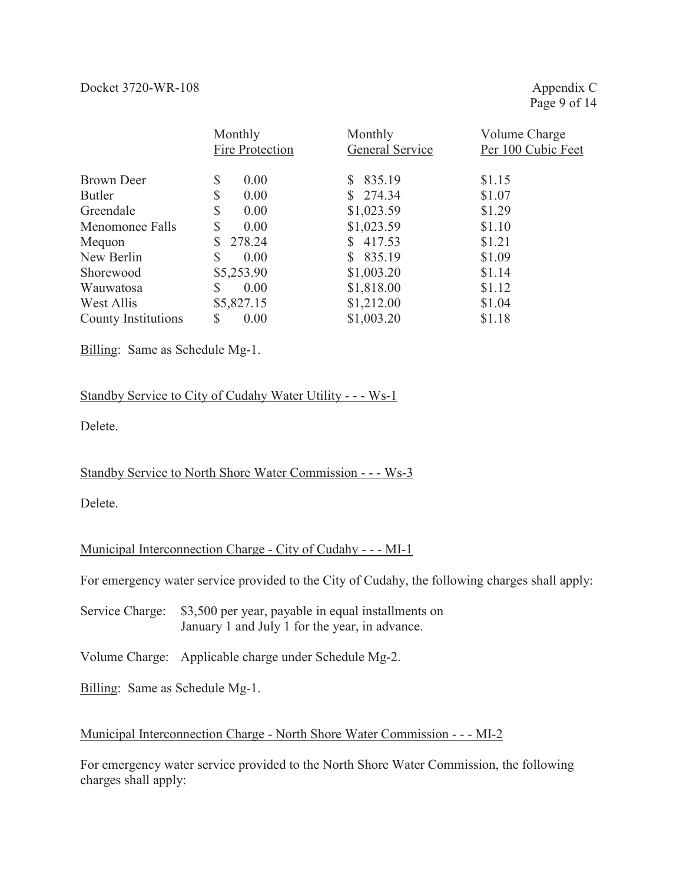| | Monthly Fire Protection | Monthly General Service | Volume Charge Per 100 Cubic Feet |
|---|---|---|---|
| Brown Deer | $ 0.00 | $ 835.19 | $1.15 |
| Butler | $ 0.00 | $ 274.34 | $1.07 |
| Greendale | $ 0.00 | $1,023.59 | $1.29 |
| Menomonee Falls | $ 0.00 | $1,023.59 | $1.10 |
| Mequon | $ 278.24 | $ 417.53 | $1.21 |
| New Berlin | $ 0.00 | $ 835.19 | $1.09 |
| Shorewood | $5,253.90 | $1,003.20 | $1.14 |
| Wauwatosa | $ 0.00 | $1,818.00 | $1.12 |
| West Allis | $5,827.15 | $1,212.00 | $1.04 |
| County Institutions | $ 0.00 | $1,003.20 | $1.18 |

Billing: Same as Schedule Mg-1.

Standby Service to City of Cudahy Water Utility - - - Ws-1

Delete.

Standby Service to North Shore Water Commission - - - Ws-3

Delete.

Municipal Interconnection Charge - City of Cudahy - - - MI-1

For emergency water service provided to the City of Cudahy, the following charges shall apply:

Service Charge: $3,500 per year, payable in equal installments on January 1 and July 1 for the year, in advance.

Volume Charge: Applicable charge under Schedule Mg-2.

Billing: Same as Schedule Mg-1.

Municipal Interconnection Charge - North Shore Water Commission - - - MI-2

For emergency water service provided to the North Shore Water Commission, the following charges shall apply: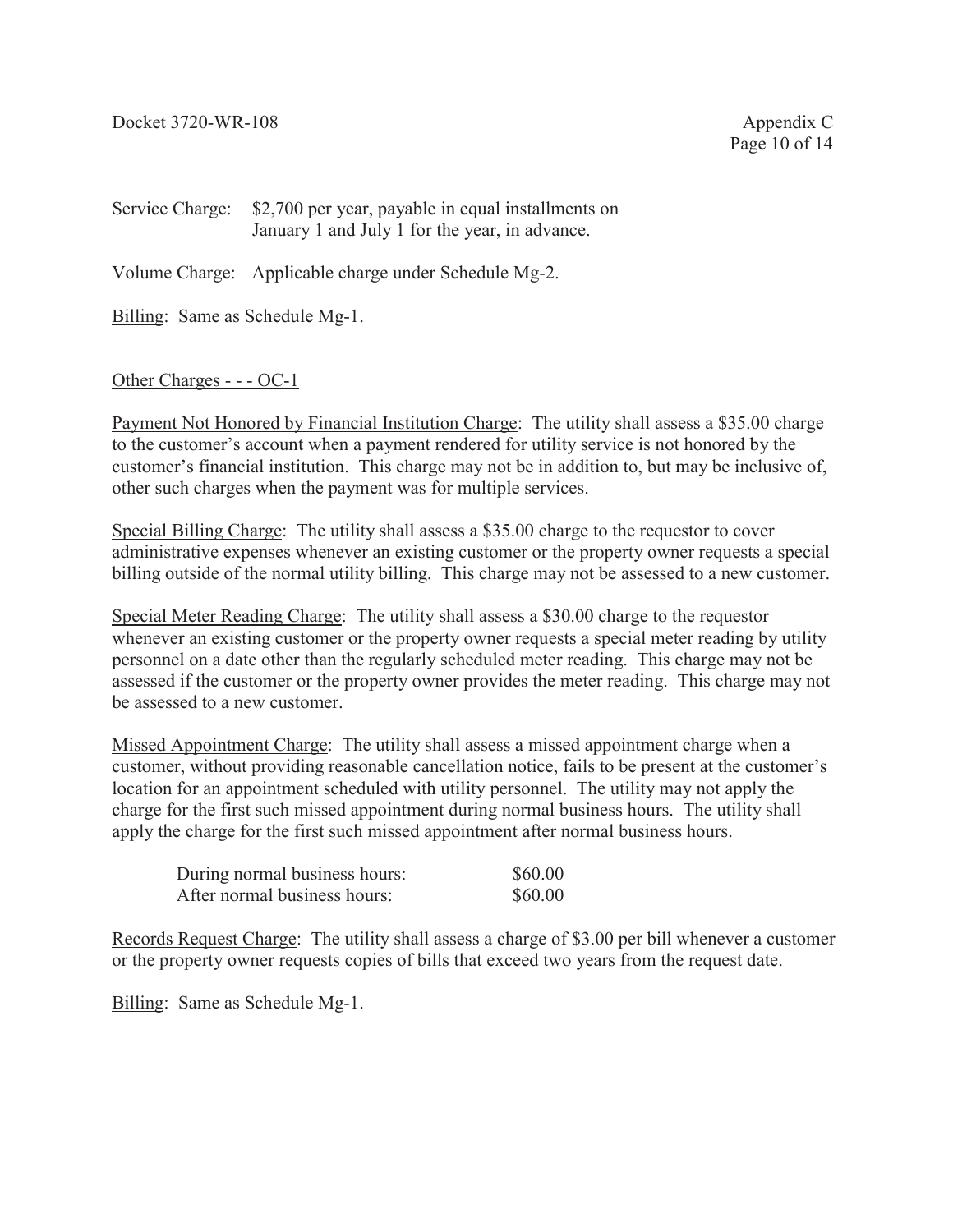Service Charge: $2,700 per year, payable in equal installments on January 1 and July 1 for the year, in advance.

Volume Charge: Applicable charge under Schedule Mg-2.

Billing: Same as Schedule Mg-1.

## Other Charges - - - OC-1

Payment Not Honored by Financial Institution Charge: The utility shall assess a $35.00 charge to the customer's account when a payment rendered for utility service is not honored by the customer's financial institution. This charge may not be in addition to, but may be inclusive of, other such charges when the payment was for multiple services.

Special Billing Charge: The utility shall assess a $35.00 charge to the requestor to cover administrative expenses whenever an existing customer or the property owner requests a special billing outside of the normal utility billing. This charge may not be assessed to a new customer.

Special Meter Reading Charge: The utility shall assess a $30.00 charge to the requestor whenever an existing customer or the property owner requests a special meter reading by utility personnel on a date other than the regularly scheduled meter reading. This charge may not be assessed if the customer or the property owner provides the meter reading. This charge may not be assessed to a new customer.

Missed Appointment Charge: The utility shall assess a missed appointment charge when a customer, without providing reasonable cancellation notice, fails to be present at the customer's location for an appointment scheduled with utility personnel. The utility may not apply the charge for the first such missed appointment during normal business hours. The utility shall apply the charge for the first such missed appointment after normal business hours.

| | |
|---|---|
| During normal business hours: | $60.00 |
| After normal business hours: | $60.00 |

Records Request Charge: The utility shall assess a charge of $3.00 per bill whenever a customer or the property owner requests copies of bills that exceed two years from the request date.

Billing: Same as Schedule Mg-1.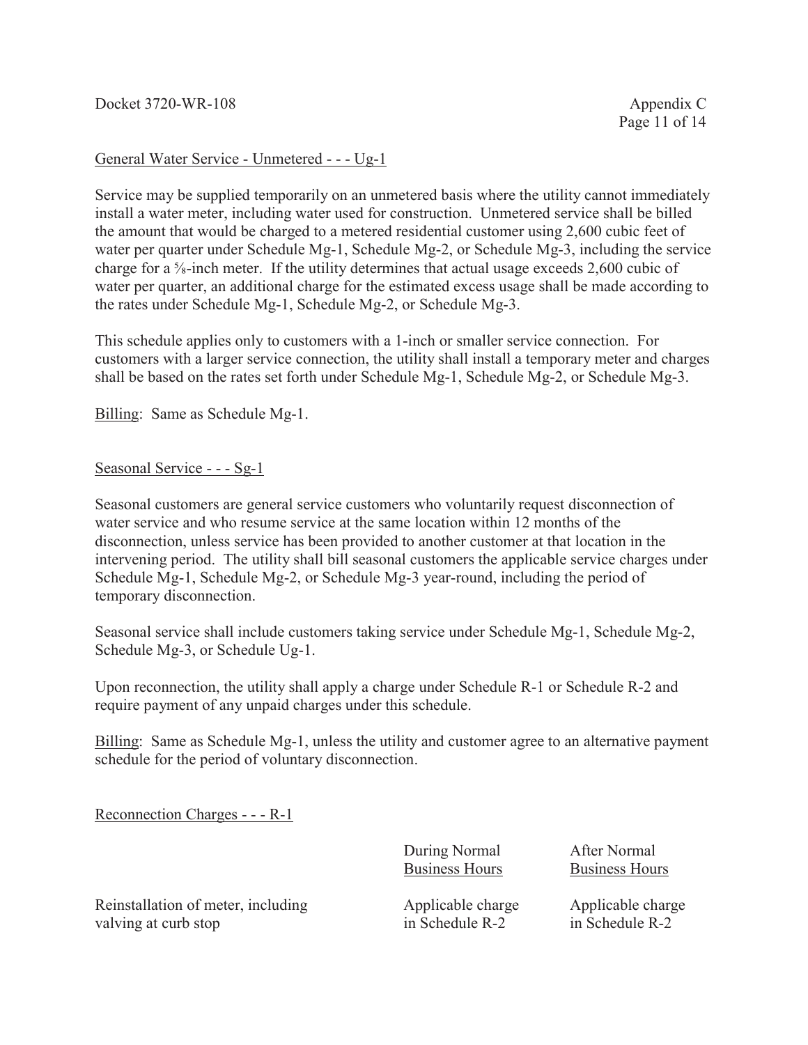General Water Service - Unmetered - - - Ug-1

Service may be supplied temporarily on an unmetered basis where the utility cannot immediately install a water meter, including water used for construction. Unmetered service shall be billed the amount that would be charged to a metered residential customer using 2,600 cubic feet of water per quarter under Schedule Mg-1, Schedule Mg-2, or Schedule Mg-3, including the service charge for a ⅝-inch meter. If the utility determines that actual usage exceeds 2,600 cubic of water per quarter, an additional charge for the estimated excess usage shall be made according to the rates under Schedule Mg-1, Schedule Mg-2, or Schedule Mg-3.

This schedule applies only to customers with a 1-inch or smaller service connection. For customers with a larger service connection, the utility shall install a temporary meter and charges shall be based on the rates set forth under Schedule Mg-1, Schedule Mg-2, or Schedule Mg-3.

Billing: Same as Schedule Mg-1.

Seasonal Service - - - Sg-1

Seasonal customers are general service customers who voluntarily request disconnection of water service and who resume service at the same location within 12 months of the disconnection, unless service has been provided to another customer at that location in the intervening period. The utility shall bill seasonal customers the applicable service charges under Schedule Mg-1, Schedule Mg-2, or Schedule Mg-3 year-round, including the period of temporary disconnection.

Seasonal service shall include customers taking service under Schedule Mg-1, Schedule Mg-2, Schedule Mg-3, or Schedule Ug-1.

Upon reconnection, the utility shall apply a charge under Schedule R-1 or Schedule R-2 and require payment of any unpaid charges under this schedule.

Billing: Same as Schedule Mg-1, unless the utility and customer agree to an alternative payment schedule for the period of voluntary disconnection.

Reconnection Charges - - - R-1

| | During Normal Business Hours | After Normal Business Hours |
|---|---|---|
| Reinstallation of meter, including valving at curb stop | Applicable charge in Schedule R-2 | Applicable charge in Schedule R-2 |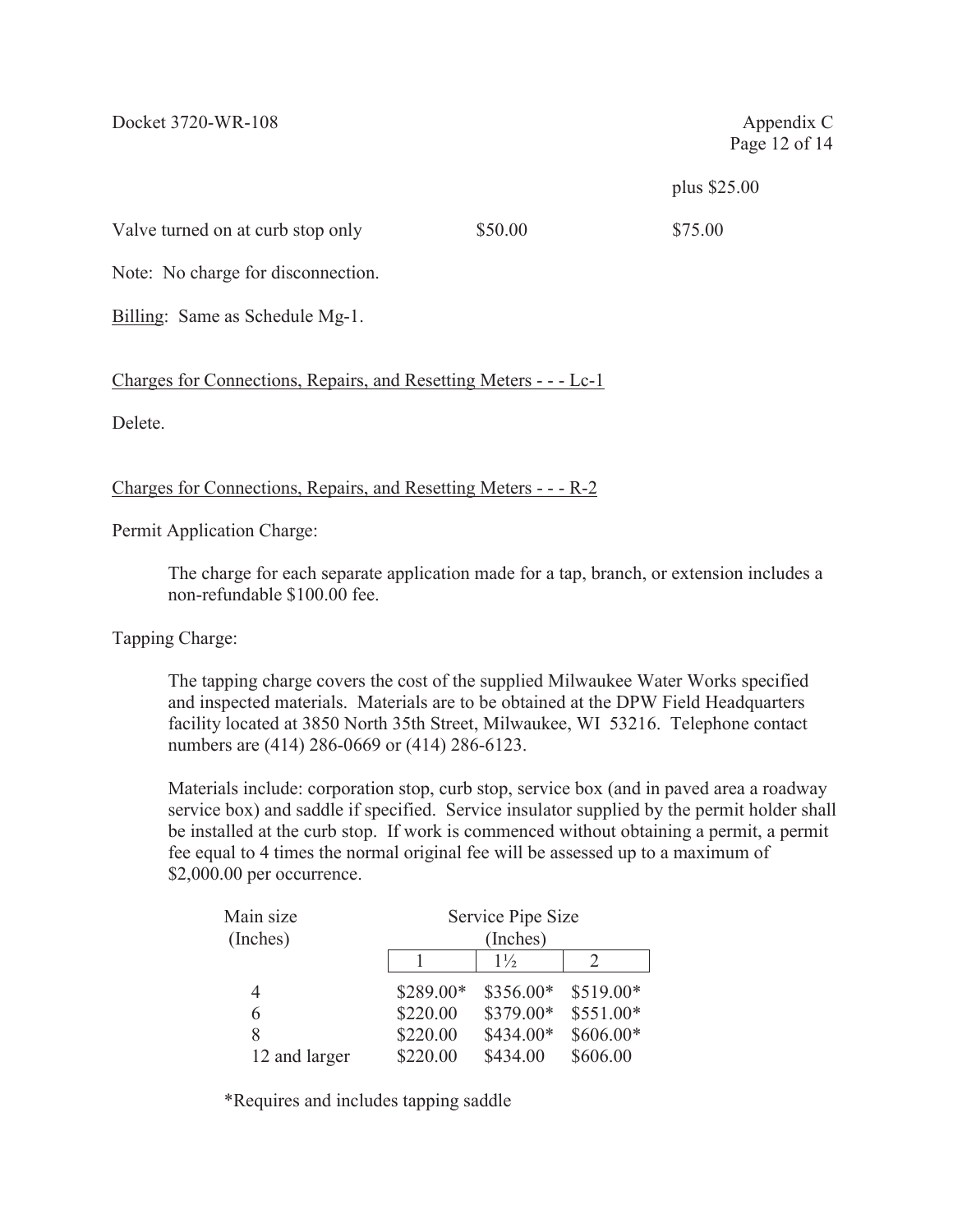| | | plus $25.00 |
|---|---|---|
| Valve turned on at curb stop only | $50.00 | $75.00 |

Note: No charge for disconnection.

Billing: Same as Schedule Mg-1.

Charges for Connections, Repairs, and Resetting Meters - - - Lc-1

Delete.

Charges for Connections, Repairs, and Resetting Meters - - - R-2

Permit Application Charge:

The charge for each separate application made for a tap, branch, or extension includes a non-refundable $100.00 fee.

Tapping Charge:

The tapping charge covers the cost of the supplied Milwaukee Water Works specified and inspected materials. Materials are to be obtained at the DPW Field Headquarters facility located at 3850 North 35th Street, Milwaukee, WI 53216. Telephone contact numbers are (414) 286-0669 or (414) 286-6123.

Materials include: corporation stop, curb stop, service box (and in paved area a roadway service box) and saddle if specified. Service insulator supplied by the permit holder shall be installed at the curb stop. If work is commenced without obtaining a permit, a permit fee equal to 4 times the normal original fee will be assessed up to a maximum of $2,000.00 per occurrence.

| Main size (Inches) | Service Pipe Size (Inches) | | |
|---|---|---|---|
| | 1 | 1½ | 2 |
| 4 | $289.00* | $356.00* | $519.00* |
| 6 | $220.00 | $379.00* | $551.00* |
| 8 | $220.00 | $434.00* | $606.00* |
| 12 and larger | $220.00 | $434.00 | $606.00 |

*Requires and includes tapping saddle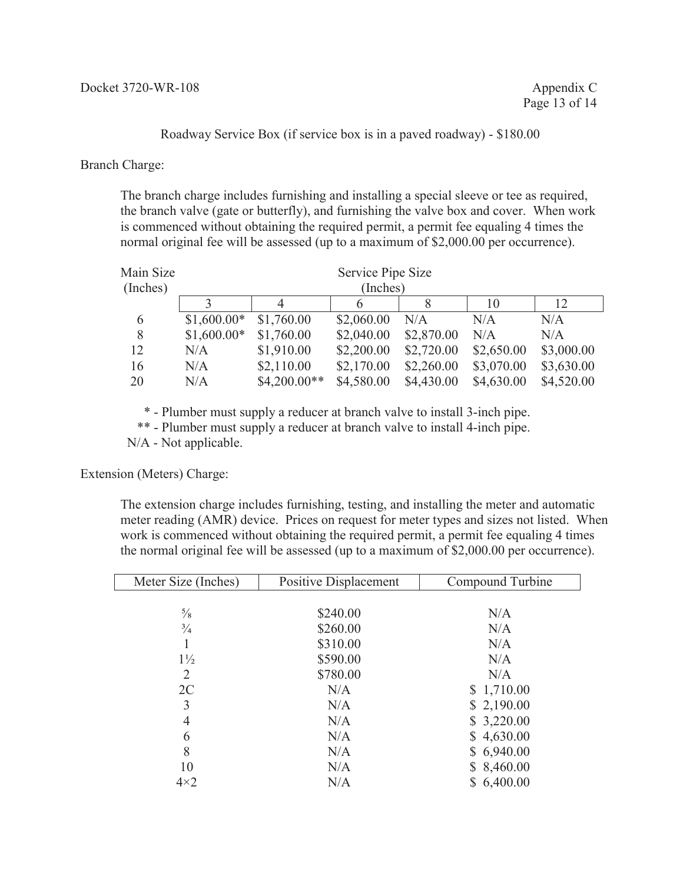Roadway Service Box (if service box is in a paved roadway) - $180.00

Branch Charge:

The branch charge includes furnishing and installing a special sleeve or tee as required, the branch valve (gate or butterfly), and furnishing the valve box and cover. When work is commenced without obtaining the required permit, a permit fee equaling 4 times the normal original fee will be assessed (up to a maximum of $2,000.00 per occurrence).

| Main Size (Inches) | Service Pipe Size (Inches) | | | | | |
|---|---|---|---|---|---|---|
| | 3 | 4 | 6 | 8 | 10 | 12 |
| 6 | $1,600.00* | $1,760.00 | $2,060.00 | N/A | N/A | N/A |
| 8 | $1,600.00* | $1,760.00 | $2,040.00 | $2,870.00 | N/A | N/A |
| 12 | N/A | $1,910.00 | $2,200.00 | $2,720.00 | $2,650.00 | $3,000.00 |
| 16 | N/A | $2,110.00 | $2,170.00 | $2,260.00 | $3,070.00 | $3,630.00 |
| 20 | N/A | $4,200.00** | $4,580.00 | $4,430.00 | $4,630.00 | $4,520.00 |

\* - Plumber must supply a reducer at branch valve to install 3-inch pipe.

\*\* - Plumber must supply a reducer at branch valve to install 4-inch pipe.

N/A - Not applicable.

Extension (Meters) Charge:

The extension charge includes furnishing, testing, and installing the meter and automatic meter reading (AMR) device. Prices on request for meter types and sizes not listed. When work is commenced without obtaining the required permit, a permit fee equaling 4 times the normal original fee will be assessed (up to a maximum of $2,000.00 per occurrence).

| Meter Size (Inches) | Positive Displacement | Compound Turbine |
|---|---|---|
| ⅝ | $240.00 | N/A |
| ¾ | $260.00 | N/A |
| 1 | $310.00 | N/A |
| 1½ | $590.00 | N/A |
| 2 | $780.00 | N/A |
| 2C | N/A | $ 1,710.00 |
| 3 | N/A | $ 2,190.00 |
| 4 | N/A | $ 3,220.00 |
| 6 | N/A | $ 4,630.00 |
| 8 | N/A | $ 6,940.00 |
| 10 | N/A | $ 8,460.00 |
| 4×2 | N/A | $ 6,400.00 |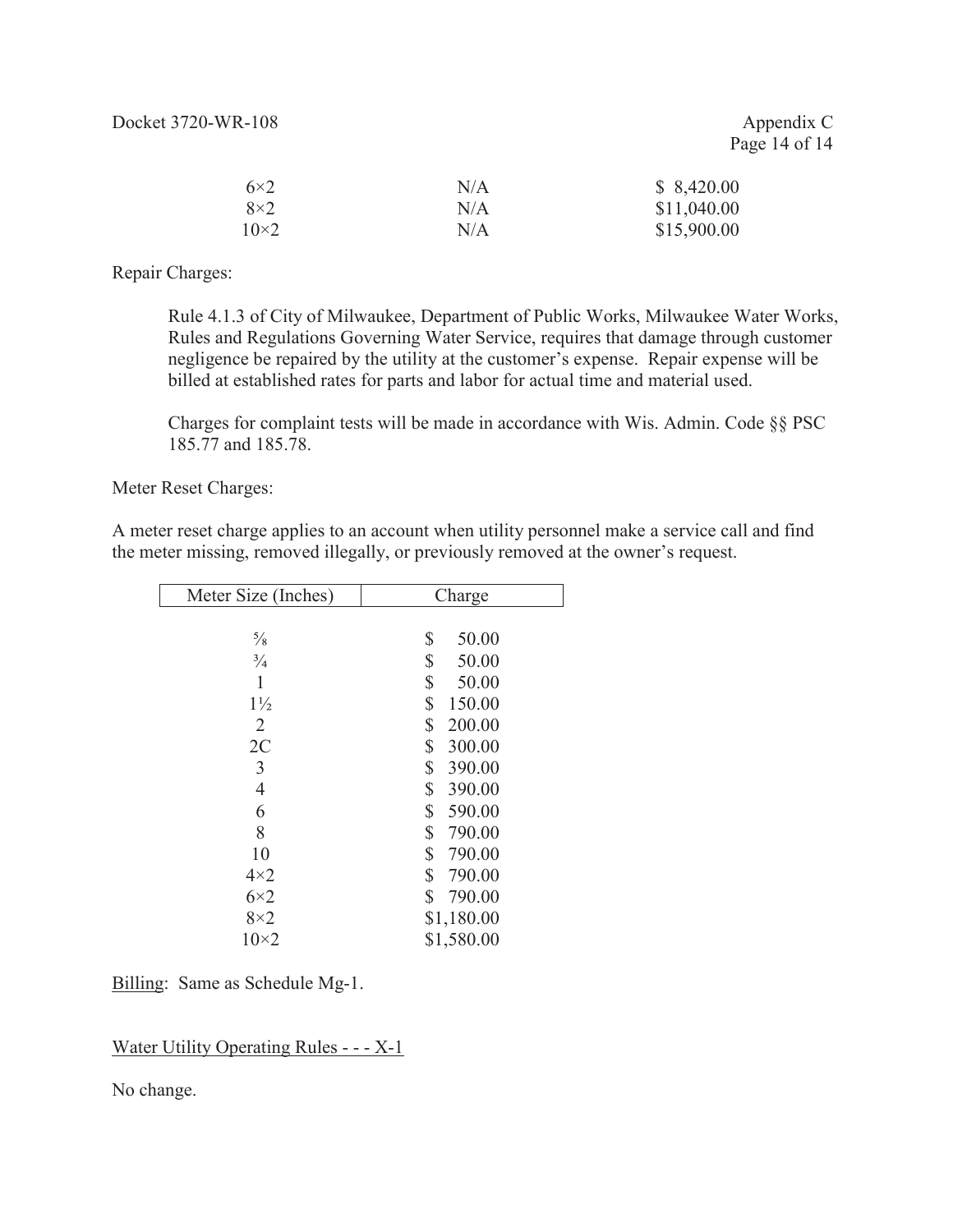| | | |
|---|---|---|
| 6×2 | N/A | $ 8,420.00 |
| 8×2 | N/A | $11,040.00 |
| 10×2 | N/A | $15,900.00 |

Repair Charges:

Rule 4.1.3 of City of Milwaukee, Department of Public Works, Milwaukee Water Works, Rules and Regulations Governing Water Service, requires that damage through customer negligence be repaired by the utility at the customer's expense. Repair expense will be billed at established rates for parts and labor for actual time and material used.

Charges for complaint tests will be made in accordance with Wis. Admin. Code §§ PSC 185.77 and 185.78.

Meter Reset Charges:

A meter reset charge applies to an account when utility personnel make a service call and find the meter missing, removed illegally, or previously removed at the owner's request.

| Meter Size (Inches) | Charge |
|---|---|
| ⅝ | $ 50.00 |
| ¾ | $ 50.00 |
| 1 | $ 50.00 |
| 1½ | $ 150.00 |
| 2 | $ 200.00 |
| 2C | $ 300.00 |
| 3 | $ 390.00 |
| 4 | $ 390.00 |
| 6 | $ 590.00 |
| 8 | $ 790.00 |
| 10 | $ 790.00 |
| 4×2 | $ 790.00 |
| 6×2 | $ 790.00 |
| 8×2 | $1,180.00 |
| 10×2 | $1,580.00 |

<u>Billing</u>: Same as Schedule Mg-1.

<u>Water Utility Operating Rules - - - X-1</u>

No change.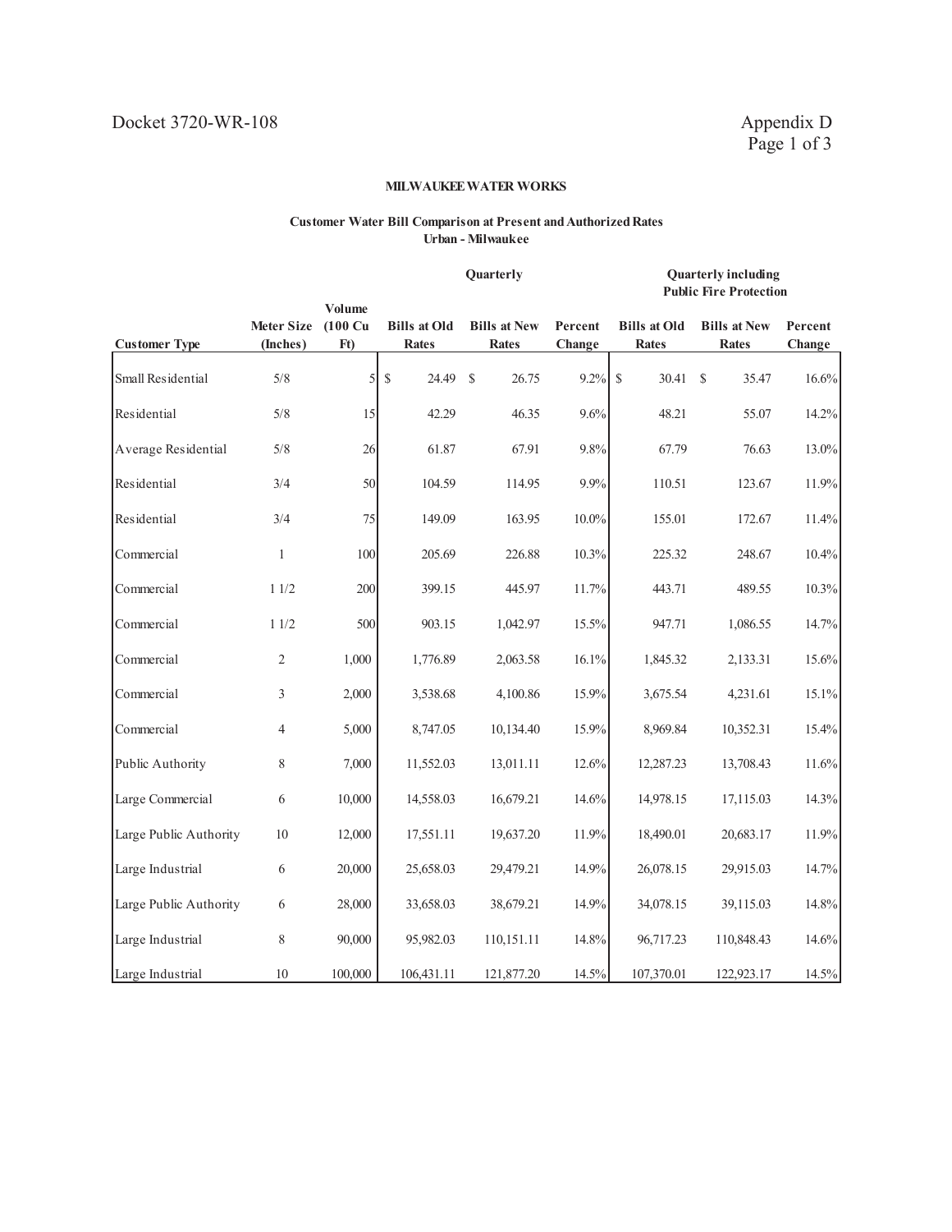Docket 3720-WR-108

Appendix D

## MILWAUKEE WATER WORKS

### Customer Water Bill Comparison at Present and Authorized Rates
**Urban - Milwaukee**

| | | | Quarterly | | | Quarterly including Public Fire Protection | | |
|---|---|---|---|---|---|---|---|---|
| Customer Type | Meter Size (Inches) | Volume (100 Cu Ft) | Bills at Old Rates | Bills at New Rates | Percent Change | Bills at Old Rates | Bills at New Rates | Percent Change |
| Small Residential | 5/8 | 5 | $ 24.49 | $ 26.75 | 9.2% | $ 30.41 | $ 35.47 | 16.6% |
| Residential | 5/8 | 15 | 42.29 | 46.35 | 9.6% | 48.21 | 55.07 | 14.2% |
| Average Residential | 5/8 | 26 | 61.87 | 67.91 | 9.8% | 67.79 | 76.63 | 13.0% |
| Residential | 3/4 | 50 | 104.59 | 114.95 | 9.9% | 110.51 | 123.67 | 11.9% |
| Residential | 3/4 | 75 | 149.09 | 163.95 | 10.0% | 155.01 | 172.67 | 11.4% |
| Commercial | 1 | 100 | 205.69 | 226.88 | 10.3% | 225.32 | 248.67 | 10.4% |
| Commercial | 1 1/2 | 200 | 399.15 | 445.97 | 11.7% | 443.71 | 489.55 | 10.3% |
| Commercial | 1 1/2 | 500 | 903.15 | 1,042.97 | 15.5% | 947.71 | 1,086.55 | 14.7% |
| Commercial | 2 | 1,000 | 1,776.89 | 2,063.58 | 16.1% | 1,845.32 | 2,133.31 | 15.6% |
| Commercial | 3 | 2,000 | 3,538.68 | 4,100.86 | 15.9% | 3,675.54 | 4,231.61 | 15.1% |
| Commercial | 4 | 5,000 | 8,747.05 | 10,134.40 | 15.9% | 8,969.84 | 10,352.31 | 15.4% |
| Public Authority | 8 | 7,000 | 11,552.03 | 13,011.11 | 12.6% | 12,287.23 | 13,708.43 | 11.6% |
| Large Commercial | 6 | 10,000 | 14,558.03 | 16,679.21 | 14.6% | 14,978.15 | 17,115.03 | 14.3% |
| Large Public Authority | 10 | 12,000 | 17,551.11 | 19,637.20 | 11.9% | 18,490.01 | 20,683.17 | 11.9% |
| Large Industrial | 6 | 20,000 | 25,658.03 | 29,479.21 | 14.9% | 26,078.15 | 29,915.03 | 14.7% |
| Large Public Authority | 6 | 28,000 | 33,658.03 | 38,679.21 | 14.9% | 34,078.15 | 39,115.03 | 14.8% |
| Large Industrial | 8 | 90,000 | 95,982.03 | 110,151.11 | 14.8% | 96,717.23 | 110,848.43 | 14.6% |
| Large Industrial | 10 | 100,000 | 106,431.11 | 121,877.20 | 14.5% | 107,370.01 | 122,923.17 | 14.5% |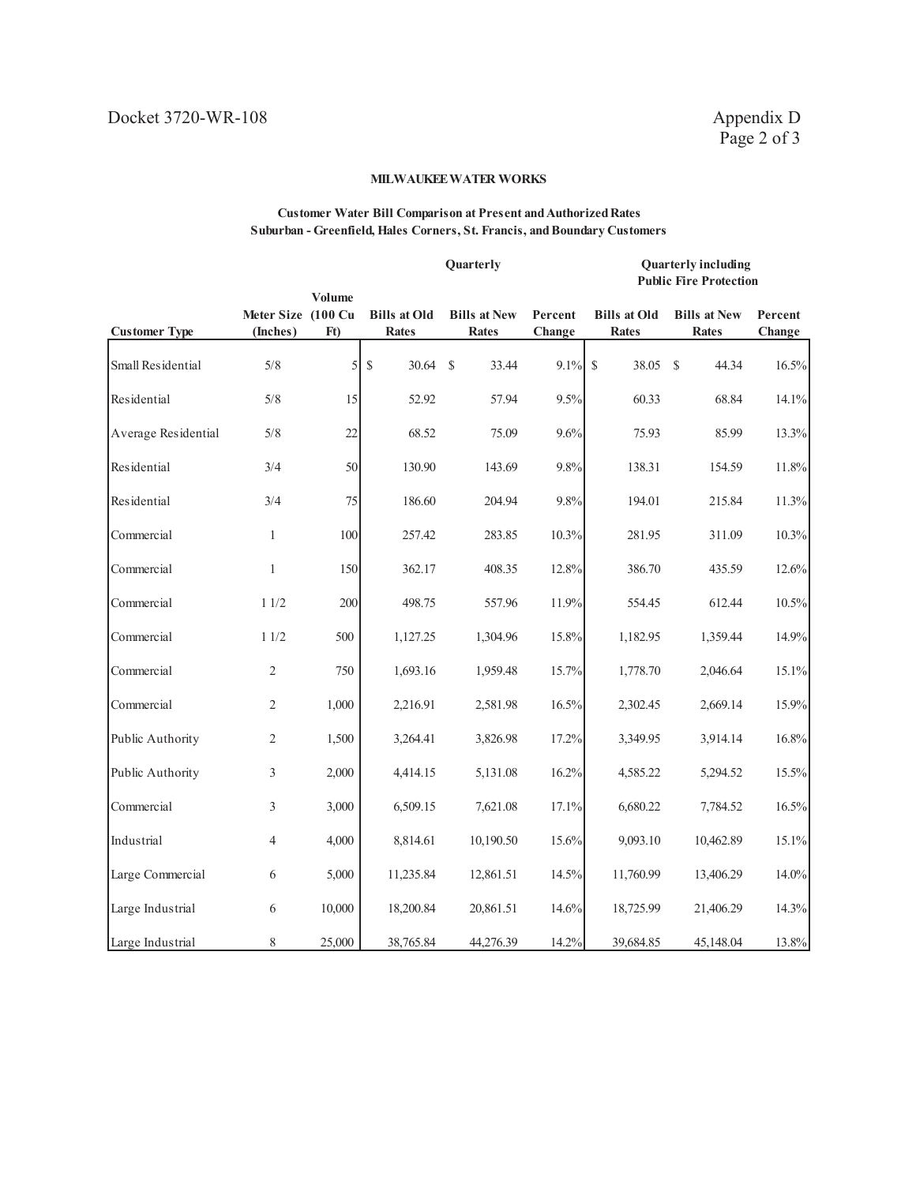Docket 3720-WR-108

Appendix D

**MILWAUKEE WATER WORKS**

**Customer Water Bill Comparison at Present and Authorized Rates**
**Suburban - Greenfield, Hales Corners, St. Francis, and Boundary Customers**

| | | | Quarterly | | | Quarterly including Public Fire Protection | | |
|---|---|---|---|---|---|---|---|---|
| **Customer Type** | **Meter Size (Inches)** | **Volume (100 Cu Ft)** | **Bills at Old Rates** | **Bills at New Rates** | **Percent Change** | **Bills at Old Rates** | **Bills at New Rates** | **Percent Change** |
| Small Residential | 5/8 | 5 | $ 30.64 | $ 33.44 | 9.1% | $ 38.05 | $ 44.34 | 16.5% |
| Residential | 5/8 | 15 | 52.92 | 57.94 | 9.5% | 60.33 | 68.84 | 14.1% |
| Average Residential | 5/8 | 22 | 68.52 | 75.09 | 9.6% | 75.93 | 85.99 | 13.3% |
| Residential | 3/4 | 50 | 130.90 | 143.69 | 9.8% | 138.31 | 154.59 | 11.8% |
| Residential | 3/4 | 75 | 186.60 | 204.94 | 9.8% | 194.01 | 215.84 | 11.3% |
| Commercial | 1 | 100 | 257.42 | 283.85 | 10.3% | 281.95 | 311.09 | 10.3% |
| Commercial | 1 | 150 | 362.17 | 408.35 | 12.8% | 386.70 | 435.59 | 12.6% |
| Commercial | 1 1/2 | 200 | 498.75 | 557.96 | 11.9% | 554.45 | 612.44 | 10.5% |
| Commercial | 1 1/2 | 500 | 1,127.25 | 1,304.96 | 15.8% | 1,182.95 | 1,359.44 | 14.9% |
| Commercial | 2 | 750 | 1,693.16 | 1,959.48 | 15.7% | 1,778.70 | 2,046.64 | 15.1% |
| Commercial | 2 | 1,000 | 2,216.91 | 2,581.98 | 16.5% | 2,302.45 | 2,669.14 | 15.9% |
| Public Authority | 2 | 1,500 | 3,264.41 | 3,826.98 | 17.2% | 3,349.95 | 3,914.14 | 16.8% |
| Public Authority | 3 | 2,000 | 4,414.15 | 5,131.08 | 16.2% | 4,585.22 | 5,294.52 | 15.5% |
| Commercial | 3 | 3,000 | 6,509.15 | 7,621.08 | 17.1% | 6,680.22 | 7,784.52 | 16.5% |
| Industrial | 4 | 4,000 | 8,814.61 | 10,190.50 | 15.6% | 9,093.10 | 10,462.89 | 15.1% |
| Large Commercial | 6 | 5,000 | 11,235.84 | 12,861.51 | 14.5% | 11,760.99 | 13,406.29 | 14.0% |
| Large Industrial | 6 | 10,000 | 18,200.84 | 20,861.51 | 14.6% | 18,725.99 | 21,406.29 | 14.3% |
| Large Industrial | 8 | 25,000 | 38,765.84 | 44,276.39 | 14.2% | 39,684.85 | 45,148.04 | 13.8% |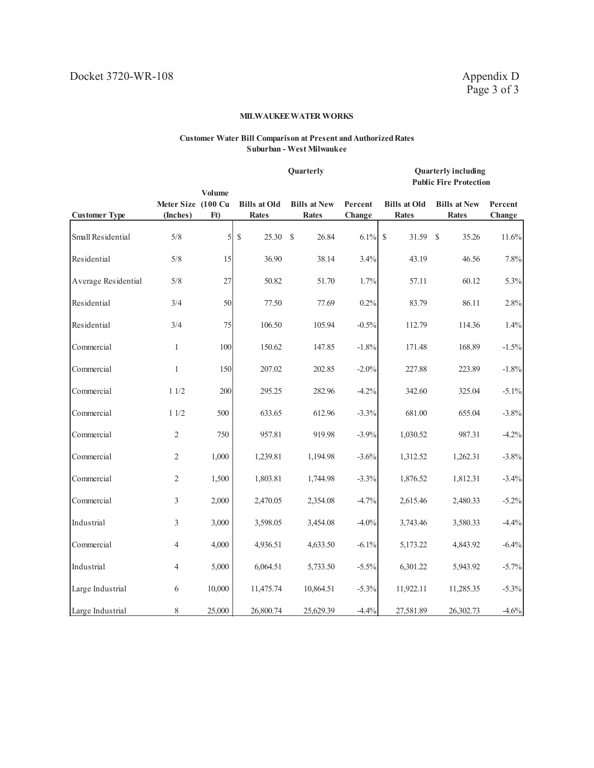**MILWAUKEE WATER WORKS**

**Customer Water Bill Comparison at Present and Authorized Rates**
**Suburban - West Milwaukee**

| Customer Type | Meter Size (Inches) | Volume (100 Cu Ft) | Quarterly | | | Quarterly including Public Fire Protection | | |
|---|---|---|---|---|---|---|---|---|
| | | | Bills at Old Rates | Bills at New Rates | Percent Change | Bills at Old Rates | Bills at New Rates | Percent Change |
| Small Residential | 5/8 | 5 | $ 25.30 | $ 26.84 | 6.1% | $ 31.59 | $ 35.26 | 11.6% |
| Residential | 5/8 | 15 | 36.90 | 38.14 | 3.4% | 43.19 | 46.56 | 7.8% |
| Average Residential | 5/8 | 27 | 50.82 | 51.70 | 1.7% | 57.11 | 60.12 | 5.3% |
| Residential | 3/4 | 50 | 77.50 | 77.69 | 0.2% | 83.79 | 86.11 | 2.8% |
| Residential | 3/4 | 75 | 106.50 | 105.94 | -0.5% | 112.79 | 114.36 | 1.4% |
| Commercial | 1 | 100 | 150.62 | 147.85 | -1.8% | 171.48 | 168.89 | -1.5% |
| Commercial | 1 | 150 | 207.02 | 202.85 | -2.0% | 227.88 | 223.89 | -1.8% |
| Commercial | 1 1/2 | 200 | 295.25 | 282.96 | -4.2% | 342.60 | 325.04 | -5.1% |
| Commercial | 1 1/2 | 500 | 633.65 | 612.96 | -3.3% | 681.00 | 655.04 | -3.8% |
| Commercial | 2 | 750 | 957.81 | 919.98 | -3.9% | 1,030.52 | 987.31 | -4.2% |
| Commercial | 2 | 1,000 | 1,239.81 | 1,194.98 | -3.6% | 1,312.52 | 1,262.31 | -3.8% |
| Commercial | 2 | 1,500 | 1,803.81 | 1,744.98 | -3.3% | 1,876.52 | 1,812.31 | -3.4% |
| Commercial | 3 | 2,000 | 2,470.05 | 2,354.08 | -4.7% | 2,615.46 | 2,480.33 | -5.2% |
| Industrial | 3 | 3,000 | 3,598.05 | 3,454.08 | -4.0% | 3,743.46 | 3,580.33 | -4.4% |
| Commercial | 4 | 4,000 | 4,936.51 | 4,633.50 | -6.1% | 5,173.22 | 4,843.92 | -6.4% |
| Industrial | 4 | 5,000 | 6,064.51 | 5,733.50 | -5.5% | 6,301.22 | 5,943.92 | -5.7% |
| Large Industrial | 6 | 10,000 | 11,475.74 | 10,864.51 | -5.3% | 11,922.11 | 11,285.35 | -5.3% |
| Large Industrial | 8 | 25,000 | 26,800.74 | 25,629.39 | -4.4% | 27,581.89 | 26,302.73 | -4.6% |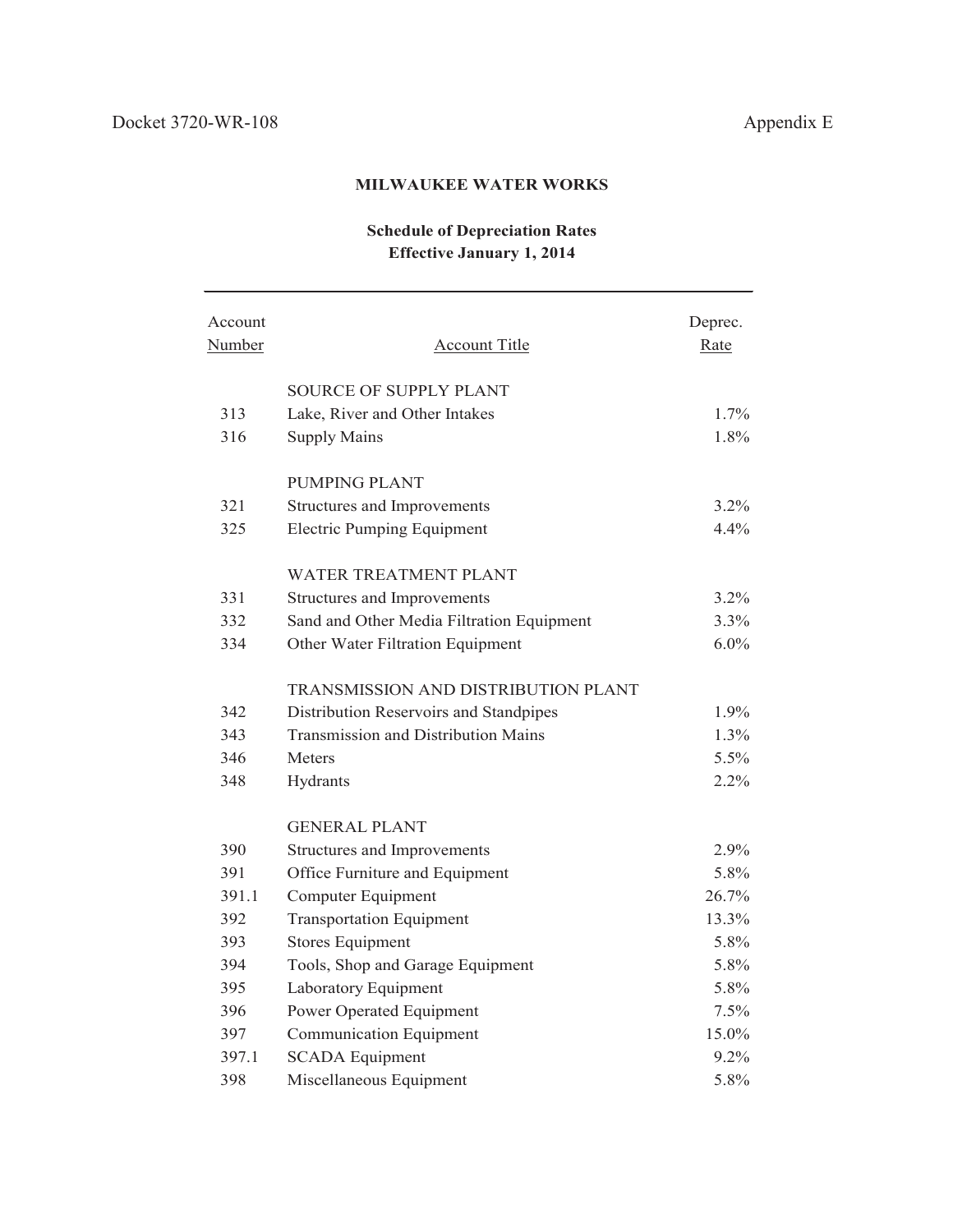Docket 3720-WR-108

Appendix E

## MILWAUKEE WATER WORKS

### Schedule of Depreciation Rates
### Effective January 1, 2014

| Account Number | Account Title | Deprec. Rate |
|---|---|---|
| | SOURCE OF SUPPLY PLANT | |
| 313 | Lake, River and Other Intakes | 1.7% |
| 316 | Supply Mains | 1.8% |
| | PUMPING PLANT | |
| 321 | Structures and Improvements | 3.2% |
| 325 | Electric Pumping Equipment | 4.4% |
| | WATER TREATMENT PLANT | |
| 331 | Structures and Improvements | 3.2% |
| 332 | Sand and Other Media Filtration Equipment | 3.3% |
| 334 | Other Water Filtration Equipment | 6.0% |
| | TRANSMISSION AND DISTRIBUTION PLANT | |
| 342 | Distribution Reservoirs and Standpipes | 1.9% |
| 343 | Transmission and Distribution Mains | 1.3% |
| 346 | Meters | 5.5% |
| 348 | Hydrants | 2.2% |
| | GENERAL PLANT | |
| 390 | Structures and Improvements | 2.9% |
| 391 | Office Furniture and Equipment | 5.8% |
| 391.1 | Computer Equipment | 26.7% |
| 392 | Transportation Equipment | 13.3% |
| 393 | Stores Equipment | 5.8% |
| 394 | Tools, Shop and Garage Equipment | 5.8% |
| 395 | Laboratory Equipment | 5.8% |
| 396 | Power Operated Equipment | 7.5% |
| 397 | Communication Equipment | 15.0% |
| 397.1 | SCADA Equipment | 9.2% |
| 398 | Miscellaneous Equipment | 5.8% |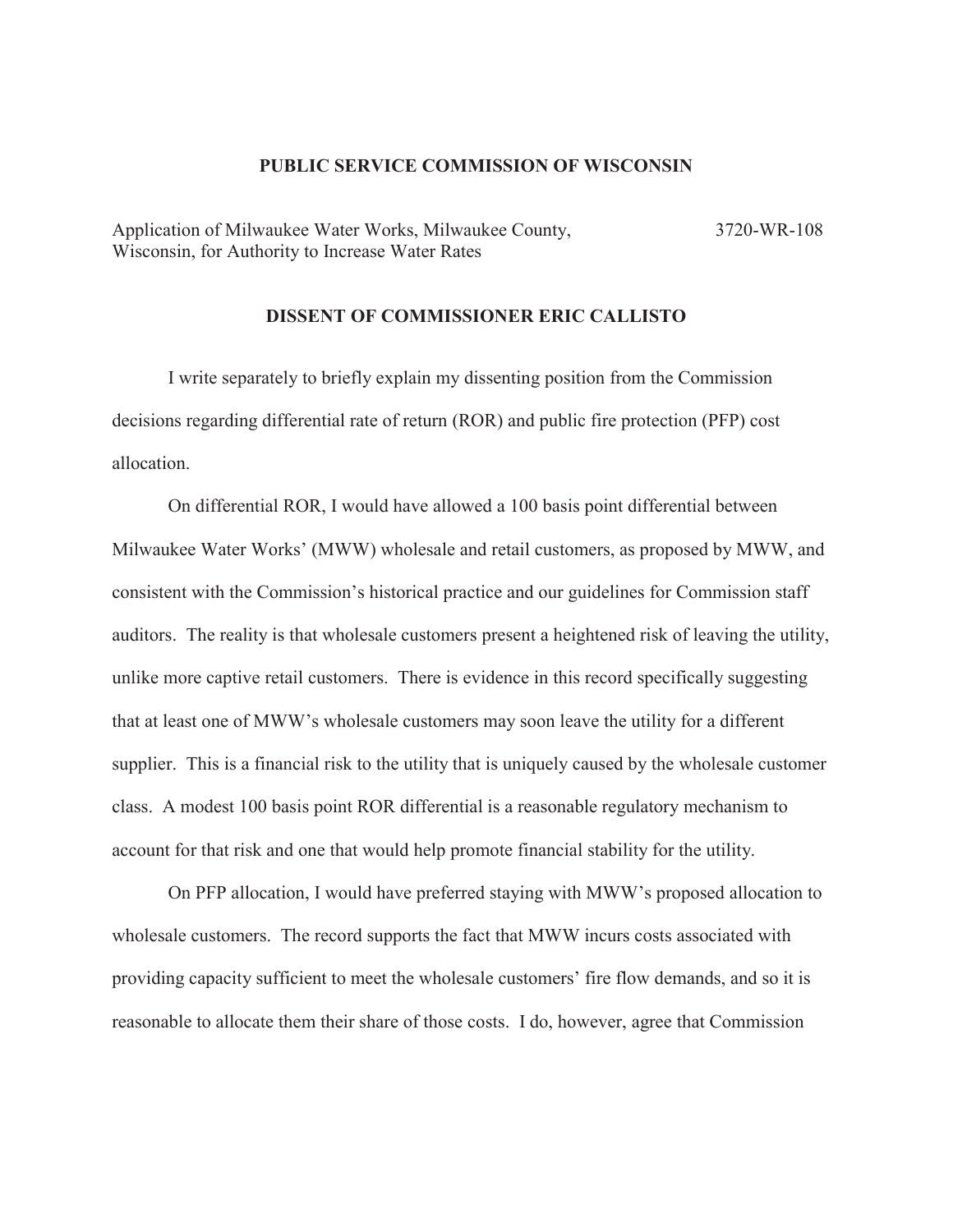**PUBLIC SERVICE COMMISSION OF WISCONSIN**

Application of Milwaukee Water Works, Milwaukee County, Wisconsin, for Authority to Increase Water Rates

3720-WR-108

**DISSENT OF COMMISSIONER ERIC CALLISTO**

I write separately to briefly explain my dissenting position from the Commission decisions regarding differential rate of return (ROR) and public fire protection (PFP) cost allocation.

On differential ROR, I would have allowed a 100 basis point differential between Milwaukee Water Works' (MWW) wholesale and retail customers, as proposed by MWW, and consistent with the Commission's historical practice and our guidelines for Commission staff auditors. The reality is that wholesale customers present a heightened risk of leaving the utility, unlike more captive retail customers. There is evidence in this record specifically suggesting that at least one of MWW's wholesale customers may soon leave the utility for a different supplier. This is a financial risk to the utility that is uniquely caused by the wholesale customer class. A modest 100 basis point ROR differential is a reasonable regulatory mechanism to account for that risk and one that would help promote financial stability for the utility.

On PFP allocation, I would have preferred staying with MWW's proposed allocation to wholesale customers. The record supports the fact that MWW incurs costs associated with providing capacity sufficient to meet the wholesale customers' fire flow demands, and so it is reasonable to allocate them their share of those costs. I do, however, agree that Commission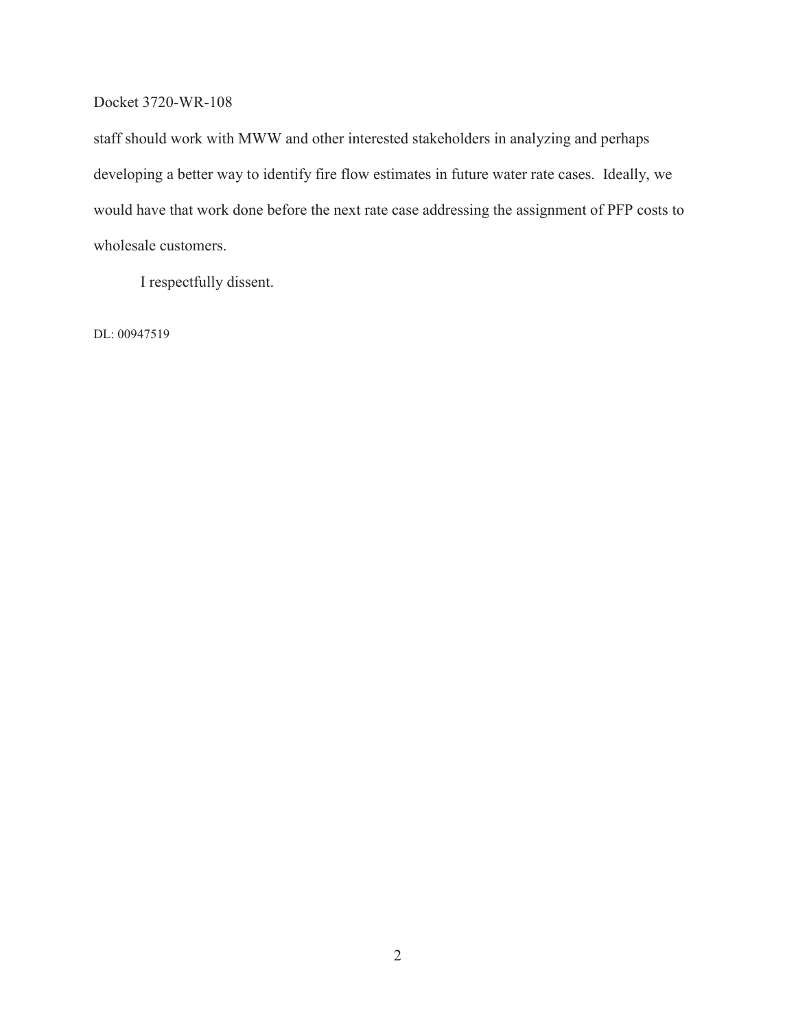staff should work with MWW and other interested stakeholders in analyzing and perhaps developing a better way to identify fire flow estimates in future water rate cases. Ideally, we would have that work done before the next rate case addressing the assignment of PFP costs to wholesale customers.

I respectfully dissent.

DL: 00947519